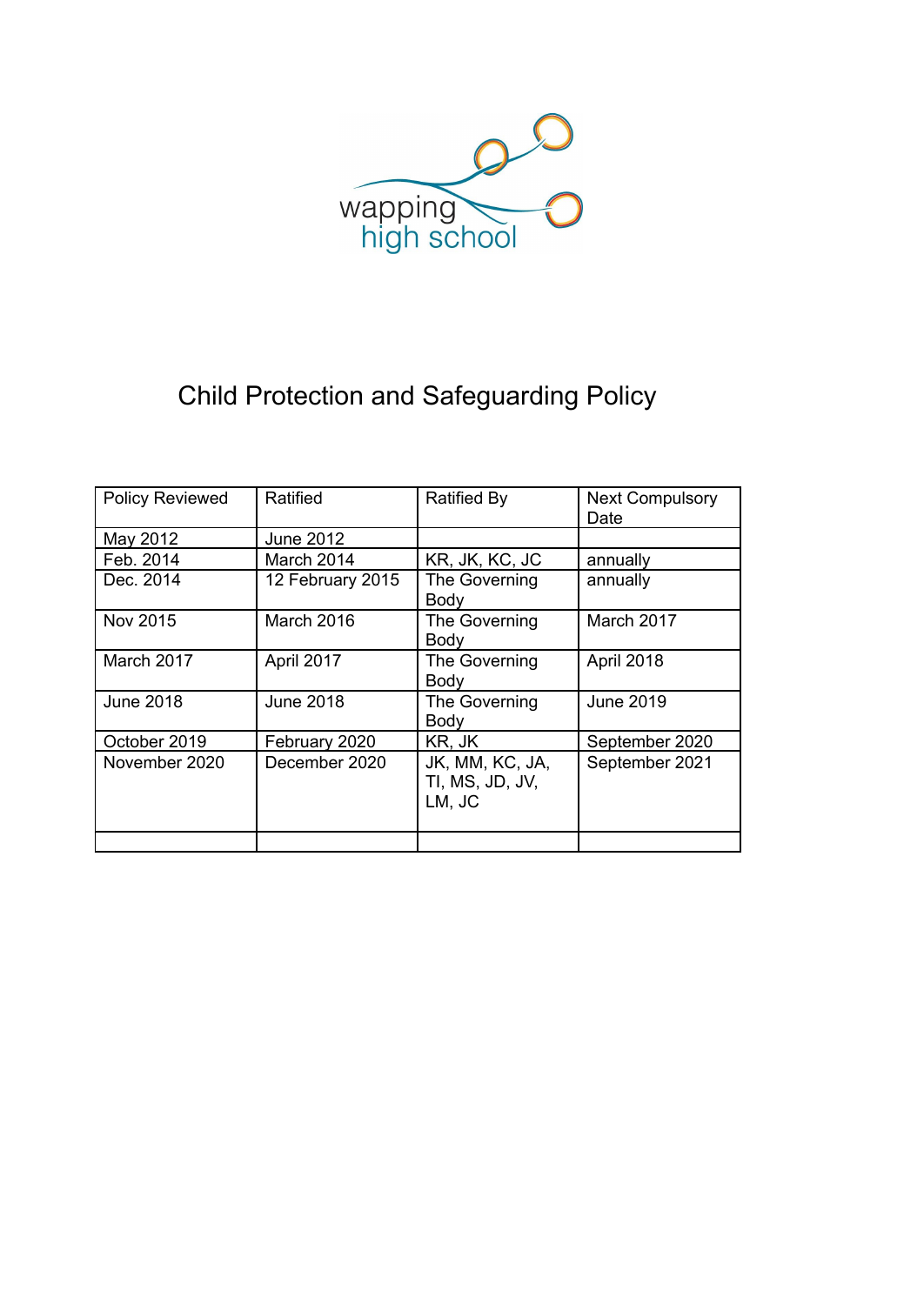wapping
high school

# Child Protection and Safeguarding Policy

| Policy Reviewed | Ratified | Ratified By | Next Compulsory Date |
|---|---|---|---|
| May 2012 | June 2012 | | |
| Feb. 2014 | March 2014 | KR, JK, KC, JC | annually |
| Dec. 2014 | 12 February 2015 | The Governing Body | annually |
| Nov 2015 | March 2016 | The Governing Body | March 2017 |
| March 2017 | April 2017 | The Governing Body | April 2018 |
| June 2018 | June 2018 | The Governing Body | June 2019 |
| October 2019 | February 2020 | KR, JK | September 2020 |
| November 2020 | December 2020 | JK, MM, KC, JA, TI, MS, JD, JV, LM, JC | September 2021 |
| | | | |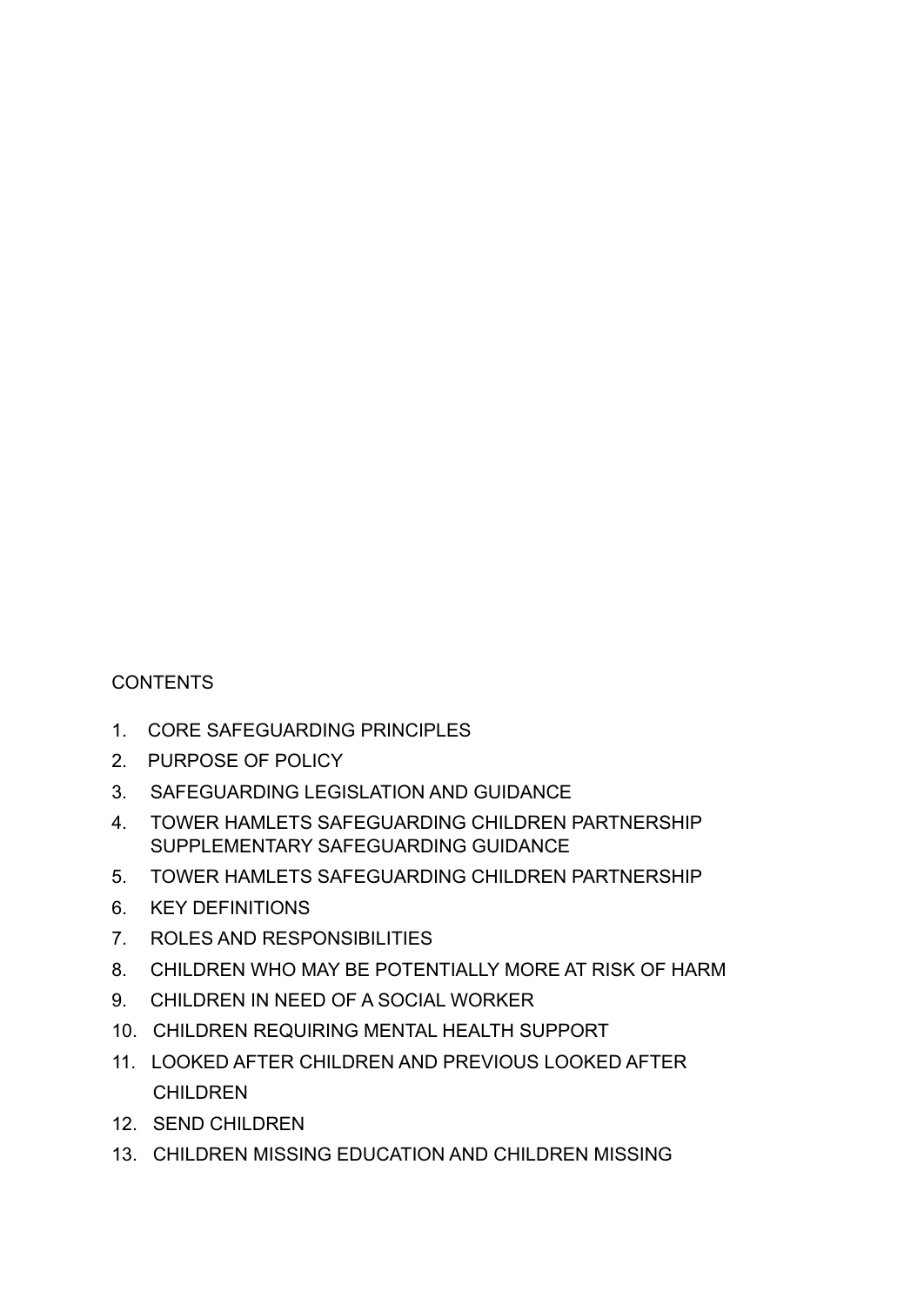CONTENTS

1. CORE SAFEGUARDING PRINCIPLES
2. PURPOSE OF POLICY
3. SAFEGUARDING LEGISLATION AND GUIDANCE
4. TOWER HAMLETS SAFEGUARDING CHILDREN PARTNERSHIP SUPPLEMENTARY SAFEGUARDING GUIDANCE
5. TOWER HAMLETS SAFEGUARDING CHILDREN PARTNERSHIP
6. KEY DEFINITIONS
7. ROLES AND RESPONSIBILITIES
8. CHILDREN WHO MAY BE POTENTIALLY MORE AT RISK OF HARM
9. CHILDREN IN NEED OF A SOCIAL WORKER
10. CHILDREN REQUIRING MENTAL HEALTH SUPPORT
11. LOOKED AFTER CHILDREN AND PREVIOUS LOOKED AFTER CHILDREN
12. SEND CHILDREN
13. CHILDREN MISSING EDUCATION AND CHILDREN MISSING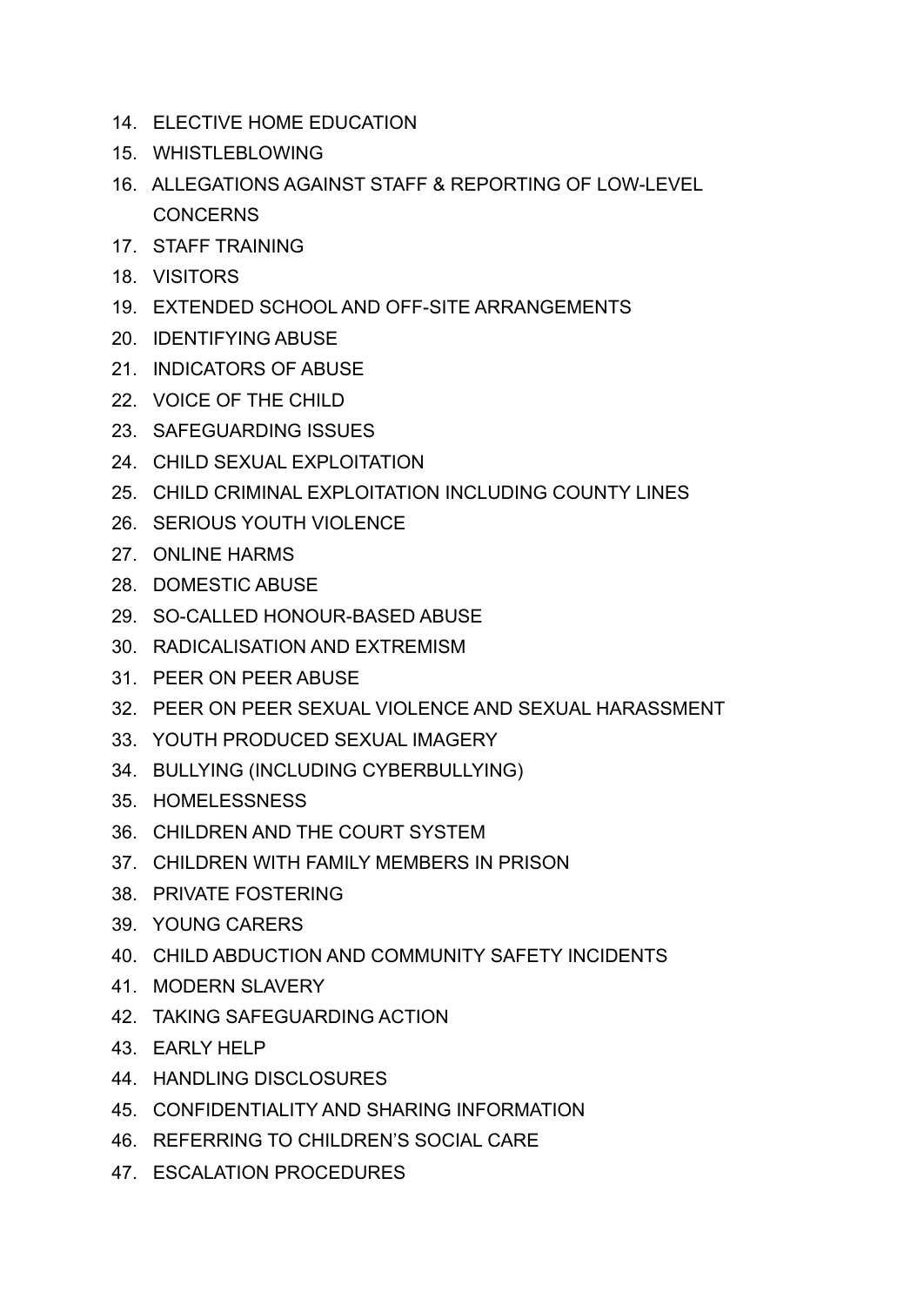14. ELECTIVE HOME EDUCATION
15. WHISTLEBLOWING
16. ALLEGATIONS AGAINST STAFF & REPORTING OF LOW-LEVEL CONCERNS
17. STAFF TRAINING
18. VISITORS
19. EXTENDED SCHOOL AND OFF-SITE ARRANGEMENTS
20. IDENTIFYING ABUSE
21. INDICATORS OF ABUSE
22. VOICE OF THE CHILD
23. SAFEGUARDING ISSUES
24. CHILD SEXUAL EXPLOITATION
25. CHILD CRIMINAL EXPLOITATION INCLUDING COUNTY LINES
26. SERIOUS YOUTH VIOLENCE
27. ONLINE HARMS
28. DOMESTIC ABUSE
29. SO-CALLED HONOUR-BASED ABUSE
30. RADICALISATION AND EXTREMISM
31. PEER ON PEER ABUSE
32. PEER ON PEER SEXUAL VIOLENCE AND SEXUAL HARASSMENT
33. YOUTH PRODUCED SEXUAL IMAGERY
34. BULLYING (INCLUDING CYBERBULLYING)
35. HOMELESSNESS
36. CHILDREN AND THE COURT SYSTEM
37. CHILDREN WITH FAMILY MEMBERS IN PRISON
38. PRIVATE FOSTERING
39. YOUNG CARERS
40. CHILD ABDUCTION AND COMMUNITY SAFETY INCIDENTS
41. MODERN SLAVERY
42. TAKING SAFEGUARDING ACTION
43. EARLY HELP
44. HANDLING DISCLOSURES
45. CONFIDENTIALITY AND SHARING INFORMATION
46. REFERRING TO CHILDREN'S SOCIAL CARE
47. ESCALATION PROCEDURES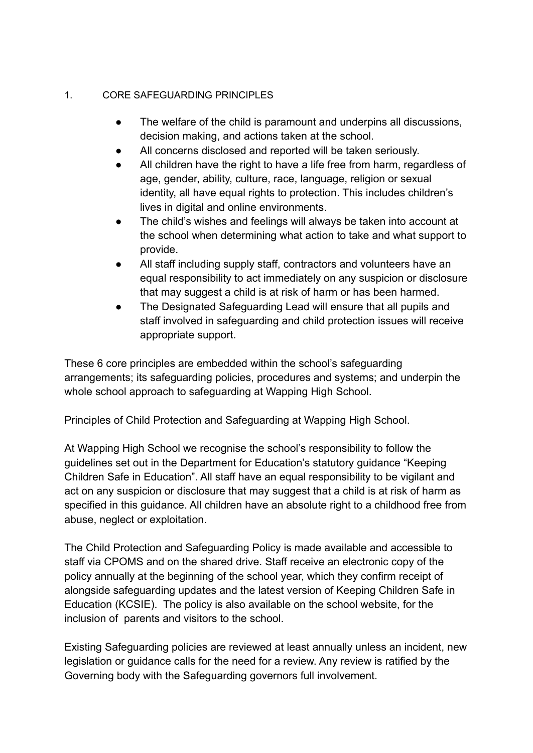## 1. CORE SAFEGUARDING PRINCIPLES

- The welfare of the child is paramount and underpins all discussions, decision making, and actions taken at the school.
- All concerns disclosed and reported will be taken seriously.
- All children have the right to have a life free from harm, regardless of age, gender, ability, culture, race, language, religion or sexual identity, all have equal rights to protection. This includes children's lives in digital and online environments.
- The child's wishes and feelings will always be taken into account at the school when determining what action to take and what support to provide.
- All staff including supply staff, contractors and volunteers have an equal responsibility to act immediately on any suspicion or disclosure that may suggest a child is at risk of harm or has been harmed.
- The Designated Safeguarding Lead will ensure that all pupils and staff involved in safeguarding and child protection issues will receive appropriate support.

These 6 core principles are embedded within the school's safeguarding arrangements; its safeguarding policies, procedures and systems; and underpin the whole school approach to safeguarding at Wapping High School.

Principles of Child Protection and Safeguarding at Wapping High School.

At Wapping High School we recognise the school's responsibility to follow the guidelines set out in the Department for Education's statutory guidance "Keeping Children Safe in Education". All staff have an equal responsibility to be vigilant and act on any suspicion or disclosure that may suggest that a child is at risk of harm as specified in this guidance. All children have an absolute right to a childhood free from abuse, neglect or exploitation.

The Child Protection and Safeguarding Policy is made available and accessible to staff via CPOMS and on the shared drive. Staff receive an electronic copy of the policy annually at the beginning of the school year, which they confirm receipt of alongside safeguarding updates and the latest version of Keeping Children Safe in Education (KCSIE). The policy is also available on the school website, for the inclusion of parents and visitors to the school.

Existing Safeguarding policies are reviewed at least annually unless an incident, new legislation or guidance calls for the need for a review. Any review is ratified by the Governing body with the Safeguarding governors full involvement.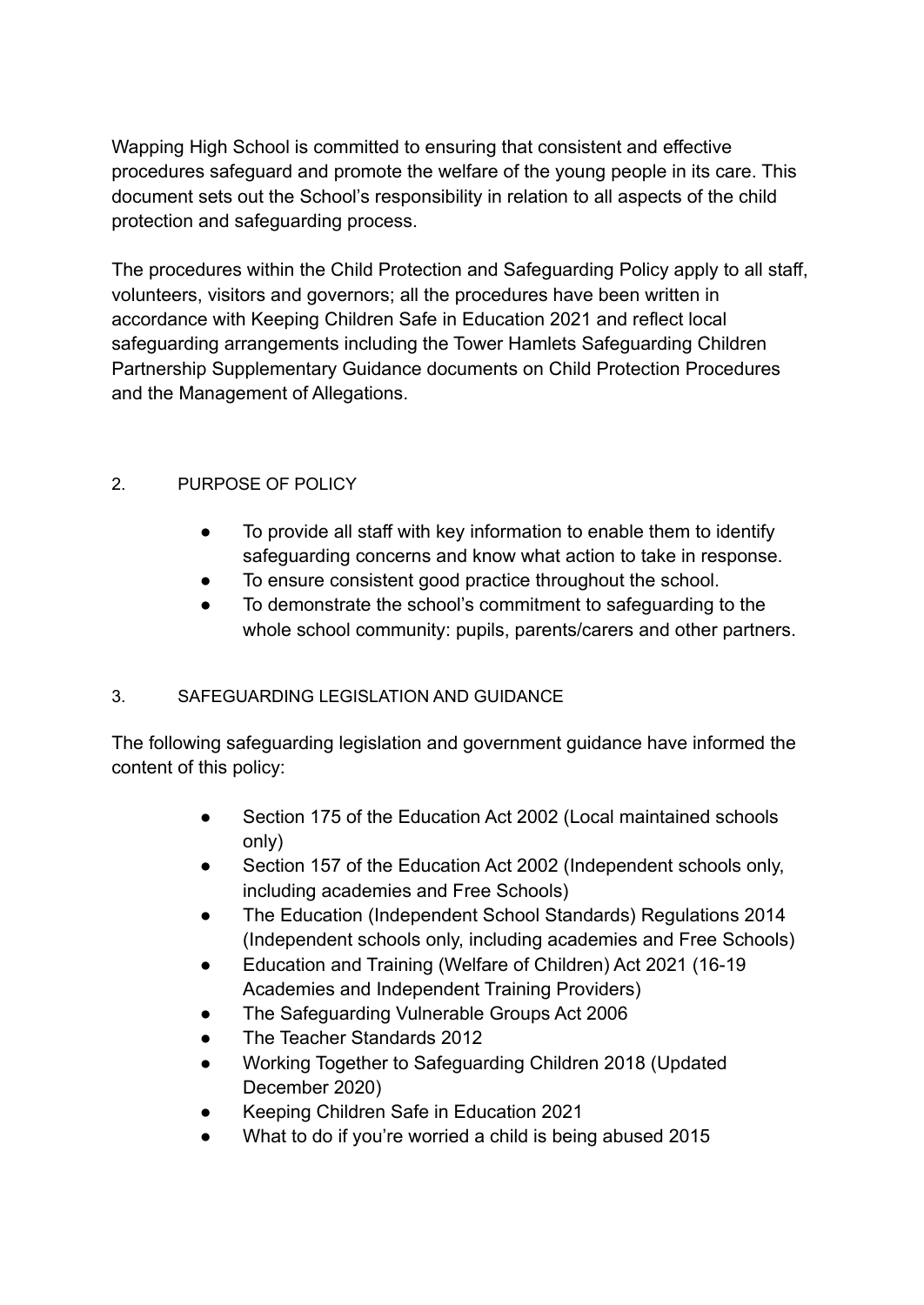Wapping High School is committed to ensuring that consistent and effective procedures safeguard and promote the welfare of the young people in its care. This document sets out the School's responsibility in relation to all aspects of the child protection and safeguarding process.

The procedures within the Child Protection and Safeguarding Policy apply to all staff, volunteers, visitors and governors; all the procedures have been written in accordance with Keeping Children Safe in Education 2021 and reflect local safeguarding arrangements including the Tower Hamlets Safeguarding Children Partnership Supplementary Guidance documents on Child Protection Procedures and the Management of Allegations.

## 2. PURPOSE OF POLICY

- To provide all staff with key information to enable them to identify safeguarding concerns and know what action to take in response.
- To ensure consistent good practice throughout the school.
- To demonstrate the school's commitment to safeguarding to the whole school community: pupils, parents/carers and other partners.

## 3. SAFEGUARDING LEGISLATION AND GUIDANCE

The following safeguarding legislation and government guidance have informed the content of this policy:

- Section 175 of the Education Act 2002 (Local maintained schools only)
- Section 157 of the Education Act 2002 (Independent schools only, including academies and Free Schools)
- The Education (Independent School Standards) Regulations 2014 (Independent schools only, including academies and Free Schools)
- Education and Training (Welfare of Children) Act 2021 (16-19 Academies and Independent Training Providers)
- The Safeguarding Vulnerable Groups Act 2006
- The Teacher Standards 2012
- Working Together to Safeguarding Children 2018 (Updated December 2020)
- Keeping Children Safe in Education 2021
- What to do if you're worried a child is being abused 2015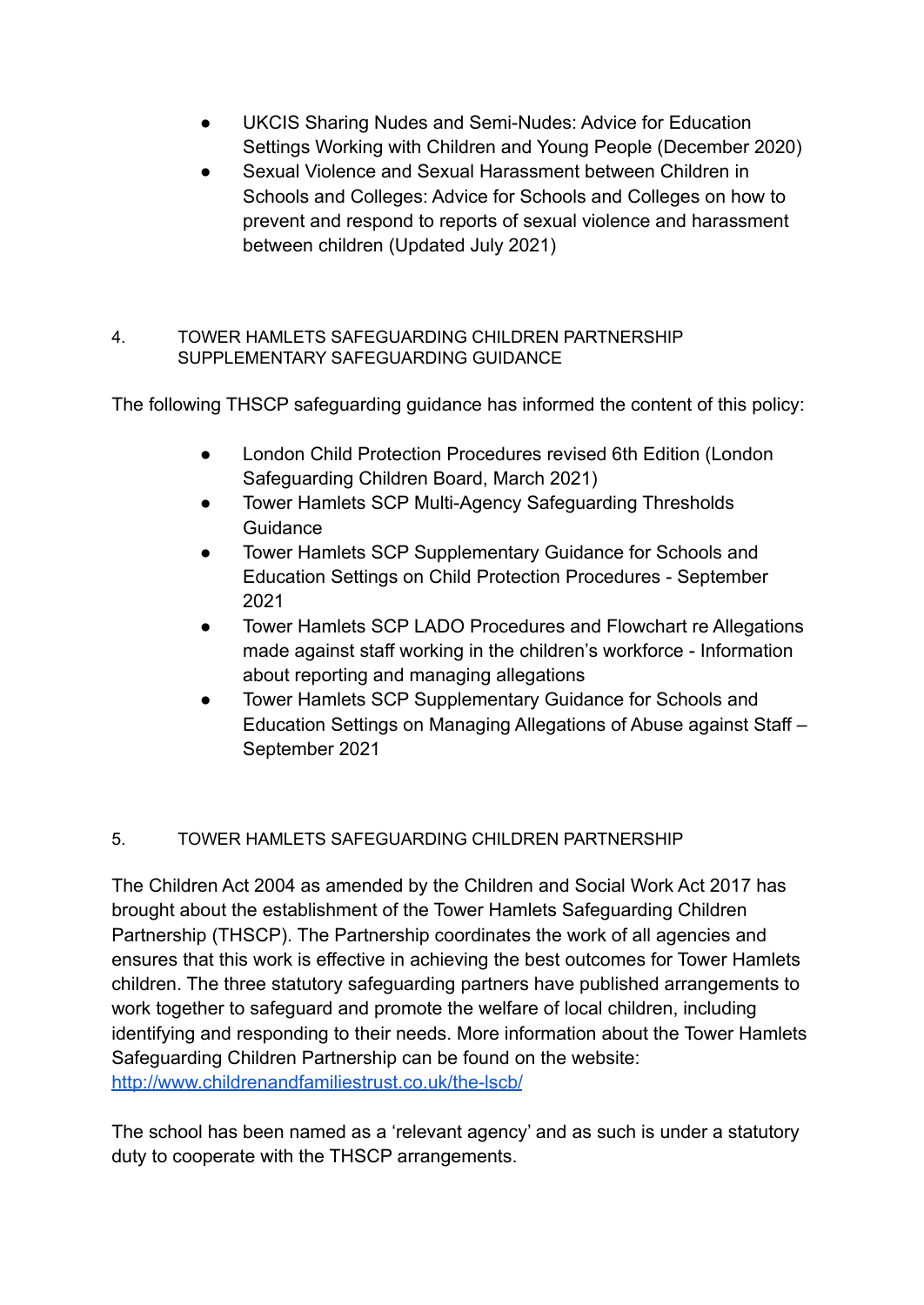- UKCIS Sharing Nudes and Semi-Nudes: Advice for Education Settings Working with Children and Young People (December 2020)
- Sexual Violence and Sexual Harassment between Children in Schools and Colleges: Advice for Schools and Colleges on how to prevent and respond to reports of sexual violence and harassment between children (Updated July 2021)

## 4. TOWER HAMLETS SAFEGUARDING CHILDREN PARTNERSHIP SUPPLEMENTARY SAFEGUARDING GUIDANCE

The following THSCP safeguarding guidance has informed the content of this policy:

- London Child Protection Procedures revised 6th Edition (London Safeguarding Children Board, March 2021)
- Tower Hamlets SCP Multi-Agency Safeguarding Thresholds Guidance
- Tower Hamlets SCP Supplementary Guidance for Schools and Education Settings on Child Protection Procedures - September 2021
- Tower Hamlets SCP LADO Procedures and Flowchart re Allegations made against staff working in the children's workforce - Information about reporting and managing allegations
- Tower Hamlets SCP Supplementary Guidance for Schools and Education Settings on Managing Allegations of Abuse against Staff – September 2021

## 5. TOWER HAMLETS SAFEGUARDING CHILDREN PARTNERSHIP

The Children Act 2004 as amended by the Children and Social Work Act 2017 has brought about the establishment of the Tower Hamlets Safeguarding Children Partnership (THSCP). The Partnership coordinates the work of all agencies and ensures that this work is effective in achieving the best outcomes for Tower Hamlets children. The three statutory safeguarding partners have published arrangements to work together to safeguard and promote the welfare of local children, including identifying and responding to their needs. More information about the Tower Hamlets Safeguarding Children Partnership can be found on the website: [http://www.childrenandfamiliestrust.co.uk/the-lscb/](http://www.childrenandfamiliestrust.co.uk/the-lscb/)

The school has been named as a 'relevant agency' and as such is under a statutory duty to cooperate with the THSCP arrangements.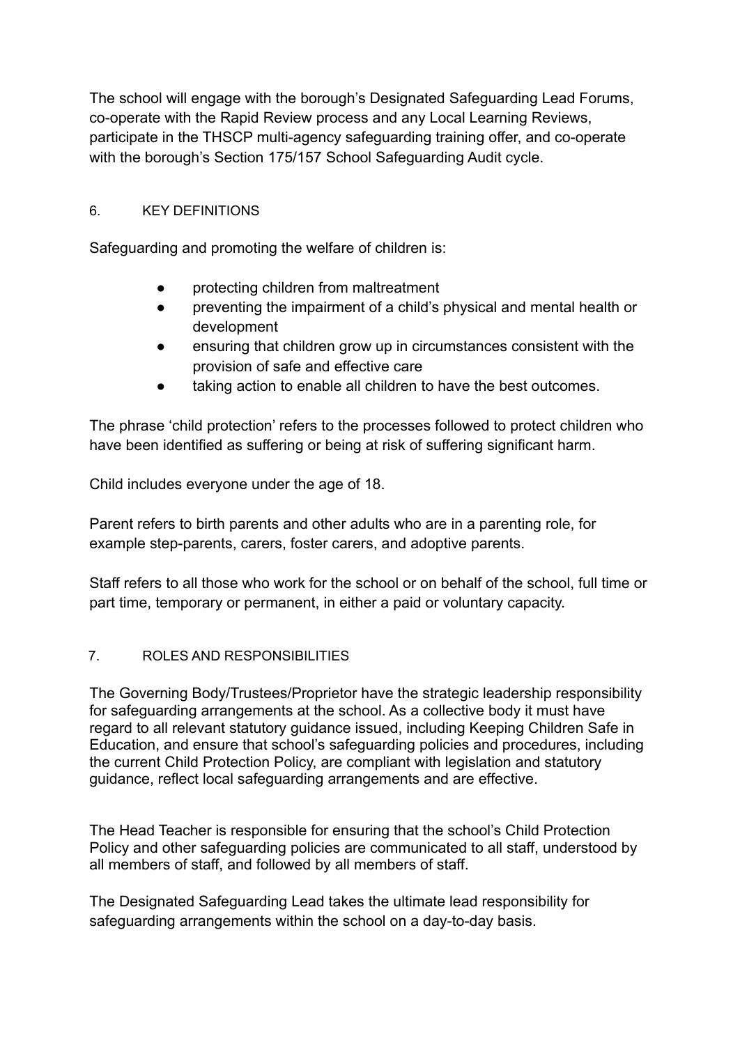The school will engage with the borough's Designated Safeguarding Lead Forums, co-operate with the Rapid Review process and any Local Learning Reviews, participate in the THSCP multi-agency safeguarding training offer, and co-operate with the borough's Section 175/157 School Safeguarding Audit cycle.

## 6. KEY DEFINITIONS

Safeguarding and promoting the welfare of children is:

- protecting children from maltreatment
- preventing the impairment of a child's physical and mental health or development
- ensuring that children grow up in circumstances consistent with the provision of safe and effective care
- taking action to enable all children to have the best outcomes.

The phrase 'child protection' refers to the processes followed to protect children who have been identified as suffering or being at risk of suffering significant harm.

Child includes everyone under the age of 18.

Parent refers to birth parents and other adults who are in a parenting role, for example step-parents, carers, foster carers, and adoptive parents.

Staff refers to all those who work for the school or on behalf of the school, full time or part time, temporary or permanent, in either a paid or voluntary capacity.

## 7. ROLES AND RESPONSIBILITIES

The Governing Body/Trustees/Proprietor have the strategic leadership responsibility for safeguarding arrangements at the school. As a collective body it must have regard to all relevant statutory guidance issued, including Keeping Children Safe in Education, and ensure that school's safeguarding policies and procedures, including the current Child Protection Policy, are compliant with legislation and statutory guidance, reflect local safeguarding arrangements and are effective.

The Head Teacher is responsible for ensuring that the school's Child Protection Policy and other safeguarding policies are communicated to all staff, understood by all members of staff, and followed by all members of staff.

The Designated Safeguarding Lead takes the ultimate lead responsibility for safeguarding arrangements within the school on a day-to-day basis.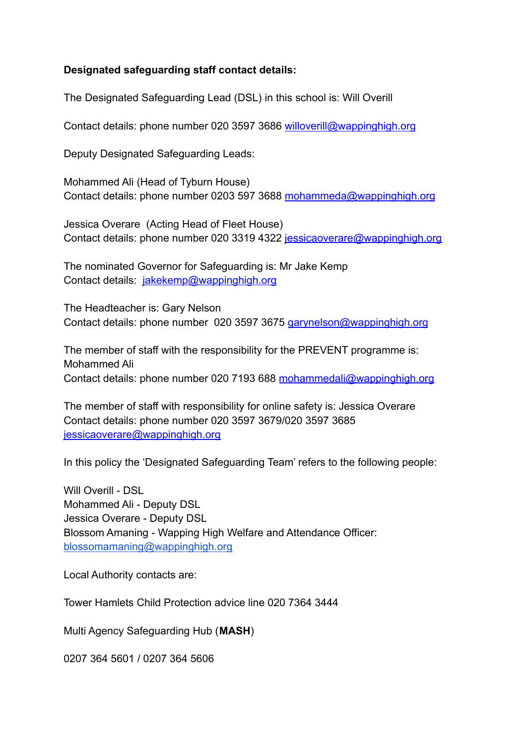**Designated safeguarding staff contact details:**

The Designated Safeguarding Lead (DSL) in this school is: Will Overill

Contact details: phone number 020 3597 3686 willoverill@wappinghigh.org

Deputy Designated Safeguarding Leads:

Mohammed Ali (Head of Tyburn House)
Contact details: phone number 0203 597 3688 mohammeda@wappinghigh.org

Jessica Overare  (Acting Head of Fleet House)
Contact details: phone number 020 3319 4322 jessicaoverare@wappinghigh.org

The nominated Governor for Safeguarding is: Mr Jake Kemp
Contact details:  jakekemp@wappinghigh.org

The Headteacher is: Gary Nelson
Contact details: phone number  020 3597 3675 garynelson@wappinghigh.org

The member of staff with the responsibility for the PREVENT programme is: Mohammed Ali
Contact details: phone number 020 7193 688 mohammedali@wappinghigh.org

The member of staff with responsibility for online safety is: Jessica Overare
Contact details: phone number 020 3597 3679/020 3597 3685
jessicaoverare@wappinghigh.org

In this policy the 'Designated Safeguarding Team' refers to the following people:

Will Overill - DSL
Mohammed Ali - Deputy DSL
Jessica Overare - Deputy DSL
Blossom Amaning - Wapping High Welfare and Attendance Officer:
blossomamaning@wappinghigh.org

Local Authority contacts are:

Tower Hamlets Child Protection advice line 020 7364 3444

Multi Agency Safeguarding Hub (**MASH**)

0207 364 5601 / 0207 364 5606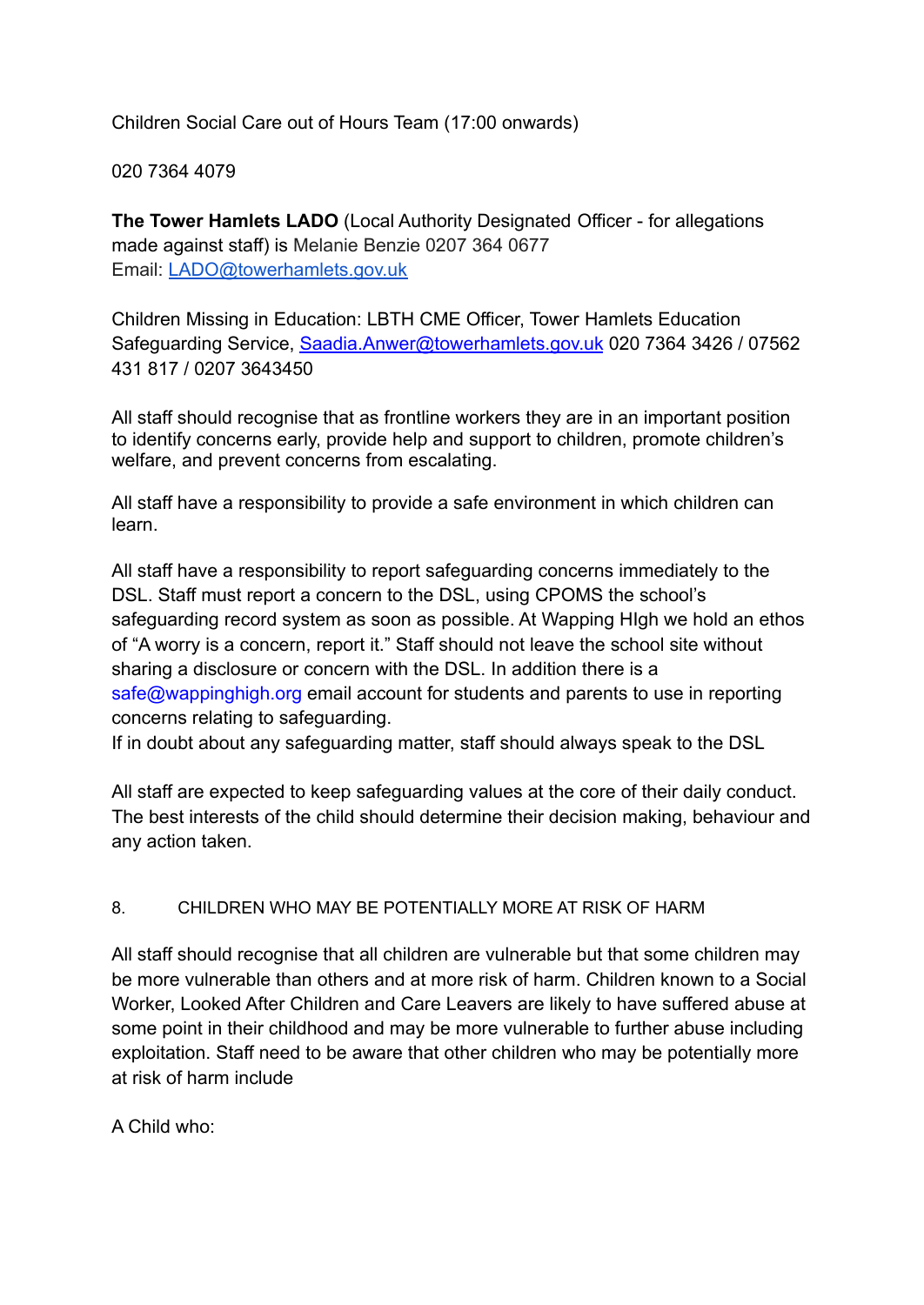Children Social Care out of Hours Team (17:00 onwards)

020 7364 4079

**The Tower Hamlets LADO** (Local Authority Designated Officer - for allegations made against staff) is Melanie Benzie 0207 364 0677
Email: LADO@towerhamlets.gov.uk

Children Missing in Education: LBTH CME Officer, Tower Hamlets Education Safeguarding Service, Saadia.Anwer@towerhamlets.gov.uk 020 7364 3426 / 07562 431 817 / 0207 3643450

All staff should recognise that as frontline workers they are in an important position to identify concerns early, provide help and support to children, promote children's welfare, and prevent concerns from escalating.

All staff have a responsibility to provide a safe environment in which children can learn.

All staff have a responsibility to report safeguarding concerns immediately to the DSL. Staff must report a concern to the DSL, using CPOMS the school's safeguarding record system as soon as possible. At Wapping HIgh we hold an ethos of "A worry is a concern, report it." Staff should not leave the school site without sharing a disclosure or concern with the DSL. In addition there is a safe@wappinghigh.org email account for students and parents to use in reporting concerns relating to safeguarding.
If in doubt about any safeguarding matter, staff should always speak to the DSL

All staff are expected to keep safeguarding values at the core of their daily conduct. The best interests of the child should determine their decision making, behaviour and any action taken.

## 8. CHILDREN WHO MAY BE POTENTIALLY MORE AT RISK OF HARM

All staff should recognise that all children are vulnerable but that some children may be more vulnerable than others and at more risk of harm. Children known to a Social Worker, Looked After Children and Care Leavers are likely to have suffered abuse at some point in their childhood and may be more vulnerable to further abuse including exploitation. Staff need to be aware that other children who may be potentially more at risk of harm include

A Child who: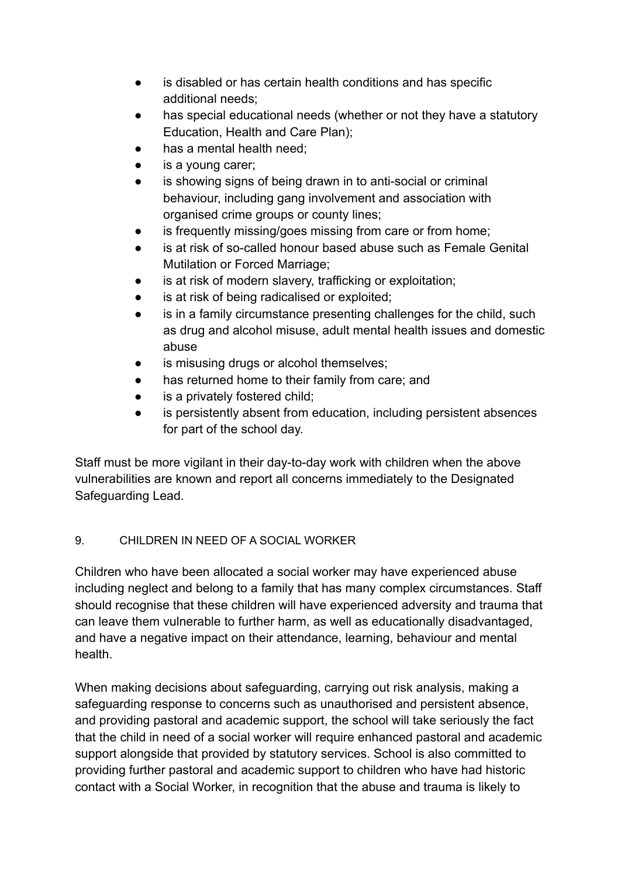- is disabled or has certain health conditions and has specific additional needs;
- has special educational needs (whether or not they have a statutory Education, Health and Care Plan);
- has a mental health need;
- is a young carer;
- is showing signs of being drawn in to anti-social or criminal behaviour, including gang involvement and association with organised crime groups or county lines;
- is frequently missing/goes missing from care or from home;
- is at risk of so-called honour based abuse such as Female Genital Mutilation or Forced Marriage;
- is at risk of modern slavery, trafficking or exploitation;
- is at risk of being radicalised or exploited;
- is in a family circumstance presenting challenges for the child, such as drug and alcohol misuse, adult mental health issues and domestic abuse
- is misusing drugs or alcohol themselves;
- has returned home to their family from care; and
- is a privately fostered child;
- is persistently absent from education, including persistent absences for part of the school day.

Staff must be more vigilant in their day-to-day work with children when the above vulnerabilities are known and report all concerns immediately to the Designated Safeguarding Lead.

## 9. CHILDREN IN NEED OF A SOCIAL WORKER

Children who have been allocated a social worker may have experienced abuse including neglect and belong to a family that has many complex circumstances. Staff should recognise that these children will have experienced adversity and trauma that can leave them vulnerable to further harm, as well as educationally disadvantaged, and have a negative impact on their attendance, learning, behaviour and mental health.

When making decisions about safeguarding, carrying out risk analysis, making a safeguarding response to concerns such as unauthorised and persistent absence, and providing pastoral and academic support, the school will take seriously the fact that the child in need of a social worker will require enhanced pastoral and academic support alongside that provided by statutory services. School is also committed to providing further pastoral and academic support to children who have had historic contact with a Social Worker, in recognition that the abuse and trauma is likely to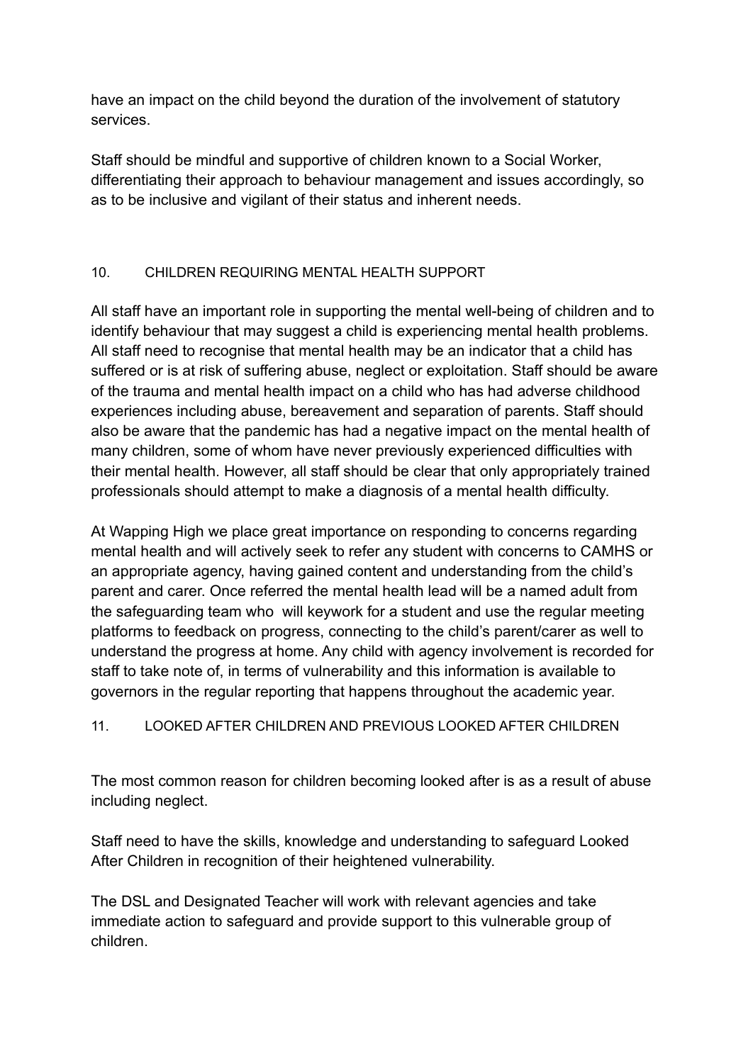have an impact on the child beyond the duration of the involvement of statutory services.

Staff should be mindful and supportive of children known to a Social Worker, differentiating their approach to behaviour management and issues accordingly, so as to be inclusive and vigilant of their status and inherent needs.

## 10. CHILDREN REQUIRING MENTAL HEALTH SUPPORT

All staff have an important role in supporting the mental well-being of children and to identify behaviour that may suggest a child is experiencing mental health problems. All staff need to recognise that mental health may be an indicator that a child has suffered or is at risk of suffering abuse, neglect or exploitation. Staff should be aware of the trauma and mental health impact on a child who has had adverse childhood experiences including abuse, bereavement and separation of parents. Staff should also be aware that the pandemic has had a negative impact on the mental health of many children, some of whom have never previously experienced difficulties with their mental health. However, all staff should be clear that only appropriately trained professionals should attempt to make a diagnosis of a mental health difficulty.

At Wapping High we place great importance on responding to concerns regarding mental health and will actively seek to refer any student with concerns to CAMHS or an appropriate agency, having gained content and understanding from the child's parent and carer. Once referred the mental health lead will be a named adult from the safeguarding team who will keywork for a student and use the regular meeting platforms to feedback on progress, connecting to the child's parent/carer as well to understand the progress at home. Any child with agency involvement is recorded for staff to take note of, in terms of vulnerability and this information is available to governors in the regular reporting that happens throughout the academic year.

## 11. LOOKED AFTER CHILDREN AND PREVIOUS LOOKED AFTER CHILDREN

The most common reason for children becoming looked after is as a result of abuse including neglect.

Staff need to have the skills, knowledge and understanding to safeguard Looked After Children in recognition of their heightened vulnerability.

The DSL and Designated Teacher will work with relevant agencies and take immediate action to safeguard and provide support to this vulnerable group of children.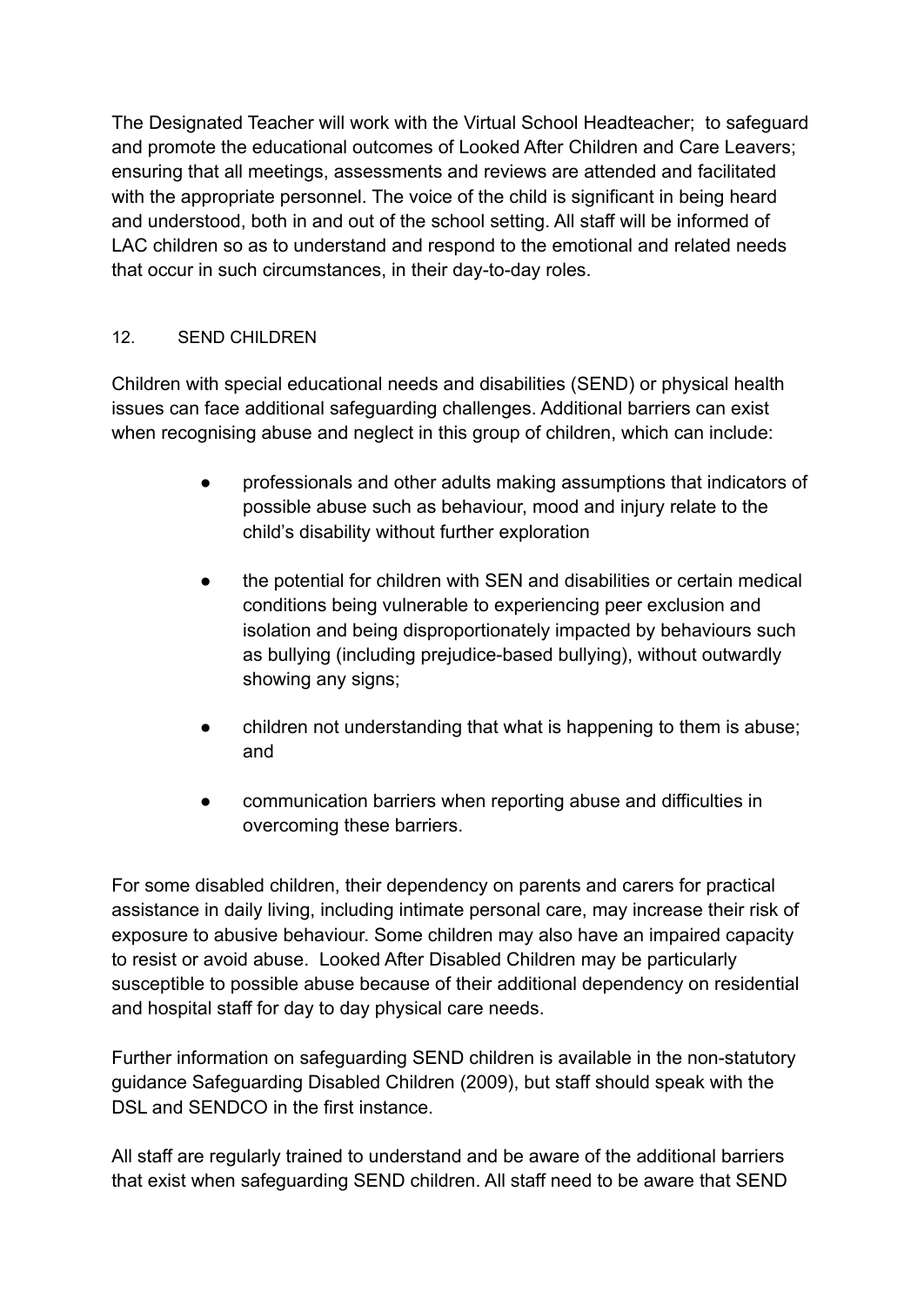The Designated Teacher will work with the Virtual School Headteacher;  to safeguard and promote the educational outcomes of Looked After Children and Care Leavers; ensuring that all meetings, assessments and reviews are attended and facilitated with the appropriate personnel. The voice of the child is significant in being heard and understood, both in and out of the school setting. All staff will be informed of LAC children so as to understand and respond to the emotional and related needs that occur in such circumstances, in their day-to-day roles.

## 12. SEND CHILDREN

Children with special educational needs and disabilities (SEND) or physical health issues can face additional safeguarding challenges. Additional barriers can exist when recognising abuse and neglect in this group of children, which can include:

- professionals and other adults making assumptions that indicators of possible abuse such as behaviour, mood and injury relate to the child's disability without further exploration
- the potential for children with SEN and disabilities or certain medical conditions being vulnerable to experiencing peer exclusion and isolation and being disproportionately impacted by behaviours such as bullying (including prejudice-based bullying), without outwardly showing any signs;
- children not understanding that what is happening to them is abuse; and
- communication barriers when reporting abuse and difficulties in overcoming these barriers.

For some disabled children, their dependency on parents and carers for practical assistance in daily living, including intimate personal care, may increase their risk of exposure to abusive behaviour. Some children may also have an impaired capacity to resist or avoid abuse.  Looked After Disabled Children may be particularly susceptible to possible abuse because of their additional dependency on residential and hospital staff for day to day physical care needs.

Further information on safeguarding SEND children is available in the non-statutory guidance Safeguarding Disabled Children (2009), but staff should speak with the DSL and SENDCO in the first instance.

All staff are regularly trained to understand and be aware of the additional barriers that exist when safeguarding SEND children. All staff need to be aware that SEND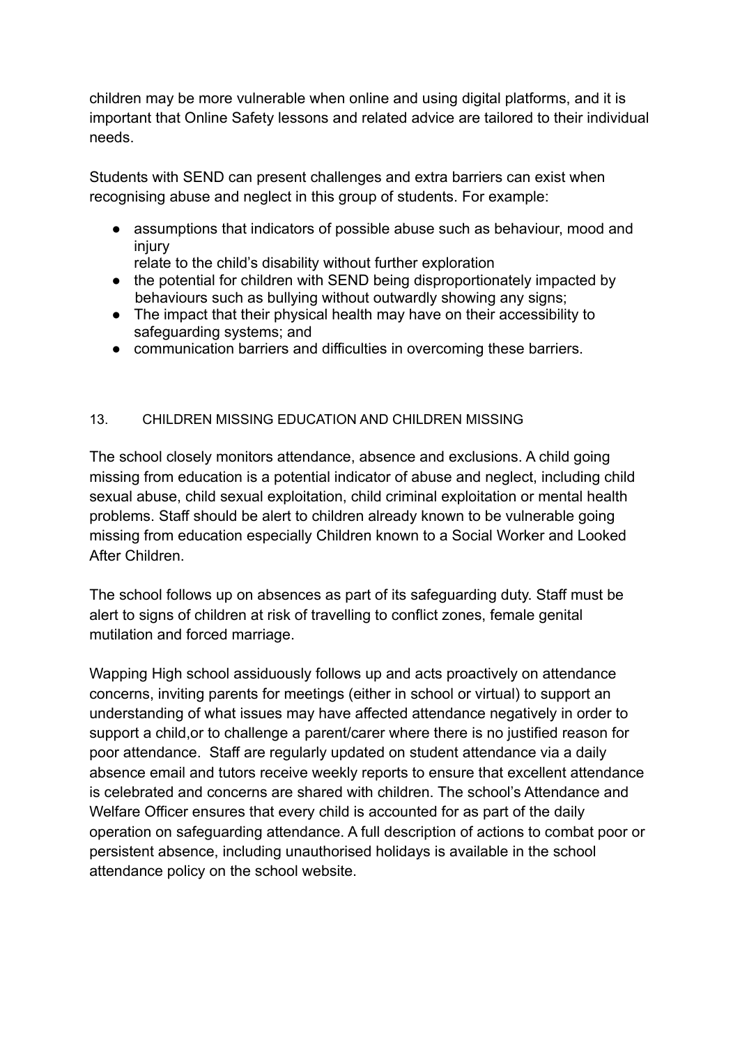children may be more vulnerable when online and using digital platforms, and it is important that Online Safety lessons and related advice are tailored to their individual needs.

Students with SEND can present challenges and extra barriers can exist when recognising abuse and neglect in this group of students. For example:

- assumptions that indicators of possible abuse such as behaviour, mood and injury relate to the child's disability without further exploration
- the potential for children with SEND being disproportionately impacted by behaviours such as bullying without outwardly showing any signs;
- The impact that their physical health may have on their accessibility to safeguarding systems; and
- communication barriers and difficulties in overcoming these barriers.

## 13. CHILDREN MISSING EDUCATION AND CHILDREN MISSING

The school closely monitors attendance, absence and exclusions. A child going missing from education is a potential indicator of abuse and neglect, including child sexual abuse, child sexual exploitation, child criminal exploitation or mental health problems. Staff should be alert to children already known to be vulnerable going missing from education especially Children known to a Social Worker and Looked After Children.

The school follows up on absences as part of its safeguarding duty. Staff must be alert to signs of children at risk of travelling to conflict zones, female genital mutilation and forced marriage.

Wapping High school assiduously follows up and acts proactively on attendance concerns, inviting parents for meetings (either in school or virtual) to support an understanding of what issues may have affected attendance negatively in order to support a child,or to challenge a parent/carer where there is no justified reason for poor attendance. Staff are regularly updated on student attendance via a daily absence email and tutors receive weekly reports to ensure that excellent attendance is celebrated and concerns are shared with children. The school's Attendance and Welfare Officer ensures that every child is accounted for as part of the daily operation on safeguarding attendance. A full description of actions to combat poor or persistent absence, including unauthorised holidays is available in the school attendance policy on the school website.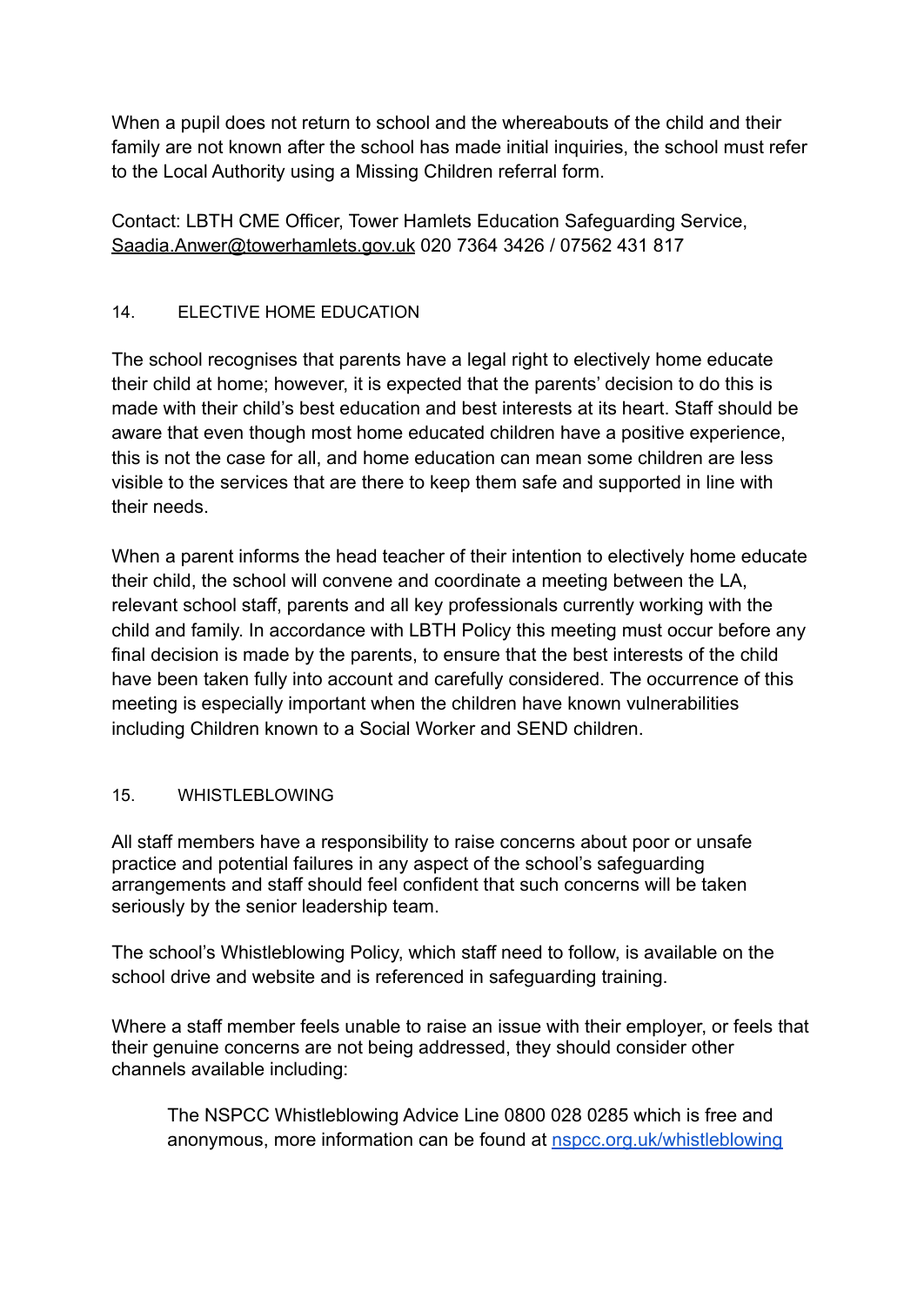When a pupil does not return to school and the whereabouts of the child and their family are not known after the school has made initial inquiries, the school must refer to the Local Authority using a Missing Children referral form.

Contact: LBTH CME Officer, Tower Hamlets Education Safeguarding Service, Saadia.Anwer@towerhamlets.gov.uk 020 7364 3426 / 07562 431 817

## 14. ELECTIVE HOME EDUCATION

The school recognises that parents have a legal right to electively home educate their child at home; however, it is expected that the parents' decision to do this is made with their child's best education and best interests at its heart. Staff should be aware that even though most home educated children have a positive experience, this is not the case for all, and home education can mean some children are less visible to the services that are there to keep them safe and supported in line with their needs.

When a parent informs the head teacher of their intention to electively home educate their child, the school will convene and coordinate a meeting between the LA, relevant school staff, parents and all key professionals currently working with the child and family. In accordance with LBTH Policy this meeting must occur before any final decision is made by the parents, to ensure that the best interests of the child have been taken fully into account and carefully considered. The occurrence of this meeting is especially important when the children have known vulnerabilities including Children known to a Social Worker and SEND children.

## 15. WHISTLEBLOWING

All staff members have a responsibility to raise concerns about poor or unsafe practice and potential failures in any aspect of the school's safeguarding arrangements and staff should feel confident that such concerns will be taken seriously by the senior leadership team.

The school's Whistleblowing Policy, which staff need to follow, is available on the school drive and website and is referenced in safeguarding training.

Where a staff member feels unable to raise an issue with their employer, or feels that their genuine concerns are not being addressed, they should consider other channels available including:

> The NSPCC Whistleblowing Advice Line 0800 028 0285 which is free and anonymous, more information can be found at [nspcc.org.uk/whistleblowing](nspcc.org.uk/whistleblowing)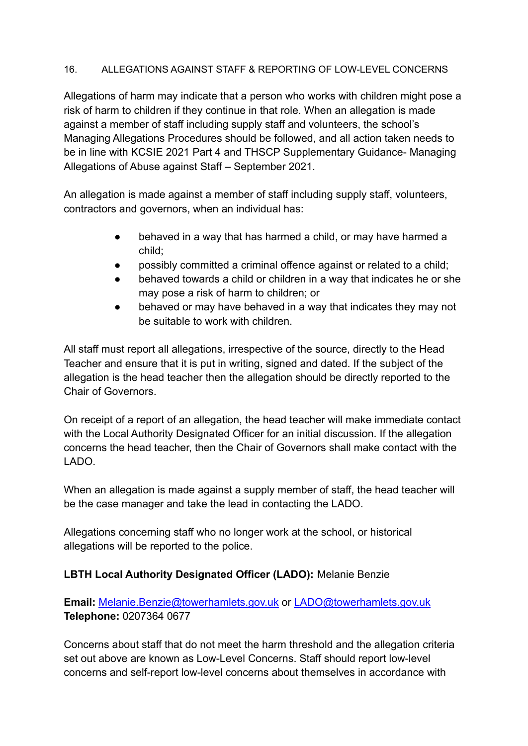## 16. ALLEGATIONS AGAINST STAFF & REPORTING OF LOW-LEVEL CONCERNS

Allegations of harm may indicate that a person who works with children might pose a risk of harm to children if they continue in that role. When an allegation is made against a member of staff including supply staff and volunteers, the school's Managing Allegations Procedures should be followed, and all action taken needs to be in line with KCSIE 2021 Part 4 and THSCP Supplementary Guidance- Managing Allegations of Abuse against Staff – September 2021.

An allegation is made against a member of staff including supply staff, volunteers, contractors and governors, when an individual has:

- behaved in a way that has harmed a child, or may have harmed a child;
- possibly committed a criminal offence against or related to a child;
- behaved towards a child or children in a way that indicates he or she may pose a risk of harm to children; or
- behaved or may have behaved in a way that indicates they may not be suitable to work with children.

All staff must report all allegations, irrespective of the source, directly to the Head Teacher and ensure that it is put in writing, signed and dated. If the subject of the allegation is the head teacher then the allegation should be directly reported to the Chair of Governors.

On receipt of a report of an allegation, the head teacher will make immediate contact with the Local Authority Designated Officer for an initial discussion. If the allegation concerns the head teacher, then the Chair of Governors shall make contact with the LADO.

When an allegation is made against a supply member of staff, the head teacher will be the case manager and take the lead in contacting the LADO.

Allegations concerning staff who no longer work at the school, or historical allegations will be reported to the police.

**LBTH Local Authority Designated Officer (LADO):** Melanie Benzie

**Email:** Melanie.Benzie@towerhamlets.gov.uk or LADO@towerhamlets.gov.uk
**Telephone:** 0207364 0677

Concerns about staff that do not meet the harm threshold and the allegation criteria set out above are known as Low-Level Concerns. Staff should report low-level concerns and self-report low-level concerns about themselves in accordance with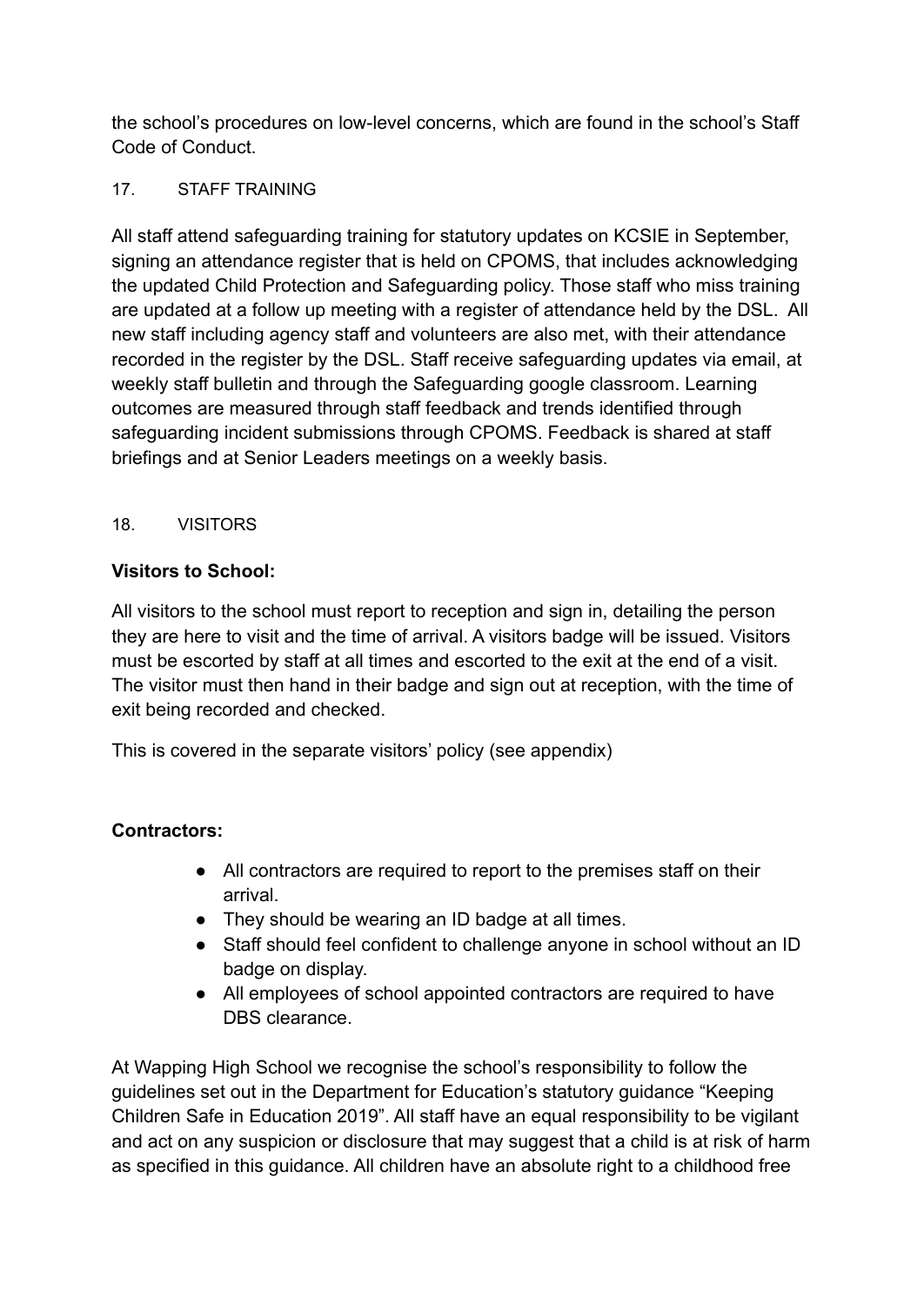the school's procedures on low-level concerns, which are found in the school's Staff Code of Conduct.

## 17. STAFF TRAINING

All staff attend safeguarding training for statutory updates on KCSIE in September, signing an attendance register that is held on CPOMS, that includes acknowledging the updated Child Protection and Safeguarding policy. Those staff who miss training are updated at a follow up meeting with a register of attendance held by the DSL. All new staff including agency staff and volunteers are also met, with their attendance recorded in the register by the DSL. Staff receive safeguarding updates via email, at weekly staff bulletin and through the Safeguarding google classroom. Learning outcomes are measured through staff feedback and trends identified through safeguarding incident submissions through CPOMS. Feedback is shared at staff briefings and at Senior Leaders meetings on a weekly basis.

## 18. VISITORS

**Visitors to School:**

All visitors to the school must report to reception and sign in, detailing the person they are here to visit and the time of arrival. A visitors badge will be issued. Visitors must be escorted by staff at all times and escorted to the exit at the end of a visit. The visitor must then hand in their badge and sign out at reception, with the time of exit being recorded and checked.

This is covered in the separate visitors' policy (see appendix)

**Contractors:**

- All contractors are required to report to the premises staff on their arrival.
- They should be wearing an ID badge at all times.
- Staff should feel confident to challenge anyone in school without an ID badge on display.
- All employees of school appointed contractors are required to have DBS clearance.

At Wapping High School we recognise the school's responsibility to follow the guidelines set out in the Department for Education's statutory guidance "Keeping Children Safe in Education 2019". All staff have an equal responsibility to be vigilant and act on any suspicion or disclosure that may suggest that a child is at risk of harm as specified in this guidance. All children have an absolute right to a childhood free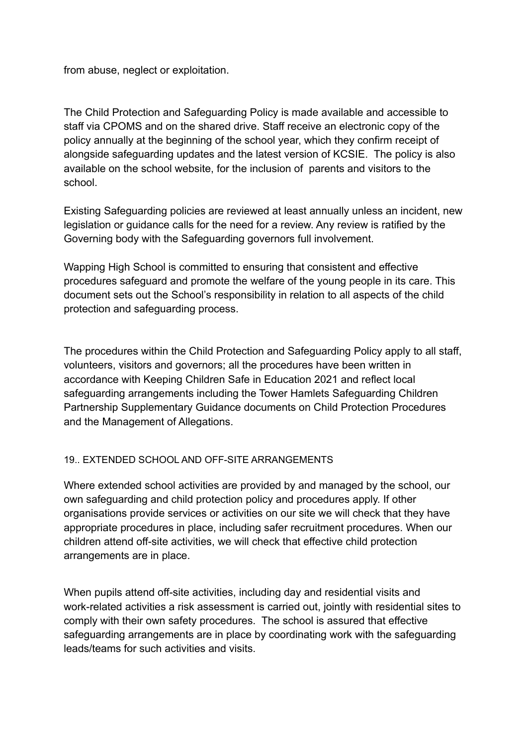from abuse, neglect or exploitation.

The Child Protection and Safeguarding Policy is made available and accessible to staff via CPOMS and on the shared drive. Staff receive an electronic copy of the policy annually at the beginning of the school year, which they confirm receipt of alongside safeguarding updates and the latest version of KCSIE. The policy is also available on the school website, for the inclusion of parents and visitors to the school.

Existing Safeguarding policies are reviewed at least annually unless an incident, new legislation or guidance calls for the need for a review. Any review is ratified by the Governing body with the Safeguarding governors full involvement.

Wapping High School is committed to ensuring that consistent and effective procedures safeguard and promote the welfare of the young people in its care. This document sets out the School's responsibility in relation to all aspects of the child protection and safeguarding process.

The procedures within the Child Protection and Safeguarding Policy apply to all staff, volunteers, visitors and governors; all the procedures have been written in accordance with Keeping Children Safe in Education 2021 and reflect local safeguarding arrangements including the Tower Hamlets Safeguarding Children Partnership Supplementary Guidance documents on Child Protection Procedures and the Management of Allegations.

## 19.. EXTENDED SCHOOL AND OFF-SITE ARRANGEMENTS

Where extended school activities are provided by and managed by the school, our own safeguarding and child protection policy and procedures apply. If other organisations provide services or activities on our site we will check that they have appropriate procedures in place, including safer recruitment procedures. When our children attend off-site activities, we will check that effective child protection arrangements are in place.

When pupils attend off-site activities, including day and residential visits and work-related activities a risk assessment is carried out, jointly with residential sites to comply with their own safety procedures. The school is assured that effective safeguarding arrangements are in place by coordinating work with the safeguarding leads/teams for such activities and visits.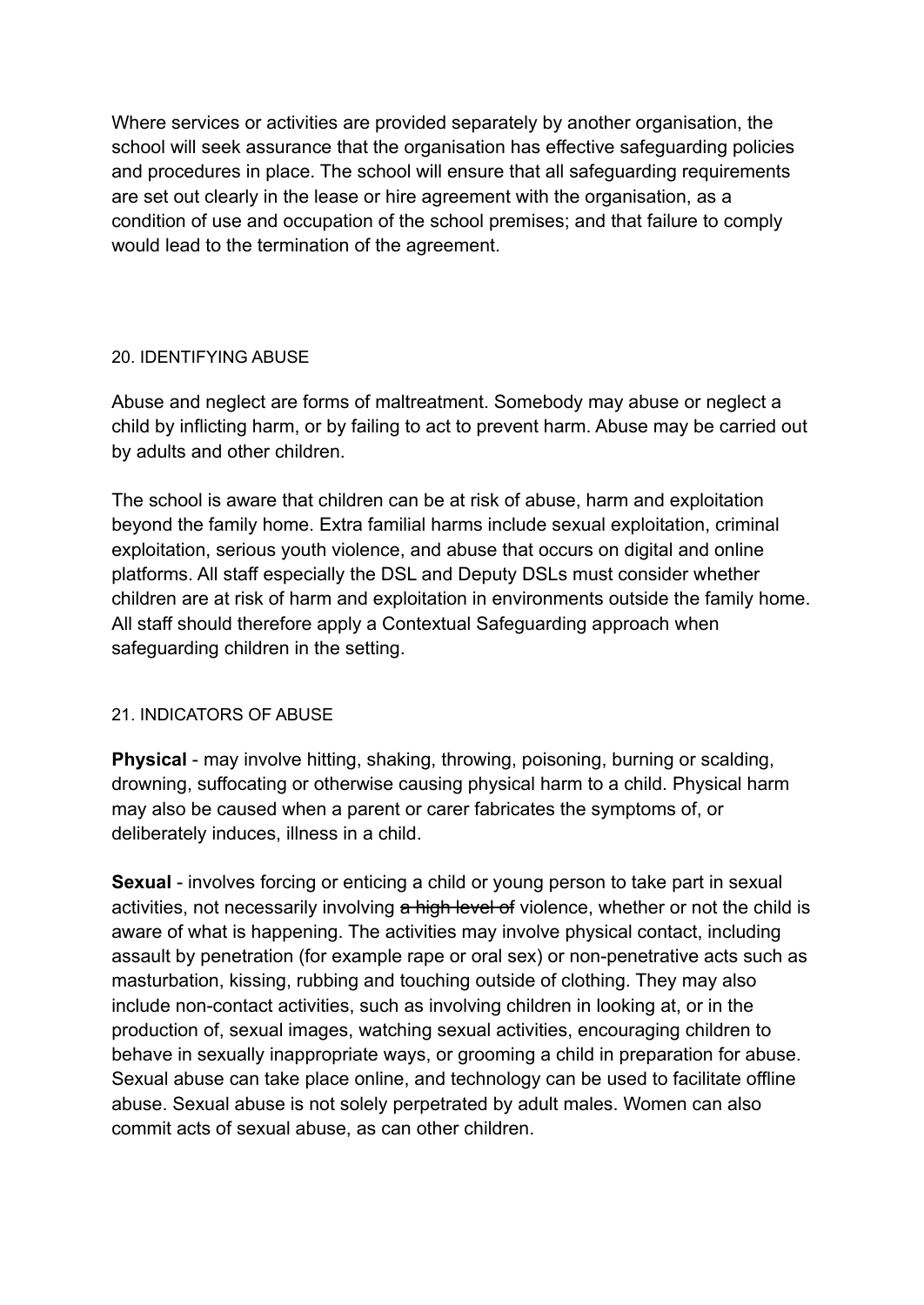Where services or activities are provided separately by another organisation, the school will seek assurance that the organisation has effective safeguarding policies and procedures in place. The school will ensure that all safeguarding requirements are set out clearly in the lease or hire agreement with the organisation, as a condition of use and occupation of the school premises; and that failure to comply would lead to the termination of the agreement.

## 20. IDENTIFYING ABUSE

Abuse and neglect are forms of maltreatment. Somebody may abuse or neglect a child by inflicting harm, or by failing to act to prevent harm. Abuse may be carried out by adults and other children.

The school is aware that children can be at risk of abuse, harm and exploitation beyond the family home. Extra familial harms include sexual exploitation, criminal exploitation, serious youth violence, and abuse that occurs on digital and online platforms. All staff especially the DSL and Deputy DSLs must consider whether children are at risk of harm and exploitation in environments outside the family home. All staff should therefore apply a Contextual Safeguarding approach when safeguarding children in the setting.

## 21. INDICATORS OF ABUSE

**Physical** - may involve hitting, shaking, throwing, poisoning, burning or scalding, drowning, suffocating or otherwise causing physical harm to a child. Physical harm may also be caused when a parent or carer fabricates the symptoms of, or deliberately induces, illness in a child.

**Sexual** - involves forcing or enticing a child or young person to take part in sexual activities, not necessarily involving ~~a high level of~~ violence, whether or not the child is aware of what is happening. The activities may involve physical contact, including assault by penetration (for example rape or oral sex) or non-penetrative acts such as masturbation, kissing, rubbing and touching outside of clothing. They may also include non-contact activities, such as involving children in looking at, or in the production of, sexual images, watching sexual activities, encouraging children to behave in sexually inappropriate ways, or grooming a child in preparation for abuse. Sexual abuse can take place online, and technology can be used to facilitate offline abuse. Sexual abuse is not solely perpetrated by adult males. Women can also commit acts of sexual abuse, as can other children.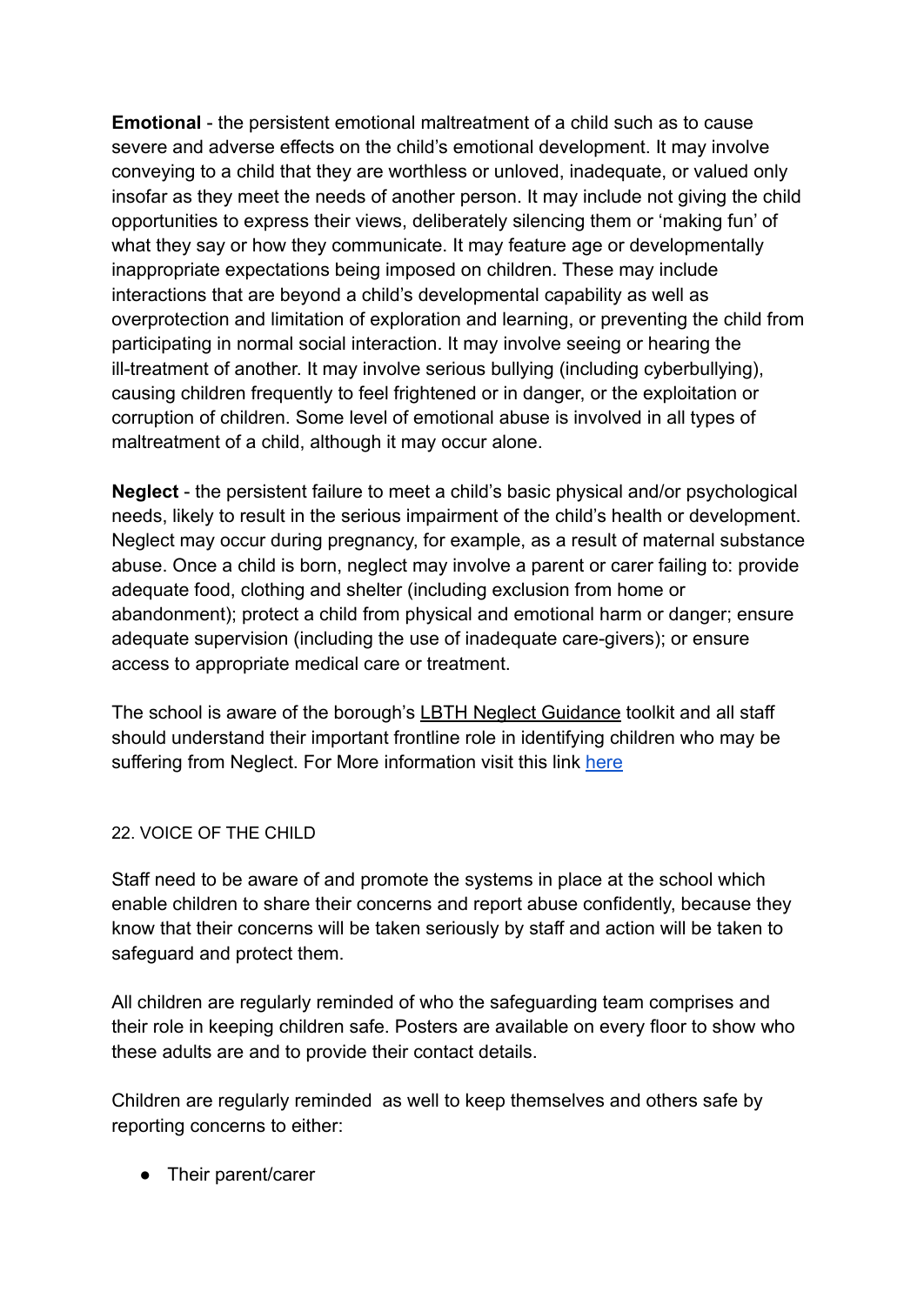**Emotional** - the persistent emotional maltreatment of a child such as to cause severe and adverse effects on the child's emotional development. It may involve conveying to a child that they are worthless or unloved, inadequate, or valued only insofar as they meet the needs of another person. It may include not giving the child opportunities to express their views, deliberately silencing them or 'making fun' of what they say or how they communicate. It may feature age or developmentally inappropriate expectations being imposed on children. These may include interactions that are beyond a child's developmental capability as well as overprotection and limitation of exploration and learning, or preventing the child from participating in normal social interaction. It may involve seeing or hearing the ill-treatment of another. It may involve serious bullying (including cyberbullying), causing children frequently to feel frightened or in danger, or the exploitation or corruption of children. Some level of emotional abuse is involved in all types of maltreatment of a child, although it may occur alone.

**Neglect** - the persistent failure to meet a child's basic physical and/or psychological needs, likely to result in the serious impairment of the child's health or development. Neglect may occur during pregnancy, for example, as a result of maternal substance abuse. Once a child is born, neglect may involve a parent or carer failing to: provide adequate food, clothing and shelter (including exclusion from home or abandonment); protect a child from physical and emotional harm or danger; ensure adequate supervision (including the use of inadequate care-givers); or ensure access to appropriate medical care or treatment.

The school is aware of the borough's LBTH Neglect Guidance toolkit and all staff should understand their important frontline role in identifying children who may be suffering from Neglect. For More information visit this link here

## 22. VOICE OF THE CHILD

Staff need to be aware of and promote the systems in place at the school which enable children to share their concerns and report abuse confidently, because they know that their concerns will be taken seriously by staff and action will be taken to safeguard and protect them.

All children are regularly reminded of who the safeguarding team comprises and their role in keeping children safe. Posters are available on every floor to show who these adults are and to provide their contact details.

Children are regularly reminded as well to keep themselves and others safe by reporting concerns to either:

- Their parent/carer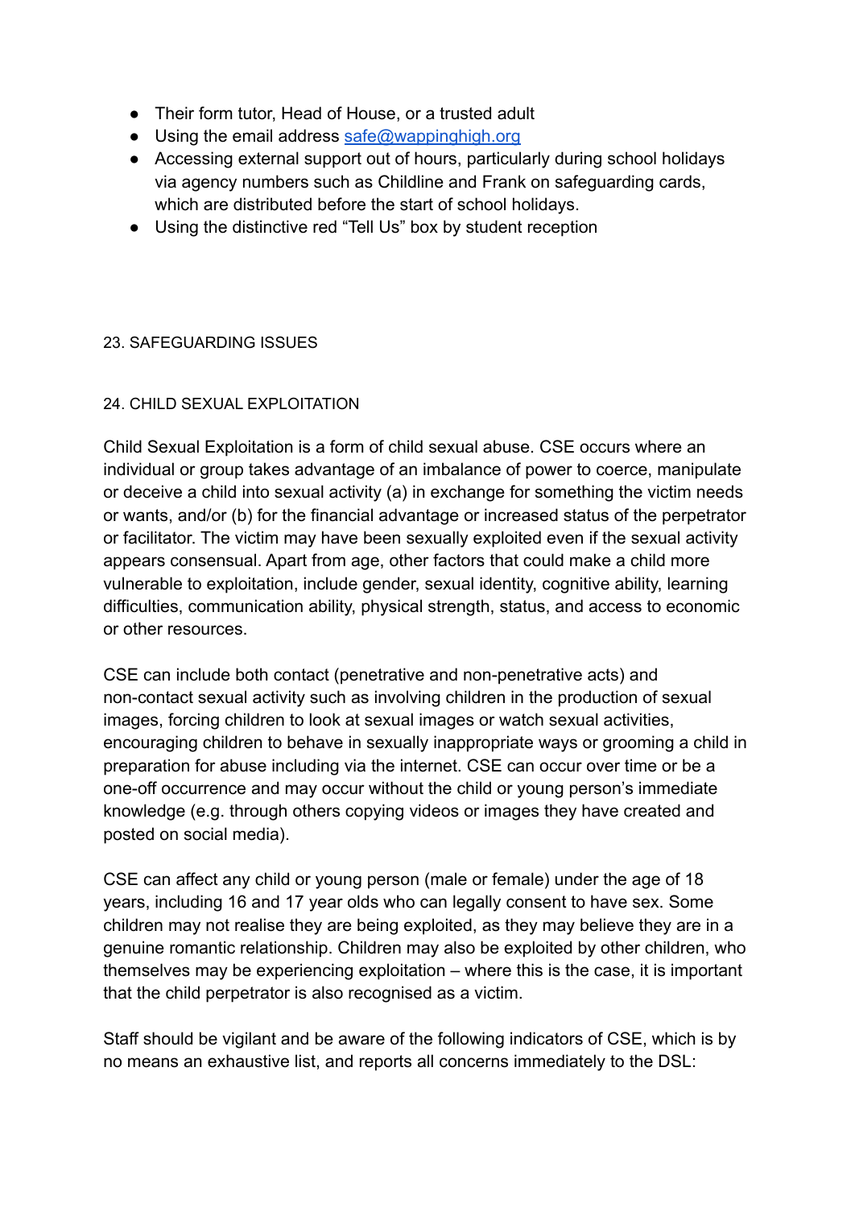- Their form tutor, Head of House, or a trusted adult
- Using the email address [safe@wappinghigh.org](mailto:safe@wappinghigh.org)
- Accessing external support out of hours, particularly during school holidays via agency numbers such as Childline and Frank on safeguarding cards, which are distributed before the start of school holidays.
- Using the distinctive red "Tell Us" box by student reception

## 23. SAFEGUARDING ISSUES

## 24. CHILD SEXUAL EXPLOITATION

Child Sexual Exploitation is a form of child sexual abuse. CSE occurs where an individual or group takes advantage of an imbalance of power to coerce, manipulate or deceive a child into sexual activity (a) in exchange for something the victim needs or wants, and/or (b) for the financial advantage or increased status of the perpetrator or facilitator. The victim may have been sexually exploited even if the sexual activity appears consensual. Apart from age, other factors that could make a child more vulnerable to exploitation, include gender, sexual identity, cognitive ability, learning difficulties, communication ability, physical strength, status, and access to economic or other resources.

CSE can include both contact (penetrative and non-penetrative acts) and non-contact sexual activity such as involving children in the production of sexual images, forcing children to look at sexual images or watch sexual activities, encouraging children to behave in sexually inappropriate ways or grooming a child in preparation for abuse including via the internet. CSE can occur over time or be a one-off occurrence and may occur without the child or young person's immediate knowledge (e.g. through others copying videos or images they have created and posted on social media).

CSE can affect any child or young person (male or female) under the age of 18 years, including 16 and 17 year olds who can legally consent to have sex. Some children may not realise they are being exploited, as they may believe they are in a genuine romantic relationship. Children may also be exploited by other children, who themselves may be experiencing exploitation – where this is the case, it is important that the child perpetrator is also recognised as a victim.

Staff should be vigilant and be aware of the following indicators of CSE, which is by no means an exhaustive list, and reports all concerns immediately to the DSL: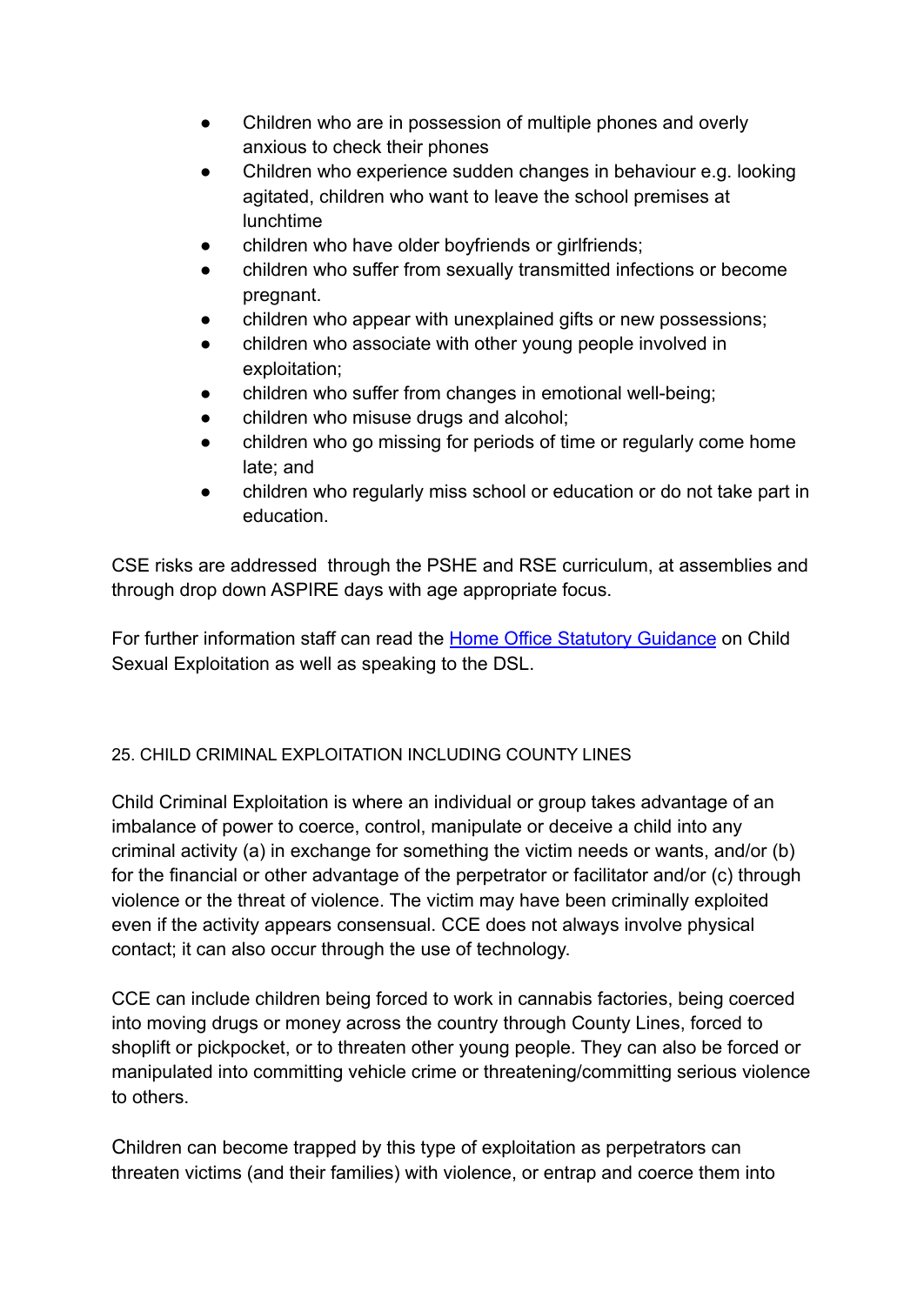- Children who are in possession of multiple phones and overly anxious to check their phones
- Children who experience sudden changes in behaviour e.g. looking agitated, children who want to leave the school premises at lunchtime
- children who have older boyfriends or girlfriends;
- children who suffer from sexually transmitted infections or become pregnant.
- children who appear with unexplained gifts or new possessions;
- children who associate with other young people involved in exploitation;
- children who suffer from changes in emotional well-being;
- children who misuse drugs and alcohol;
- children who go missing for periods of time or regularly come home late; and
- children who regularly miss school or education or do not take part in education.

CSE risks are addressed through the PSHE and RSE curriculum, at assemblies and through drop down ASPIRE days with age appropriate focus.

For further information staff can read the [Home Office Statutory Guidance](#) on Child Sexual Exploitation as well as speaking to the DSL.

## 25. CHILD CRIMINAL EXPLOITATION INCLUDING COUNTY LINES

Child Criminal Exploitation is where an individual or group takes advantage of an imbalance of power to coerce, control, manipulate or deceive a child into any criminal activity (a) in exchange for something the victim needs or wants, and/or (b) for the financial or other advantage of the perpetrator or facilitator and/or (c) through violence or the threat of violence. The victim may have been criminally exploited even if the activity appears consensual. CCE does not always involve physical contact; it can also occur through the use of technology.

CCE can include children being forced to work in cannabis factories, being coerced into moving drugs or money across the country through County Lines, forced to shoplift or pickpocket, or to threaten other young people. They can also be forced or manipulated into committing vehicle crime or threatening/committing serious violence to others.

Children can become trapped by this type of exploitation as perpetrators can threaten victims (and their families) with violence, or entrap and coerce them into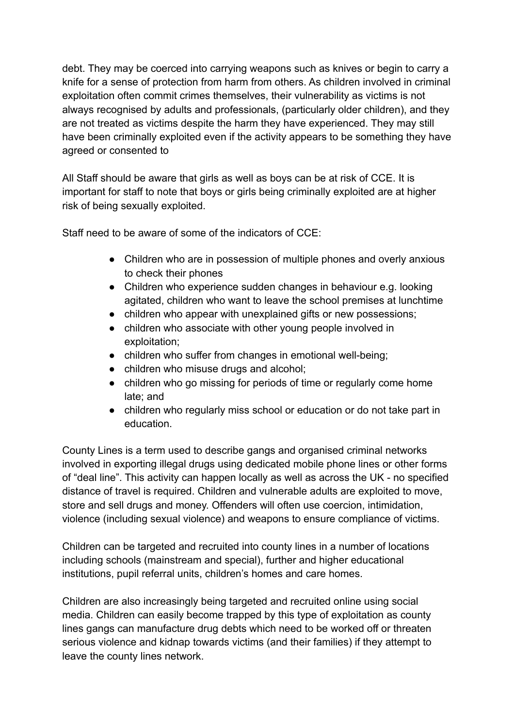debt. They may be coerced into carrying weapons such as knives or begin to carry a knife for a sense of protection from harm from others. As children involved in criminal exploitation often commit crimes themselves, their vulnerability as victims is not always recognised by adults and professionals, (particularly older children), and they are not treated as victims despite the harm they have experienced. They may still have been criminally exploited even if the activity appears to be something they have agreed or consented to

All Staff should be aware that girls as well as boys can be at risk of CCE. It is important for staff to note that boys or girls being criminally exploited are at higher risk of being sexually exploited.

Staff need to be aware of some of the indicators of CCE:

- Children who are in possession of multiple phones and overly anxious to check their phones
- Children who experience sudden changes in behaviour e.g. looking agitated, children who want to leave the school premises at lunchtime
- children who appear with unexplained gifts or new possessions;
- children who associate with other young people involved in exploitation;
- children who suffer from changes in emotional well-being;
- children who misuse drugs and alcohol;
- children who go missing for periods of time or regularly come home late; and
- children who regularly miss school or education or do not take part in education.

County Lines is a term used to describe gangs and organised criminal networks involved in exporting illegal drugs using dedicated mobile phone lines or other forms of "deal line". This activity can happen locally as well as across the UK - no specified distance of travel is required. Children and vulnerable adults are exploited to move, store and sell drugs and money. Offenders will often use coercion, intimidation, violence (including sexual violence) and weapons to ensure compliance of victims.

Children can be targeted and recruited into county lines in a number of locations including schools (mainstream and special), further and higher educational institutions, pupil referral units, children's homes and care homes.

Children are also increasingly being targeted and recruited online using social media. Children can easily become trapped by this type of exploitation as county lines gangs can manufacture drug debts which need to be worked off or threaten serious violence and kidnap towards victims (and their families) if they attempt to leave the county lines network.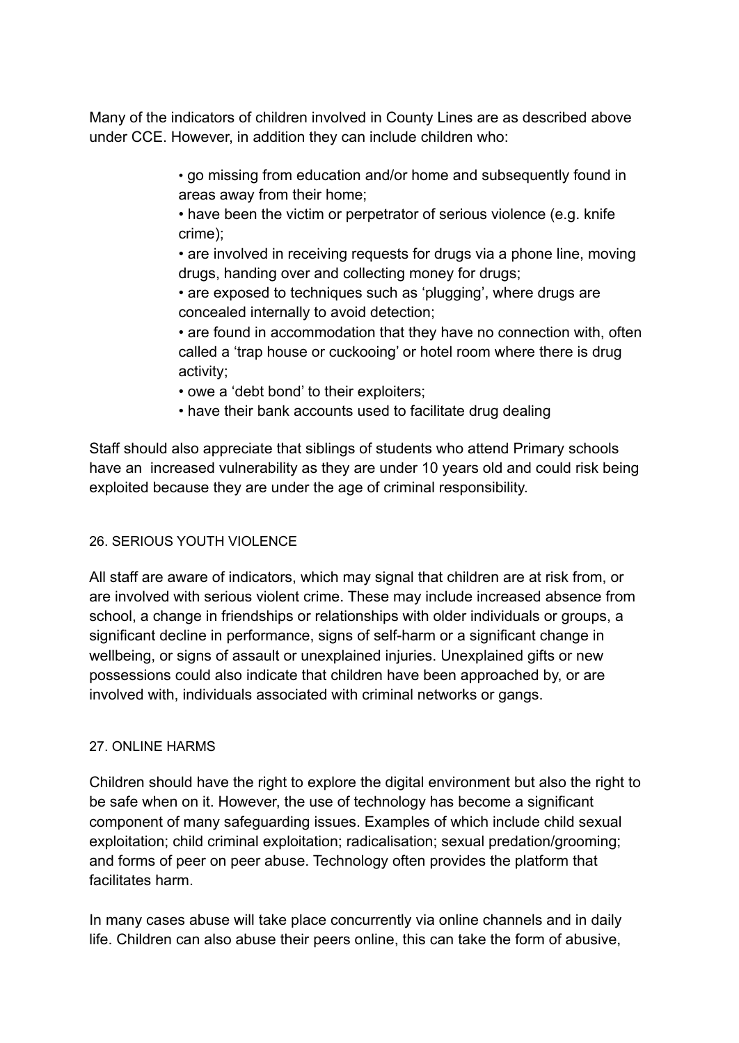Many of the indicators of children involved in County Lines are as described above under CCE. However, in addition they can include children who:

- go missing from education and/or home and subsequently found in areas away from their home;
- have been the victim or perpetrator of serious violence (e.g. knife crime);
- are involved in receiving requests for drugs via a phone line, moving drugs, handing over and collecting money for drugs;
- are exposed to techniques such as 'plugging', where drugs are concealed internally to avoid detection;
- are found in accommodation that they have no connection with, often called a 'trap house or cuckooing' or hotel room where there is drug activity;
- owe a 'debt bond' to their exploiters;
- have their bank accounts used to facilitate drug dealing

Staff should also appreciate that siblings of students who attend Primary schools have an increased vulnerability as they are under 10 years old and could risk being exploited because they are under the age of criminal responsibility.

## 26. SERIOUS YOUTH VIOLENCE

All staff are aware of indicators, which may signal that children are at risk from, or are involved with serious violent crime. These may include increased absence from school, a change in friendships or relationships with older individuals or groups, a significant decline in performance, signs of self-harm or a significant change in wellbeing, or signs of assault or unexplained injuries. Unexplained gifts or new possessions could also indicate that children have been approached by, or are involved with, individuals associated with criminal networks or gangs.

## 27. ONLINE HARMS

Children should have the right to explore the digital environment but also the right to be safe when on it. However, the use of technology has become a significant component of many safeguarding issues. Examples of which include child sexual exploitation; child criminal exploitation; radicalisation; sexual predation/grooming; and forms of peer on peer abuse. Technology often provides the platform that facilitates harm.

In many cases abuse will take place concurrently via online channels and in daily life. Children can also abuse their peers online, this can take the form of abusive,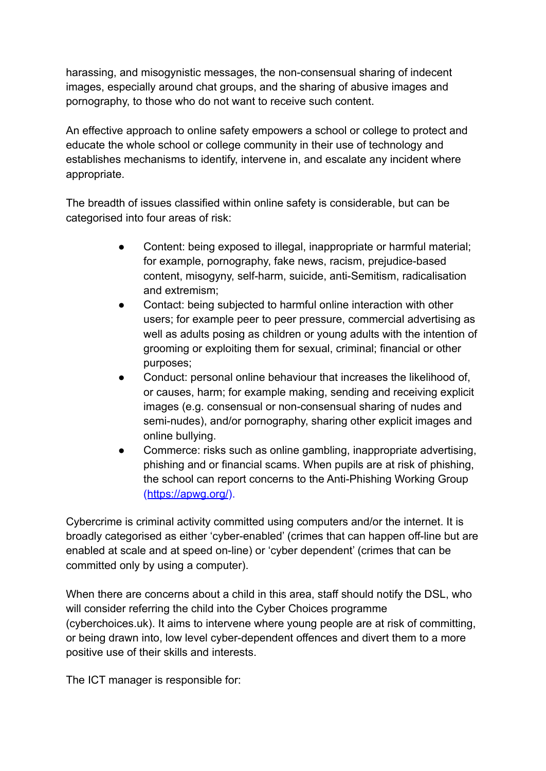harassing, and misogynistic messages, the non-consensual sharing of indecent images, especially around chat groups, and the sharing of abusive images and pornography, to those who do not want to receive such content.

An effective approach to online safety empowers a school or college to protect and educate the whole school or college community in their use of technology and establishes mechanisms to identify, intervene in, and escalate any incident where appropriate.

The breadth of issues classified within online safety is considerable, but can be categorised into four areas of risk:

- Content: being exposed to illegal, inappropriate or harmful material; for example, pornography, fake news, racism, prejudice-based content, misogyny, self-harm, suicide, anti-Semitism, radicalisation and extremism;
- Contact: being subjected to harmful online interaction with other users; for example peer to peer pressure, commercial advertising as well as adults posing as children or young adults with the intention of grooming or exploiting them for sexual, criminal; financial or other purposes;
- Conduct: personal online behaviour that increases the likelihood of, or causes, harm; for example making, sending and receiving explicit images (e.g. consensual or non-consensual sharing of nudes and semi-nudes), and/or pornography, sharing other explicit images and online bullying.
- Commerce: risks such as online gambling, inappropriate advertising, phishing and or financial scams. When pupils are at risk of phishing, the school can report concerns to the Anti-Phishing Working Group (https://apwg.org/).

Cybercrime is criminal activity committed using computers and/or the internet. It is broadly categorised as either 'cyber-enabled' (crimes that can happen off-line but are enabled at scale and at speed on-line) or 'cyber dependent' (crimes that can be committed only by using a computer).

When there are concerns about a child in this area, staff should notify the DSL, who will consider referring the child into the Cyber Choices programme (cyberchoices.uk). It aims to intervene where young people are at risk of committing, or being drawn into, low level cyber-dependent offences and divert them to a more positive use of their skills and interests.

The ICT manager is responsible for: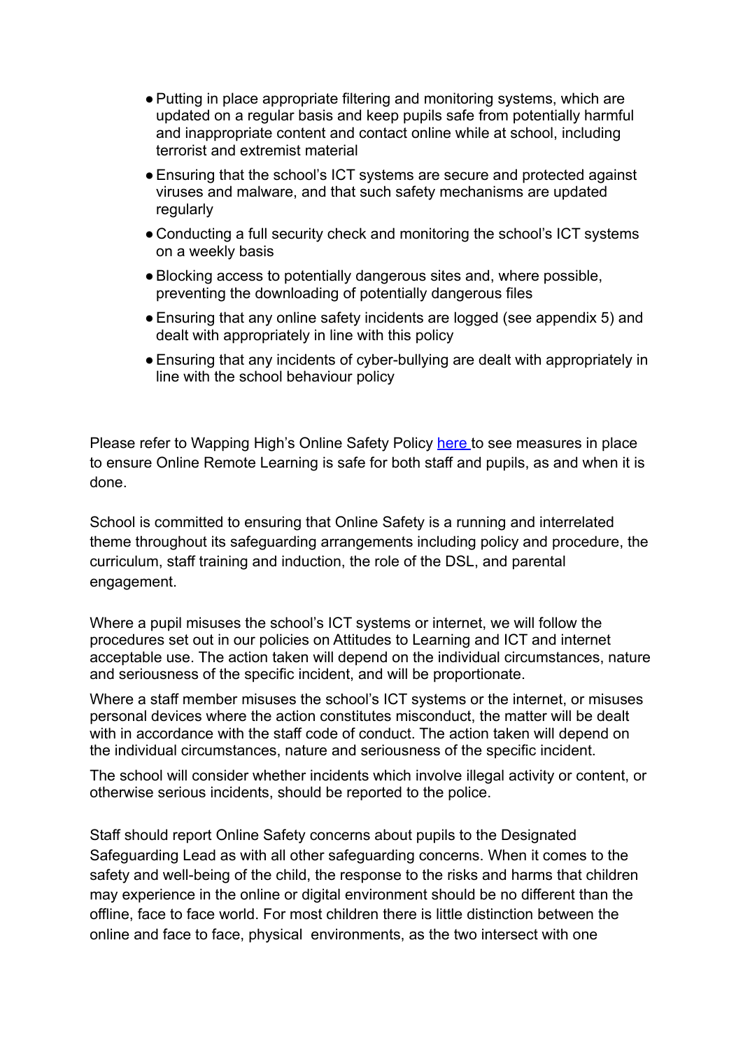- Putting in place appropriate filtering and monitoring systems, which are updated on a regular basis and keep pupils safe from potentially harmful and inappropriate content and contact online while at school, including terrorist and extremist material
- Ensuring that the school's ICT systems are secure and protected against viruses and malware, and that such safety mechanisms are updated regularly
- Conducting a full security check and monitoring the school's ICT systems on a weekly basis
- Blocking access to potentially dangerous sites and, where possible, preventing the downloading of potentially dangerous files
- Ensuring that any online safety incidents are logged (see appendix 5) and dealt with appropriately in line with this policy
- Ensuring that any incidents of cyber-bullying are dealt with appropriately in line with the school behaviour policy

Please refer to Wapping High's Online Safety Policy here to see measures in place to ensure Online Remote Learning is safe for both staff and pupils, as and when it is done.

School is committed to ensuring that Online Safety is a running and interrelated theme throughout its safeguarding arrangements including policy and procedure, the curriculum, staff training and induction, the role of the DSL, and parental engagement.

Where a pupil misuses the school's ICT systems or internet, we will follow the procedures set out in our policies on Attitudes to Learning and ICT and internet acceptable use. The action taken will depend on the individual circumstances, nature and seriousness of the specific incident, and will be proportionate.

Where a staff member misuses the school's ICT systems or the internet, or misuses personal devices where the action constitutes misconduct, the matter will be dealt with in accordance with the staff code of conduct. The action taken will depend on the individual circumstances, nature and seriousness of the specific incident.

The school will consider whether incidents which involve illegal activity or content, or otherwise serious incidents, should be reported to the police.

Staff should report Online Safety concerns about pupils to the Designated Safeguarding Lead as with all other safeguarding concerns. When it comes to the safety and well-being of the child, the response to the risks and harms that children may experience in the online or digital environment should be no different than the offline, face to face world. For most children there is little distinction between the online and face to face, physical environments, as the two intersect with one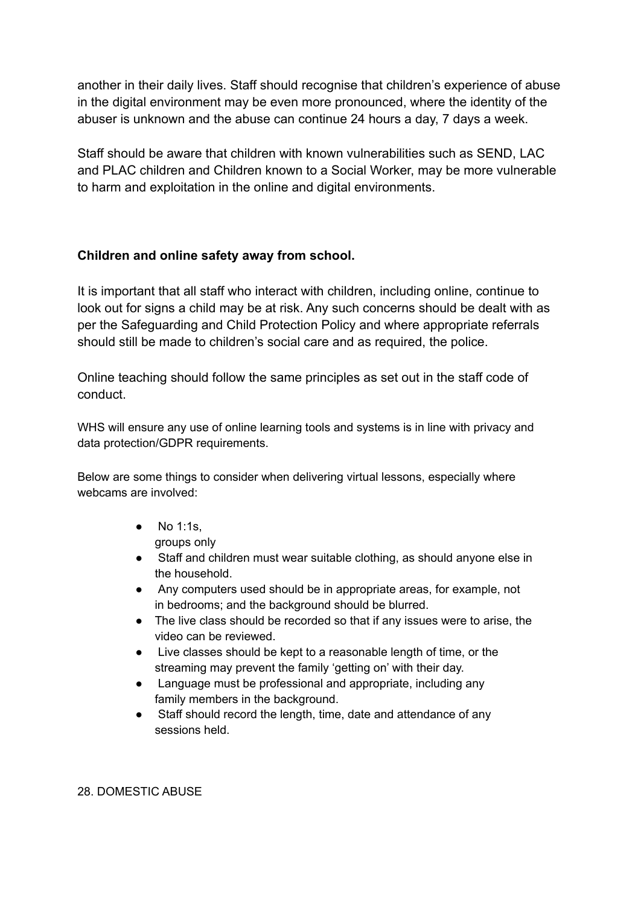another in their daily lives. Staff should recognise that children's experience of abuse in the digital environment may be even more pronounced, where the identity of the abuser is unknown and the abuse can continue 24 hours a day, 7 days a week.

Staff should be aware that children with known vulnerabilities such as SEND, LAC and PLAC children and Children known to a Social Worker, may be more vulnerable to harm and exploitation in the online and digital environments.

**Children and online safety away from school.**

It is important that all staff who interact with children, including online, continue to look out for signs a child may be at risk. Any such concerns should be dealt with as per the Safeguarding and Child Protection Policy and where appropriate referrals should still be made to children's social care and as required, the police.

Online teaching should follow the same principles as set out in the staff code of conduct.

WHS will ensure any use of online learning tools and systems is in line with privacy and data protection/GDPR requirements.

Below are some things to consider when delivering virtual lessons, especially where webcams are involved:

- No 1:1s, groups only
- Staff and children must wear suitable clothing, as should anyone else in the household.
- Any computers used should be in appropriate areas, for example, not in bedrooms; and the background should be blurred.
- The live class should be recorded so that if any issues were to arise, the video can be reviewed.
- Live classes should be kept to a reasonable length of time, or the streaming may prevent the family 'getting on' with their day.
- Language must be professional and appropriate, including any family members in the background.
- Staff should record the length, time, date and attendance of any sessions held.

28. DOMESTIC ABUSE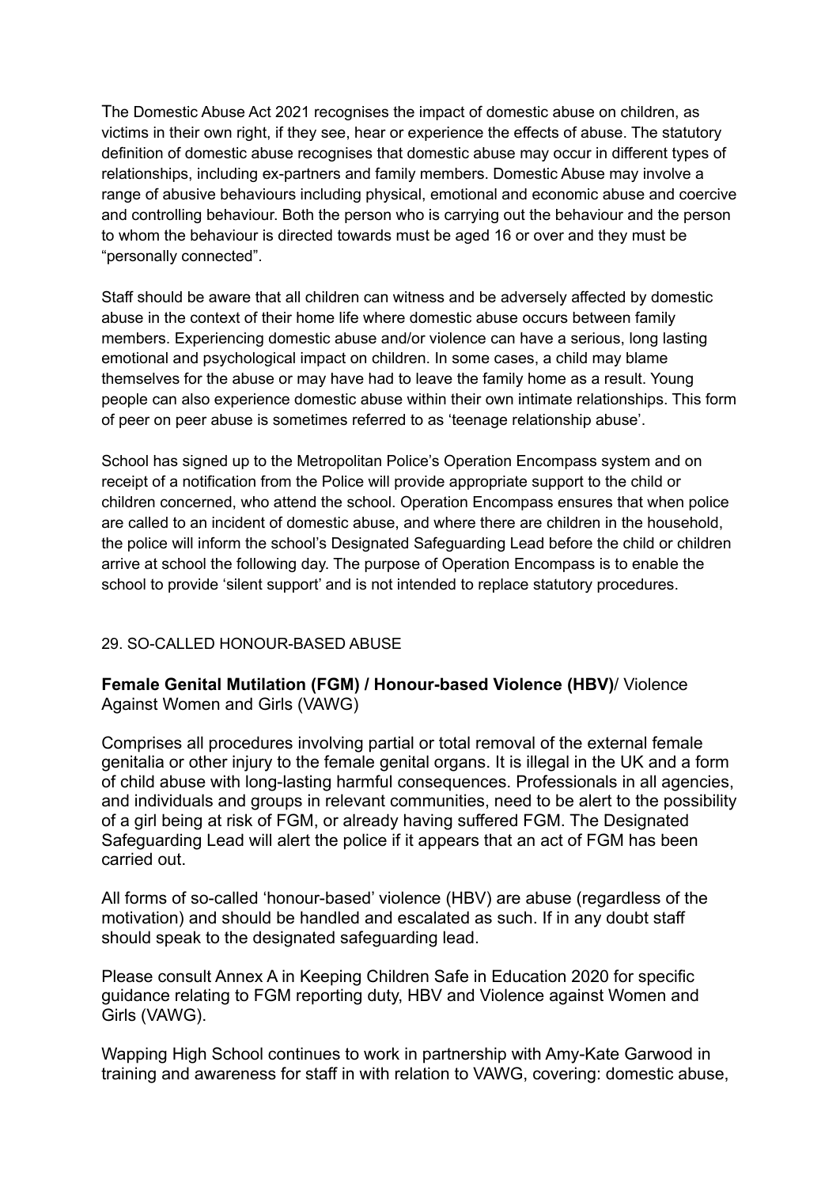The Domestic Abuse Act 2021 recognises the impact of domestic abuse on children, as victims in their own right, if they see, hear or experience the effects of abuse. The statutory definition of domestic abuse recognises that domestic abuse may occur in different types of relationships, including ex-partners and family members. Domestic Abuse may involve a range of abusive behaviours including physical, emotional and economic abuse and coercive and controlling behaviour. Both the person who is carrying out the behaviour and the person to whom the behaviour is directed towards must be aged 16 or over and they must be "personally connected".

Staff should be aware that all children can witness and be adversely affected by domestic abuse in the context of their home life where domestic abuse occurs between family members. Experiencing domestic abuse and/or violence can have a serious, long lasting emotional and psychological impact on children. In some cases, a child may blame themselves for the abuse or may have had to leave the family home as a result. Young people can also experience domestic abuse within their own intimate relationships. This form of peer on peer abuse is sometimes referred to as 'teenage relationship abuse'.

School has signed up to the Metropolitan Police's Operation Encompass system and on receipt of a notification from the Police will provide appropriate support to the child or children concerned, who attend the school. Operation Encompass ensures that when police are called to an incident of domestic abuse, and where there are children in the household, the police will inform the school's Designated Safeguarding Lead before the child or children arrive at school the following day. The purpose of Operation Encompass is to enable the school to provide 'silent support' and is not intended to replace statutory procedures.

## 29. SO-CALLED HONOUR-BASED ABUSE

**Female Genital Mutilation (FGM) / Honour-based Violence (HBV)**/ Violence Against Women and Girls (VAWG)

Comprises all procedures involving partial or total removal of the external female genitalia or other injury to the female genital organs. It is illegal in the UK and a form of child abuse with long-lasting harmful consequences. Professionals in all agencies, and individuals and groups in relevant communities, need to be alert to the possibility of a girl being at risk of FGM, or already having suffered FGM. The Designated Safeguarding Lead will alert the police if it appears that an act of FGM has been carried out.

All forms of so-called 'honour-based' violence (HBV) are abuse (regardless of the motivation) and should be handled and escalated as such. If in any doubt staff should speak to the designated safeguarding lead.

Please consult Annex A in Keeping Children Safe in Education 2020 for specific guidance relating to FGM reporting duty, HBV and Violence against Women and Girls (VAWG).

Wapping High School continues to work in partnership with Amy-Kate Garwood in training and awareness for staff in with relation to VAWG, covering: domestic abuse,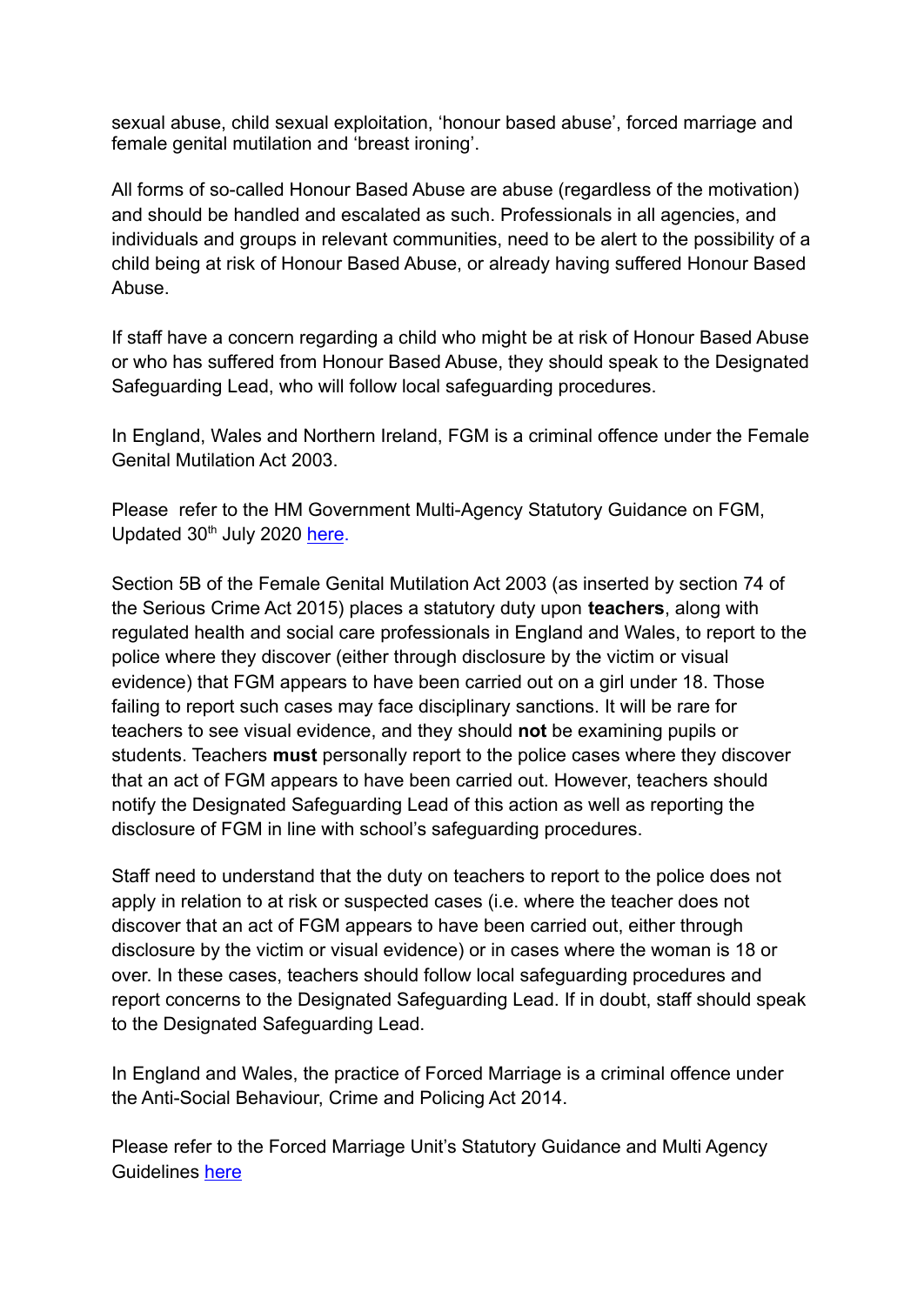sexual abuse, child sexual exploitation, 'honour based abuse', forced marriage and female genital mutilation and 'breast ironing'.

All forms of so-called Honour Based Abuse are abuse (regardless of the motivation) and should be handled and escalated as such. Professionals in all agencies, and individuals and groups in relevant communities, need to be alert to the possibility of a child being at risk of Honour Based Abuse, or already having suffered Honour Based Abuse.

If staff have a concern regarding a child who might be at risk of Honour Based Abuse or who has suffered from Honour Based Abuse, they should speak to the Designated Safeguarding Lead, who will follow local safeguarding procedures.

In England, Wales and Northern Ireland, FGM is a criminal offence under the Female Genital Mutilation Act 2003.

Please refer to the HM Government Multi-Agency Statutory Guidance on FGM, Updated 30th July 2020 here.

Section 5B of the Female Genital Mutilation Act 2003 (as inserted by section 74 of the Serious Crime Act 2015) places a statutory duty upon **teachers**, along with regulated health and social care professionals in England and Wales, to report to the police where they discover (either through disclosure by the victim or visual evidence) that FGM appears to have been carried out on a girl under 18. Those failing to report such cases may face disciplinary sanctions. It will be rare for teachers to see visual evidence, and they should **not** be examining pupils or students. Teachers **must** personally report to the police cases where they discover that an act of FGM appears to have been carried out. However, teachers should notify the Designated Safeguarding Lead of this action as well as reporting the disclosure of FGM in line with school's safeguarding procedures.

Staff need to understand that the duty on teachers to report to the police does not apply in relation to at risk or suspected cases (i.e. where the teacher does not discover that an act of FGM appears to have been carried out, either through disclosure by the victim or visual evidence) or in cases where the woman is 18 or over. In these cases, teachers should follow local safeguarding procedures and report concerns to the Designated Safeguarding Lead. If in doubt, staff should speak to the Designated Safeguarding Lead.

In England and Wales, the practice of Forced Marriage is a criminal offence under the Anti-Social Behaviour, Crime and Policing Act 2014.

Please refer to the Forced Marriage Unit's Statutory Guidance and Multi Agency Guidelines here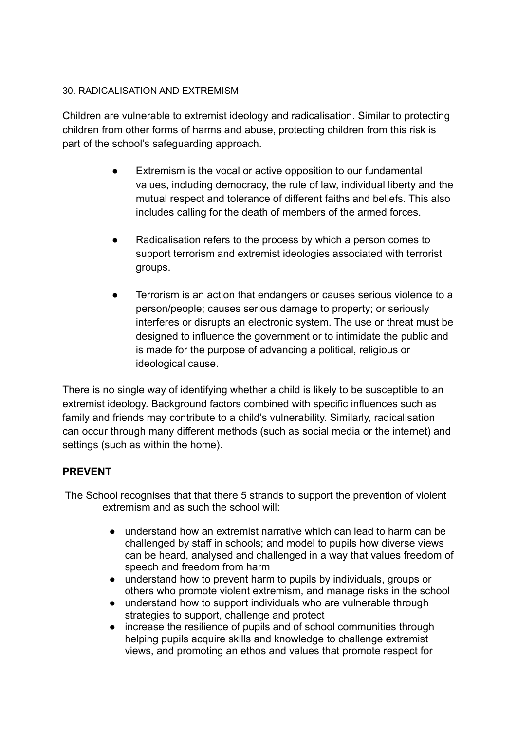## 30. RADICALISATION AND EXTREMISM

Children are vulnerable to extremist ideology and radicalisation. Similar to protecting children from other forms of harms and abuse, protecting children from this risk is part of the school's safeguarding approach.

- Extremism is the vocal or active opposition to our fundamental values, including democracy, the rule of law, individual liberty and the mutual respect and tolerance of different faiths and beliefs. This also includes calling for the death of members of the armed forces.

- Radicalisation refers to the process by which a person comes to support terrorism and extremist ideologies associated with terrorist groups.

- Terrorism is an action that endangers or causes serious violence to a person/people; causes serious damage to property; or seriously interferes or disrupts an electronic system. The use or threat must be designed to influence the government or to intimidate the public and is made for the purpose of advancing a political, religious or ideological cause.

There is no single way of identifying whether a child is likely to be susceptible to an extremist ideology. Background factors combined with specific influences such as family and friends may contribute to a child's vulnerability. Similarly, radicalisation can occur through many different methods (such as social media or the internet) and settings (such as within the home).

### PREVENT

The School recognises that that there 5 strands to support the prevention of violent extremism and as such the school will:

- understand how an extremist narrative which can lead to harm can be challenged by staff in schools; and model to pupils how diverse views can be heard, analysed and challenged in a way that values freedom of speech and freedom from harm
- understand how to prevent harm to pupils by individuals, groups or others who promote violent extremism, and manage risks in the school
- understand how to support individuals who are vulnerable through strategies to support, challenge and protect
- increase the resilience of pupils and of school communities through helping pupils acquire skills and knowledge to challenge extremist views, and promoting an ethos and values that promote respect for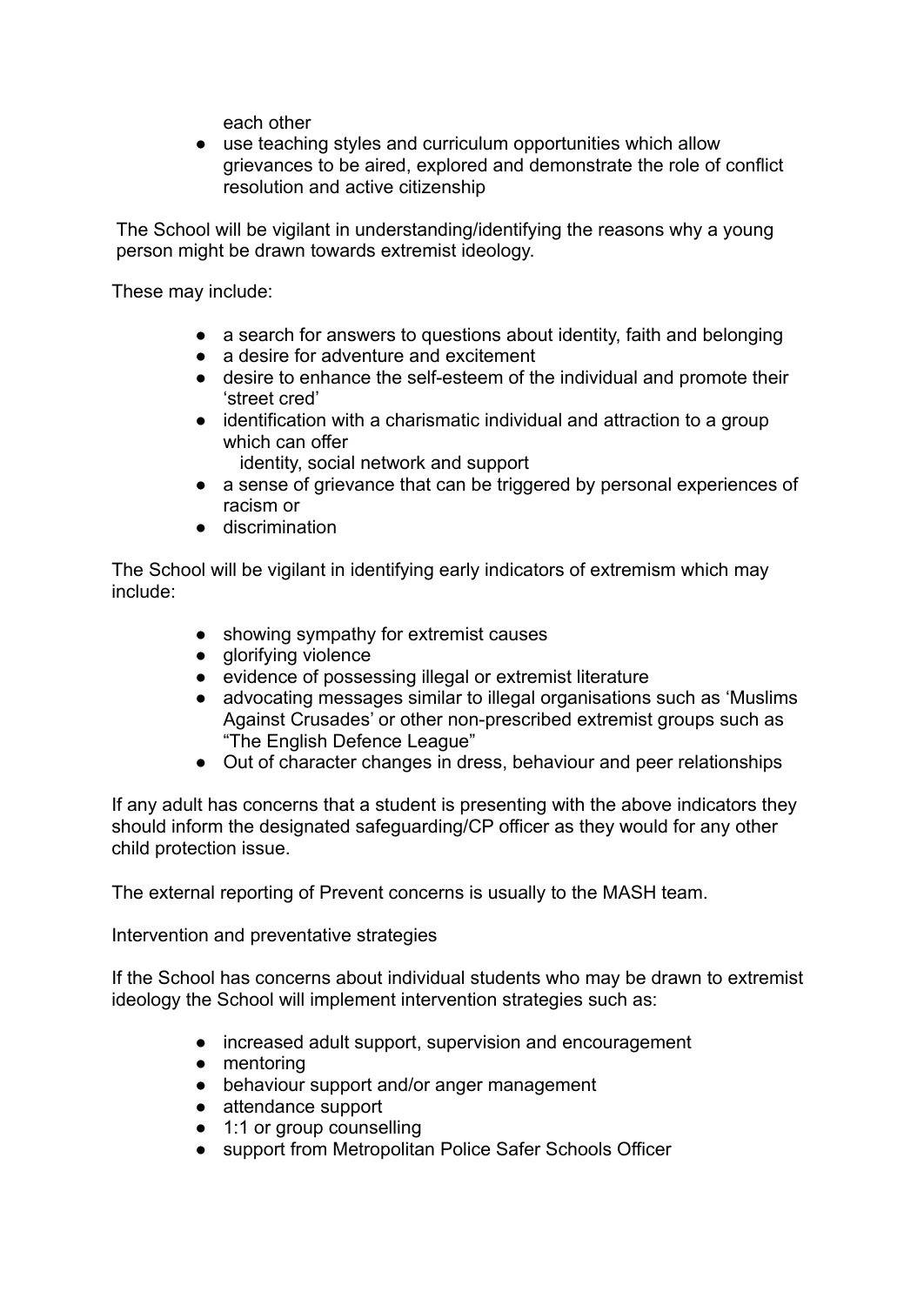each other

- use teaching styles and curriculum opportunities which allow grievances to be aired, explored and demonstrate the role of conflict resolution and active citizenship

The School will be vigilant in understanding/identifying the reasons why a young person might be drawn towards extremist ideology.

These may include:

- a search for answers to questions about identity, faith and belonging
- a desire for adventure and excitement
- desire to enhance the self-esteem of the individual and promote their 'street cred'
- identification with a charismatic individual and attraction to a group which can offer
  identity, social network and support
- a sense of grievance that can be triggered by personal experiences of racism or
- discrimination

The School will be vigilant in identifying early indicators of extremism which may include:

- showing sympathy for extremist causes
- glorifying violence
- evidence of possessing illegal or extremist literature
- advocating messages similar to illegal organisations such as 'Muslims Against Crusades' or other non-prescribed extremist groups such as "The English Defence League"
- Out of character changes in dress, behaviour and peer relationships

If any adult has concerns that a student is presenting with the above indicators they should inform the designated safeguarding/CP officer as they would for any other child protection issue.

The external reporting of Prevent concerns is usually to the MASH team.

Intervention and preventative strategies

If the School has concerns about individual students who may be drawn to extremist ideology the School will implement intervention strategies such as:

- increased adult support, supervision and encouragement
- mentoring
- behaviour support and/or anger management
- attendance support
- 1:1 or group counselling
- support from Metropolitan Police Safer Schools Officer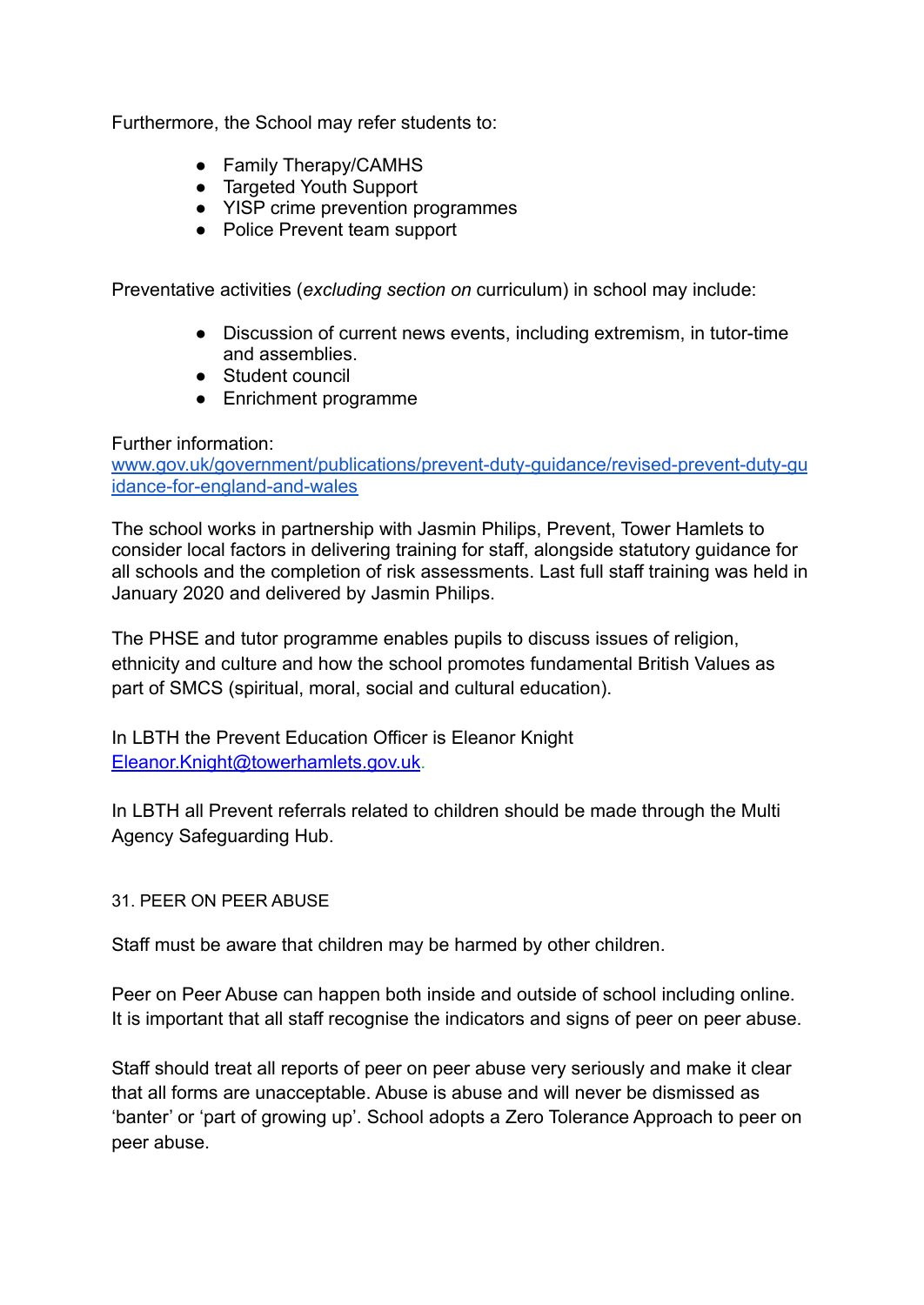Furthermore, the School may refer students to:

- Family Therapy/CAMHS
- Targeted Youth Support
- YISP crime prevention programmes
- Police Prevent team support

Preventative activities (*excluding section on* curriculum) in school may include:

- Discussion of current news events, including extremism, in tutor-time and assemblies.
- Student council
- Enrichment programme

Further information:
[www.gov.uk/government/publications/prevent-duty-guidance/revised-prevent-duty-guidance-for-england-and-wales](www.gov.uk/government/publications/prevent-duty-guidance/revised-prevent-duty-guidance-for-england-and-wales)

The school works in partnership with Jasmin Philips, Prevent, Tower Hamlets to consider local factors in delivering training for staff, alongside statutory guidance for all schools and the completion of risk assessments. Last full staff training was held in January 2020 and delivered by Jasmin Philips.

The PHSE and tutor programme enables pupils to discuss issues of religion, ethnicity and culture and how the school promotes fundamental British Values as part of SMCS (spiritual, moral, social and cultural education).

In LBTH the Prevent Education Officer is Eleanor Knight
[Eleanor.Knight@towerhamlets.gov.uk](mailto:Eleanor.Knight@towerhamlets.gov.uk).

In LBTH all Prevent referrals related to children should be made through the Multi Agency Safeguarding Hub.

## 31. PEER ON PEER ABUSE

Staff must be aware that children may be harmed by other children.

Peer on Peer Abuse can happen both inside and outside of school including online. It is important that all staff recognise the indicators and signs of peer on peer abuse.

Staff should treat all reports of peer on peer abuse very seriously and make it clear that all forms are unacceptable. Abuse is abuse and will never be dismissed as 'banter' or 'part of growing up'. School adopts a Zero Tolerance Approach to peer on peer abuse.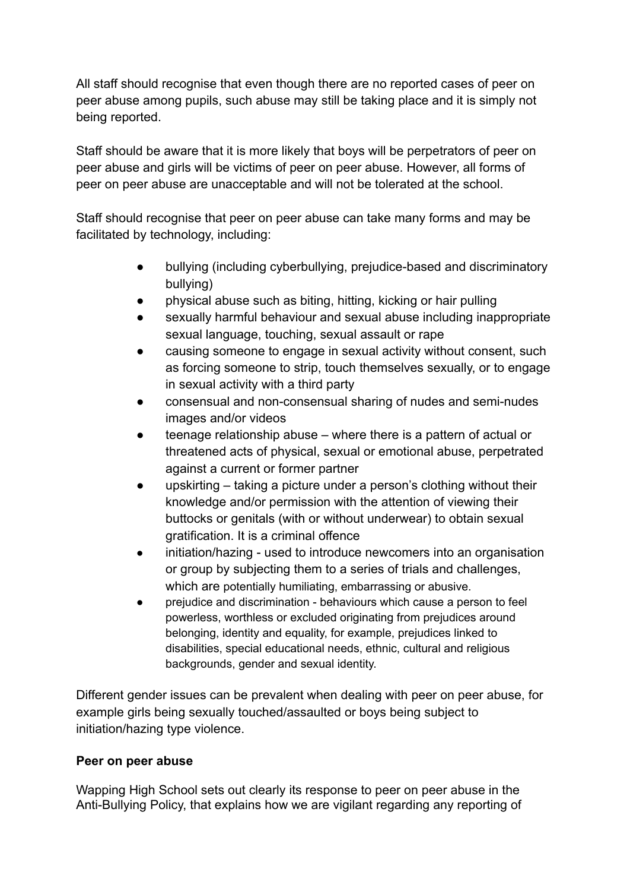All staff should recognise that even though there are no reported cases of peer on peer abuse among pupils, such abuse may still be taking place and it is simply not being reported.

Staff should be aware that it is more likely that boys will be perpetrators of peer on peer abuse and girls will be victims of peer on peer abuse. However, all forms of peer on peer abuse are unacceptable and will not be tolerated at the school.

Staff should recognise that peer on peer abuse can take many forms and may be facilitated by technology, including:

- bullying (including cyberbullying, prejudice-based and discriminatory bullying)
- physical abuse such as biting, hitting, kicking or hair pulling
- sexually harmful behaviour and sexual abuse including inappropriate sexual language, touching, sexual assault or rape
- causing someone to engage in sexual activity without consent, such as forcing someone to strip, touch themselves sexually, or to engage in sexual activity with a third party
- consensual and non-consensual sharing of nudes and semi-nudes images and/or videos
- teenage relationship abuse – where there is a pattern of actual or threatened acts of physical, sexual or emotional abuse, perpetrated against a current or former partner
- upskirting – taking a picture under a person's clothing without their knowledge and/or permission with the attention of viewing their buttocks or genitals (with or without underwear) to obtain sexual gratification. It is a criminal offence
- initiation/hazing - used to introduce newcomers into an organisation or group by subjecting them to a series of trials and challenges, which are potentially humiliating, embarrassing or abusive.
- prejudice and discrimination - behaviours which cause a person to feel powerless, worthless or excluded originating from prejudices around belonging, identity and equality, for example, prejudices linked to disabilities, special educational needs, ethnic, cultural and religious backgrounds, gender and sexual identity.

Different gender issues can be prevalent when dealing with peer on peer abuse, for example girls being sexually touched/assaulted or boys being subject to initiation/hazing type violence.

**Peer on peer abuse**

Wapping High School sets out clearly its response to peer on peer abuse in the Anti-Bullying Policy, that explains how we are vigilant regarding any reporting of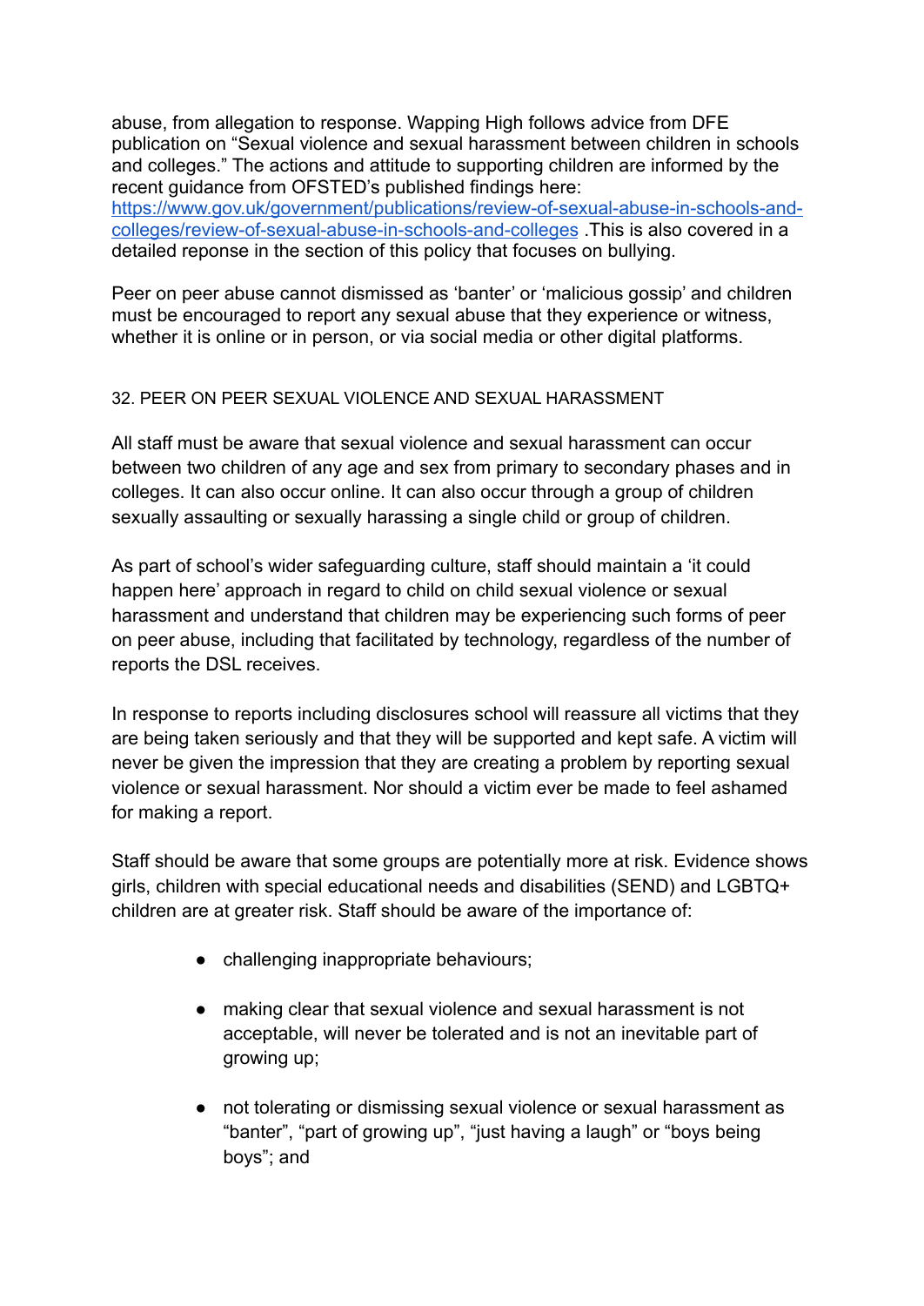abuse, from allegation to response. Wapping High follows advice from DFE publication on "Sexual violence and sexual harassment between children in schools and colleges." The actions and attitude to supporting children are informed by the recent guidance from OFSTED's published findings here: [https://www.gov.uk/government/publications/review-of-sexual-abuse-in-schools-and-colleges/review-of-sexual-abuse-in-schools-and-colleges](https://www.gov.uk/government/publications/review-of-sexual-abuse-in-schools-and-colleges/review-of-sexual-abuse-in-schools-and-colleges) .This is also covered in a detailed reponse in the section of this policy that focuses on bullying.

Peer on peer abuse cannot dismissed as 'banter' or 'malicious gossip' and children must be encouraged to report any sexual abuse that they experience or witness, whether it is online or in person, or via social media or other digital platforms.

## 32. PEER ON PEER SEXUAL VIOLENCE AND SEXUAL HARASSMENT

All staff must be aware that sexual violence and sexual harassment can occur between two children of any age and sex from primary to secondary phases and in colleges. It can also occur online. It can also occur through a group of children sexually assaulting or sexually harassing a single child or group of children.

As part of school's wider safeguarding culture, staff should maintain a 'it could happen here' approach in regard to child on child sexual violence or sexual harassment and understand that children may be experiencing such forms of peer on peer abuse, including that facilitated by technology, regardless of the number of reports the DSL receives.

In response to reports including disclosures school will reassure all victims that they are being taken seriously and that they will be supported and kept safe. A victim will never be given the impression that they are creating a problem by reporting sexual violence or sexual harassment. Nor should a victim ever be made to feel ashamed for making a report.

Staff should be aware that some groups are potentially more at risk. Evidence shows girls, children with special educational needs and disabilities (SEND) and LGBTQ+ children are at greater risk. Staff should be aware of the importance of:

- challenging inappropriate behaviours;
- making clear that sexual violence and sexual harassment is not acceptable, will never be tolerated and is not an inevitable part of growing up;
- not tolerating or dismissing sexual violence or sexual harassment as "banter", "part of growing up", "just having a laugh" or "boys being boys"; and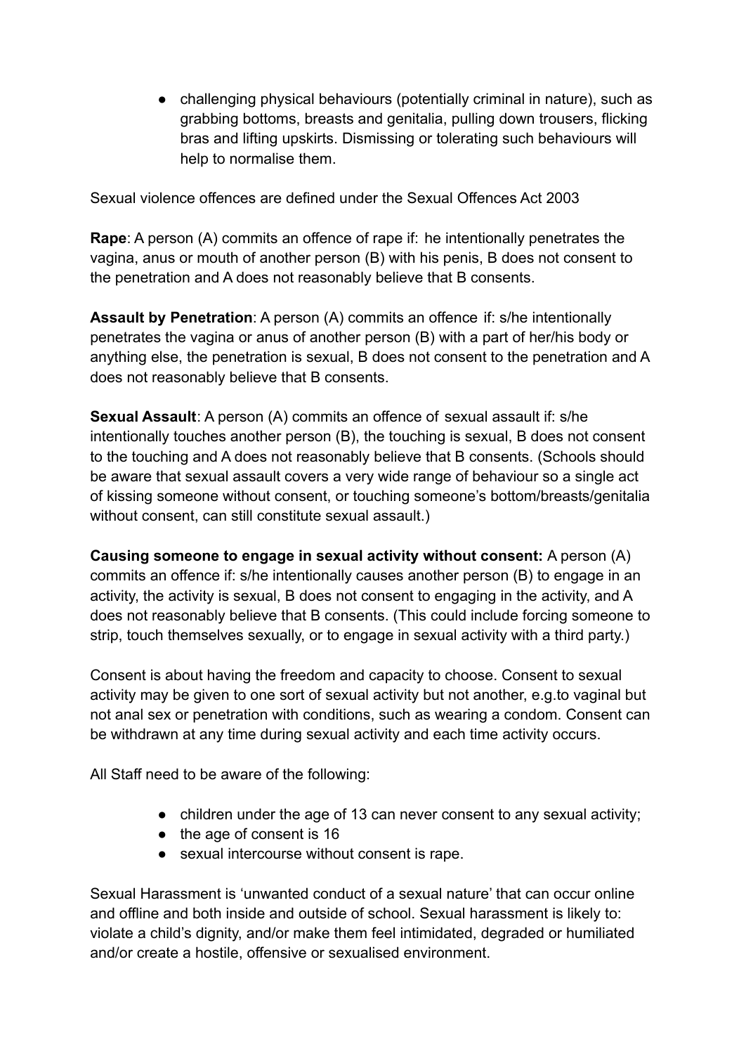- challenging physical behaviours (potentially criminal in nature), such as grabbing bottoms, breasts and genitalia, pulling down trousers, flicking bras and lifting upskirts. Dismissing or tolerating such behaviours will help to normalise them.

Sexual violence offences are defined under the Sexual Offences Act 2003

**Rape**: A person (A) commits an offence of rape if: he intentionally penetrates the vagina, anus or mouth of another person (B) with his penis, B does not consent to the penetration and A does not reasonably believe that B consents.

**Assault by Penetration**: A person (A) commits an offence if: s/he intentionally penetrates the vagina or anus of another person (B) with a part of her/his body or anything else, the penetration is sexual, B does not consent to the penetration and A does not reasonably believe that B consents.

**Sexual Assault**: A person (A) commits an offence of sexual assault if: s/he intentionally touches another person (B), the touching is sexual, B does not consent to the touching and A does not reasonably believe that B consents. (Schools should be aware that sexual assault covers a very wide range of behaviour so a single act of kissing someone without consent, or touching someone's bottom/breasts/genitalia without consent, can still constitute sexual assault.)

**Causing someone to engage in sexual activity without consent:** A person (A) commits an offence if: s/he intentionally causes another person (B) to engage in an activity, the activity is sexual, B does not consent to engaging in the activity, and A does not reasonably believe that B consents. (This could include forcing someone to strip, touch themselves sexually, or to engage in sexual activity with a third party.)

Consent is about having the freedom and capacity to choose. Consent to sexual activity may be given to one sort of sexual activity but not another, e.g.to vaginal but not anal sex or penetration with conditions, such as wearing a condom. Consent can be withdrawn at any time during sexual activity and each time activity occurs.

All Staff need to be aware of the following:

- children under the age of 13 can never consent to any sexual activity;
- the age of consent is 16
- sexual intercourse without consent is rape.

Sexual Harassment is 'unwanted conduct of a sexual nature' that can occur online and offline and both inside and outside of school. Sexual harassment is likely to: violate a child's dignity, and/or make them feel intimidated, degraded or humiliated and/or create a hostile, offensive or sexualised environment.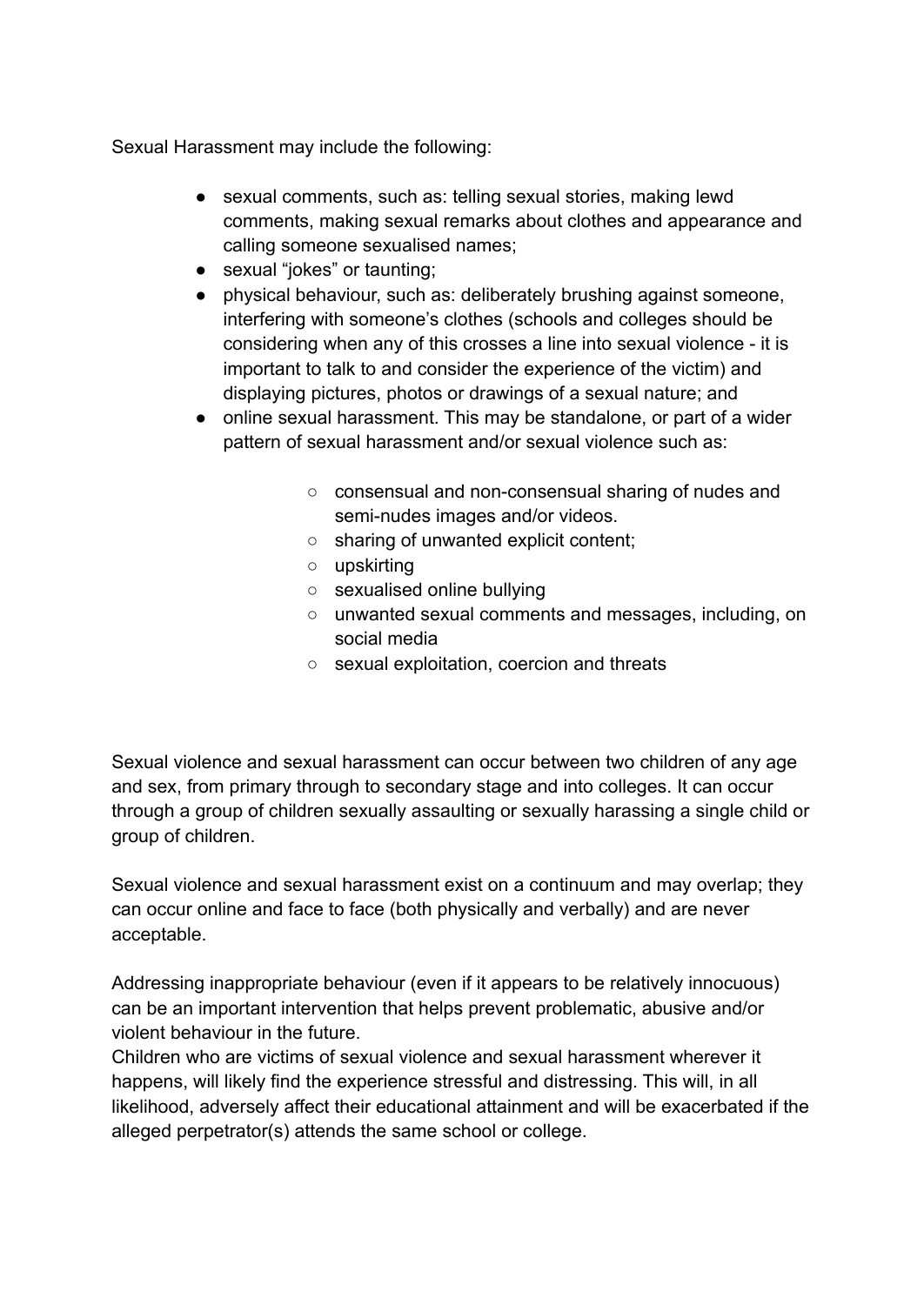Sexual Harassment may include the following:

- sexual comments, such as: telling sexual stories, making lewd comments, making sexual remarks about clothes and appearance and calling someone sexualised names;
- sexual "jokes" or taunting;
- physical behaviour, such as: deliberately brushing against someone, interfering with someone's clothes (schools and colleges should be considering when any of this crosses a line into sexual violence - it is important to talk to and consider the experience of the victim) and displaying pictures, photos or drawings of a sexual nature; and
- online sexual harassment. This may be standalone, or part of a wider pattern of sexual harassment and/or sexual violence such as:
    - consensual and non-consensual sharing of nudes and semi-nudes images and/or videos.
    - sharing of unwanted explicit content;
    - upskirting
    - sexualised online bullying
    - unwanted sexual comments and messages, including, on social media
    - sexual exploitation, coercion and threats

Sexual violence and sexual harassment can occur between two children of any age and sex, from primary through to secondary stage and into colleges. It can occur through a group of children sexually assaulting or sexually harassing a single child or group of children.

Sexual violence and sexual harassment exist on a continuum and may overlap; they can occur online and face to face (both physically and verbally) and are never acceptable.

Addressing inappropriate behaviour (even if it appears to be relatively innocuous) can be an important intervention that helps prevent problematic, abusive and/or violent behaviour in the future.
Children who are victims of sexual violence and sexual harassment wherever it happens, will likely find the experience stressful and distressing. This will, in all likelihood, adversely affect their educational attainment and will be exacerbated if the alleged perpetrator(s) attends the same school or college.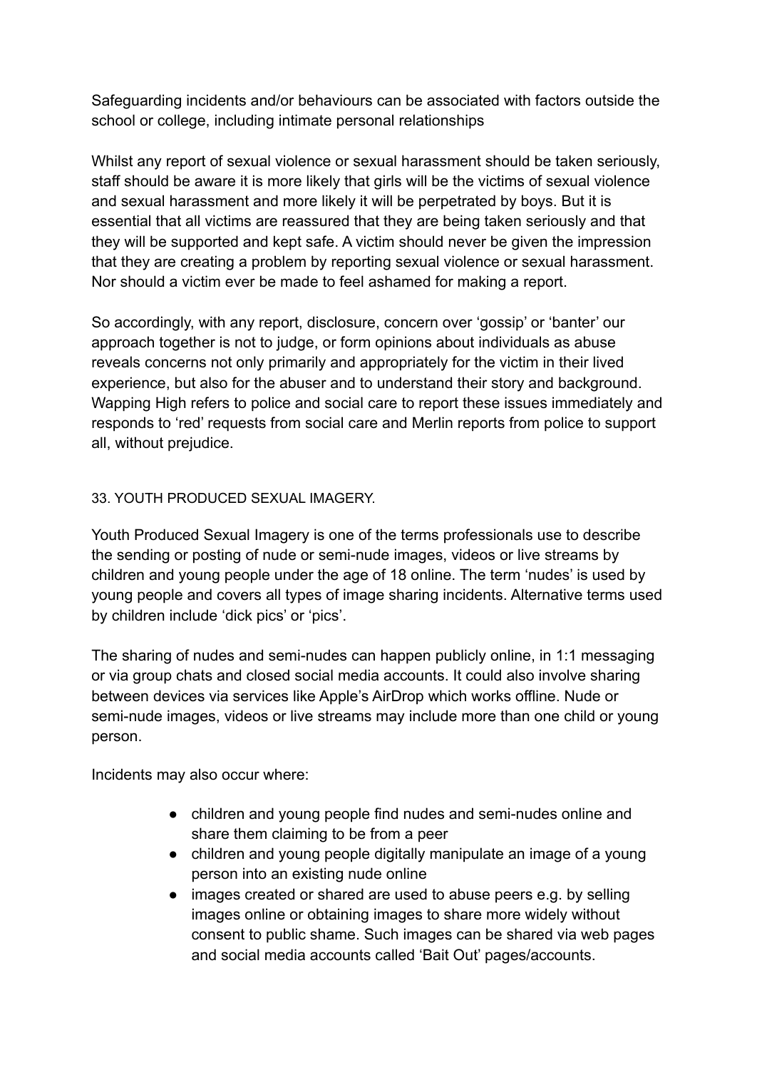Safeguarding incidents and/or behaviours can be associated with factors outside the school or college, including intimate personal relationships

Whilst any report of sexual violence or sexual harassment should be taken seriously, staff should be aware it is more likely that girls will be the victims of sexual violence and sexual harassment and more likely it will be perpetrated by boys. But it is essential that all victims are reassured that they are being taken seriously and that they will be supported and kept safe. A victim should never be given the impression that they are creating a problem by reporting sexual violence or sexual harassment. Nor should a victim ever be made to feel ashamed for making a report.

So accordingly, with any report, disclosure, concern over 'gossip' or 'banter' our approach together is not to judge, or form opinions about individuals as abuse reveals concerns not only primarily and appropriately for the victim in their lived experience, but also for the abuser and to understand their story and background. Wapping High refers to police and social care to report these issues immediately and responds to 'red' requests from social care and Merlin reports from police to support all, without prejudice.

## 33. YOUTH PRODUCED SEXUAL IMAGERY.

Youth Produced Sexual Imagery is one of the terms professionals use to describe the sending or posting of nude or semi-nude images, videos or live streams by children and young people under the age of 18 online. The term 'nudes' is used by young people and covers all types of image sharing incidents. Alternative terms used by children include 'dick pics' or 'pics'.

The sharing of nudes and semi-nudes can happen publicly online, in 1:1 messaging or via group chats and closed social media accounts. It could also involve sharing between devices via services like Apple's AirDrop which works offline. Nude or semi-nude images, videos or live streams may include more than one child or young person.

Incidents may also occur where:

- children and young people find nudes and semi-nudes online and share them claiming to be from a peer
- children and young people digitally manipulate an image of a young person into an existing nude online
- images created or shared are used to abuse peers e.g. by selling images online or obtaining images to share more widely without consent to public shame. Such images can be shared via web pages and social media accounts called 'Bait Out' pages/accounts.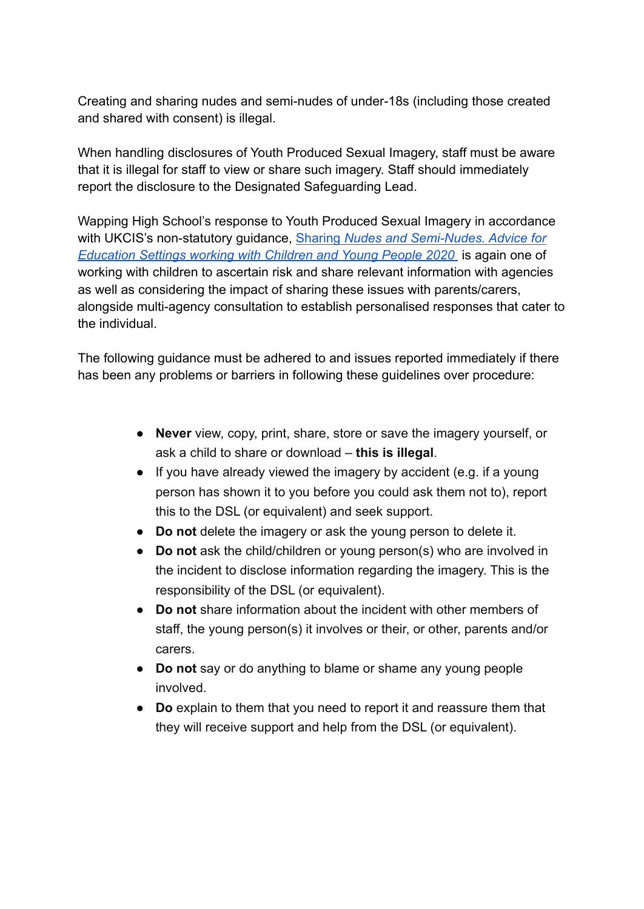Creating and sharing nudes and semi-nudes of under-18s (including those created and shared with consent) is illegal.

When handling disclosures of Youth Produced Sexual Imagery, staff must be aware that it is illegal for staff to view or share such imagery. Staff should immediately report the disclosure to the Designated Safeguarding Lead.

Wapping High School's response to Youth Produced Sexual Imagery in accordance with UKCIS's non-statutory guidance, Sharing *Nudes and Semi-Nudes. Advice for Education Settings working with Children and Young People 2020* is again one of working with children to ascertain risk and share relevant information with agencies as well as considering the impact of sharing these issues with parents/carers, alongside multi-agency consultation to establish personalised responses that cater to the individual.

The following guidance must be adhered to and issues reported immediately if there has been any problems or barriers in following these guidelines over procedure:

- **Never** view, copy, print, share, store or save the imagery yourself, or ask a child to share or download – **this is illegal**.
- If you have already viewed the imagery by accident (e.g. if a young person has shown it to you before you could ask them not to), report this to the DSL (or equivalent) and seek support.
- **Do not** delete the imagery or ask the young person to delete it.
- **Do not** ask the child/children or young person(s) who are involved in the incident to disclose information regarding the imagery. This is the responsibility of the DSL (or equivalent).
- **Do not** share information about the incident with other members of staff, the young person(s) it involves or their, or other, parents and/or carers.
- **Do not** say or do anything to blame or shame any young people involved.
- **Do** explain to them that you need to report it and reassure them that they will receive support and help from the DSL (or equivalent).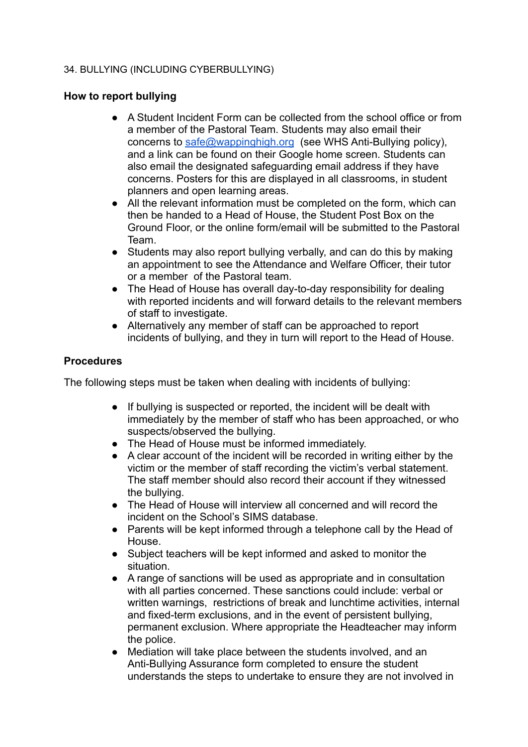34. BULLYING (INCLUDING CYBERBULLYING)

**How to report bullying**

- A Student Incident Form can be collected from the school office or from a member of the Pastoral Team. Students may also email their concerns to [safe@wappinghigh.org](mailto:safe@wappinghigh.org) (see WHS Anti-Bullying policy), and a link can be found on their Google home screen. Students can also email the designated safeguarding email address if they have concerns. Posters for this are displayed in all classrooms, in student planners and open learning areas.
- All the relevant information must be completed on the form, which can then be handed to a Head of House, the Student Post Box on the Ground Floor, or the online form/email will be submitted to the Pastoral Team.
- Students may also report bullying verbally, and can do this by making an appointment to see the Attendance and Welfare Officer, their tutor or a member of the Pastoral team.
- The Head of House has overall day-to-day responsibility for dealing with reported incidents and will forward details to the relevant members of staff to investigate.
- Alternatively any member of staff can be approached to report incidents of bullying, and they in turn will report to the Head of House.

**Procedures**

The following steps must be taken when dealing with incidents of bullying:

- If bullying is suspected or reported, the incident will be dealt with immediately by the member of staff who has been approached, or who suspects/observed the bullying.
- The Head of House must be informed immediately.
- A clear account of the incident will be recorded in writing either by the victim or the member of staff recording the victim's verbal statement. The staff member should also record their account if they witnessed the bullying.
- The Head of House will interview all concerned and will record the incident on the School's SIMS database.
- Parents will be kept informed through a telephone call by the Head of House.
- Subject teachers will be kept informed and asked to monitor the situation.
- A range of sanctions will be used as appropriate and in consultation with all parties concerned. These sanctions could include: verbal or written warnings, restrictions of break and lunchtime activities, internal and fixed-term exclusions, and in the event of persistent bullying, permanent exclusion. Where appropriate the Headteacher may inform the police.
- Mediation will take place between the students involved, and an Anti-Bullying Assurance form completed to ensure the student understands the steps to undertake to ensure they are not involved in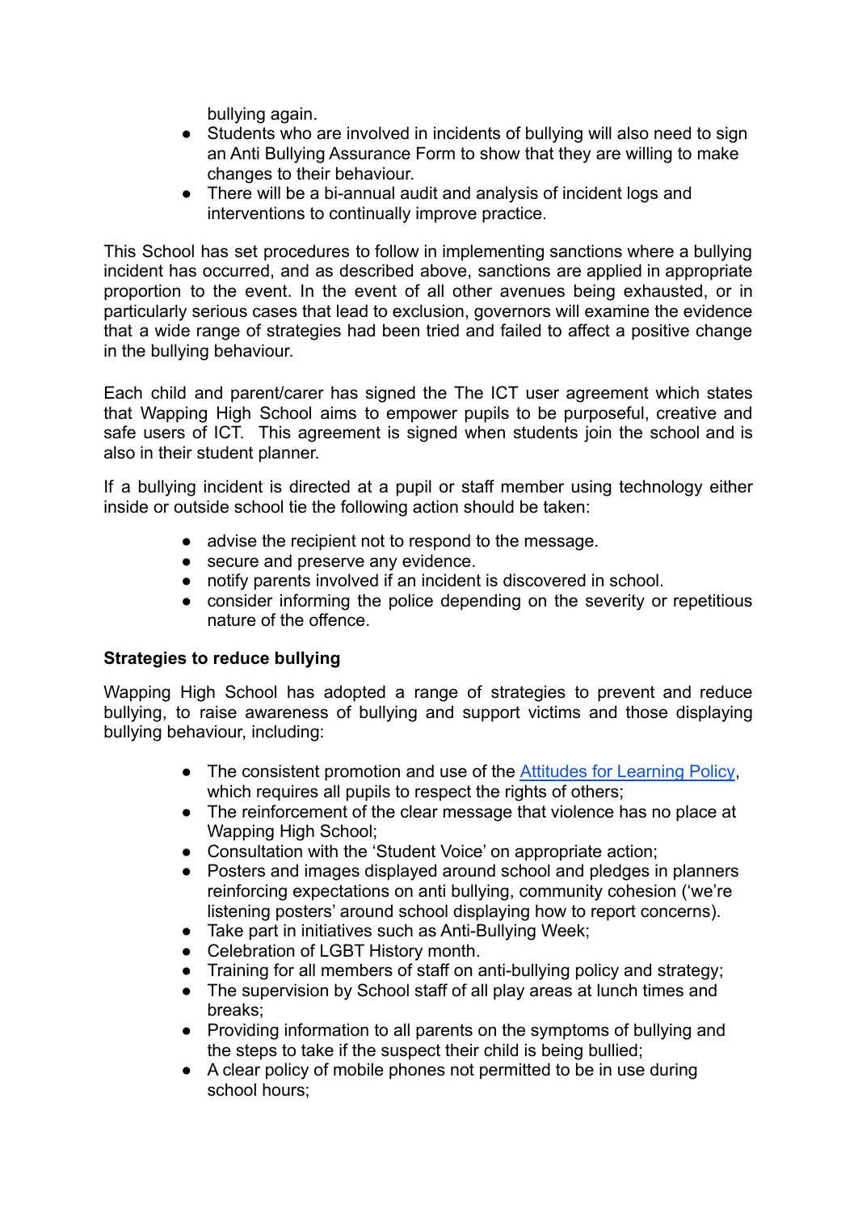bullying again.

- Students who are involved in incidents of bullying will also need to sign an Anti Bullying Assurance Form to show that they are willing to make changes to their behaviour.
- There will be a bi-annual audit and analysis of incident logs and interventions to continually improve practice.

This School has set procedures to follow in implementing sanctions where a bullying incident has occurred, and as described above, sanctions are applied in appropriate proportion to the event. In the event of all other avenues being exhausted, or in particularly serious cases that lead to exclusion, governors will examine the evidence that a wide range of strategies had been tried and failed to affect a positive change in the bullying behaviour.

Each child and parent/carer has signed the The ICT user agreement which states that Wapping High School aims to empower pupils to be purposeful, creative and safe users of ICT. This agreement is signed when students join the school and is also in their student planner.

If a bullying incident is directed at a pupil or staff member using technology either inside or outside school tie the following action should be taken:

- advise the recipient not to respond to the message.
- secure and preserve any evidence.
- notify parents involved if an incident is discovered in school.
- consider informing the police depending on the severity or repetitious nature of the offence.

**Strategies to reduce bullying**

Wapping High School has adopted a range of strategies to prevent and reduce bullying, to raise awareness of bullying and support victims and those displaying bullying behaviour, including:

- The consistent promotion and use of the [Attitudes for Learning Policy](), which requires all pupils to respect the rights of others;
- The reinforcement of the clear message that violence has no place at Wapping High School;
- Consultation with the 'Student Voice' on appropriate action;
- Posters and images displayed around school and pledges in planners reinforcing expectations on anti bullying, community cohesion ('we're listening posters' around school displaying how to report concerns).
- Take part in initiatives such as Anti-Bullying Week;
- Celebration of LGBT History month.
- Training for all members of staff on anti-bullying policy and strategy;
- The supervision by School staff of all play areas at lunch times and breaks;
- Providing information to all parents on the symptoms of bullying and the steps to take if the suspect their child is being bullied;
- A clear policy of mobile phones not permitted to be in use during school hours;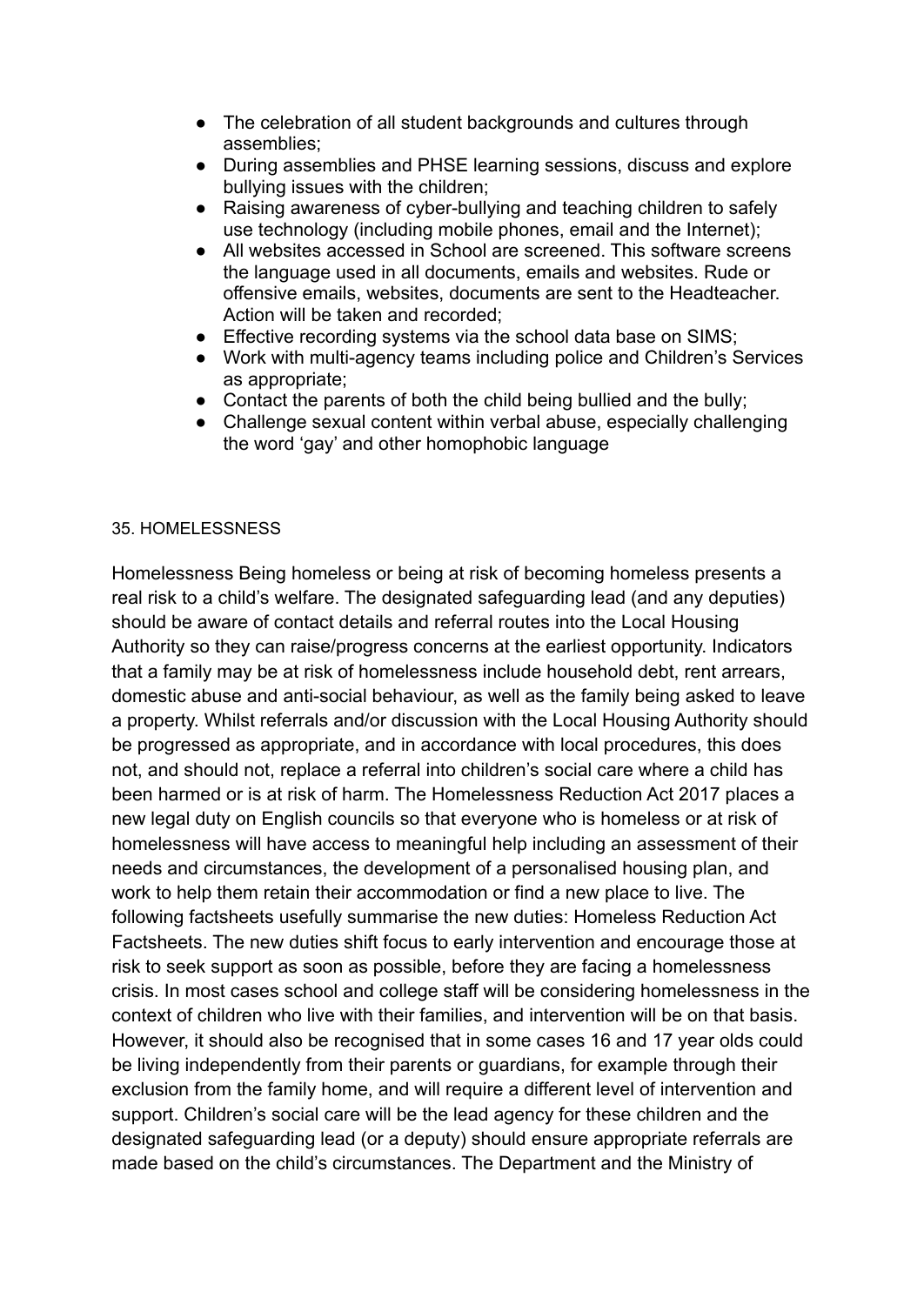- The celebration of all student backgrounds and cultures through assemblies;
- During assemblies and PHSE learning sessions, discuss and explore bullying issues with the children;
- Raising awareness of cyber-bullying and teaching children to safely use technology (including mobile phones, email and the Internet);
- All websites accessed in School are screened. This software screens the language used in all documents, emails and websites. Rude or offensive emails, websites, documents are sent to the Headteacher. Action will be taken and recorded;
- Effective recording systems via the school data base on SIMS;
- Work with multi-agency teams including police and Children's Services as appropriate;
- Contact the parents of both the child being bullied and the bully;
- Challenge sexual content within verbal abuse, especially challenging the word 'gay' and other homophobic language

35. HOMELESSNESS

Homelessness Being homeless or being at risk of becoming homeless presents a real risk to a child's welfare. The designated safeguarding lead (and any deputies) should be aware of contact details and referral routes into the Local Housing Authority so they can raise/progress concerns at the earliest opportunity. Indicators that a family may be at risk of homelessness include household debt, rent arrears, domestic abuse and anti-social behaviour, as well as the family being asked to leave a property. Whilst referrals and/or discussion with the Local Housing Authority should be progressed as appropriate, and in accordance with local procedures, this does not, and should not, replace a referral into children's social care where a child has been harmed or is at risk of harm. The Homelessness Reduction Act 2017 places a new legal duty on English councils so that everyone who is homeless or at risk of homelessness will have access to meaningful help including an assessment of their needs and circumstances, the development of a personalised housing plan, and work to help them retain their accommodation or find a new place to live. The following factsheets usefully summarise the new duties: Homeless Reduction Act Factsheets. The new duties shift focus to early intervention and encourage those at risk to seek support as soon as possible, before they are facing a homelessness crisis. In most cases school and college staff will be considering homelessness in the context of children who live with their families, and intervention will be on that basis. However, it should also be recognised that in some cases 16 and 17 year olds could be living independently from their parents or guardians, for example through their exclusion from the family home, and will require a different level of intervention and support. Children's social care will be the lead agency for these children and the designated safeguarding lead (or a deputy) should ensure appropriate referrals are made based on the child's circumstances. The Department and the Ministry of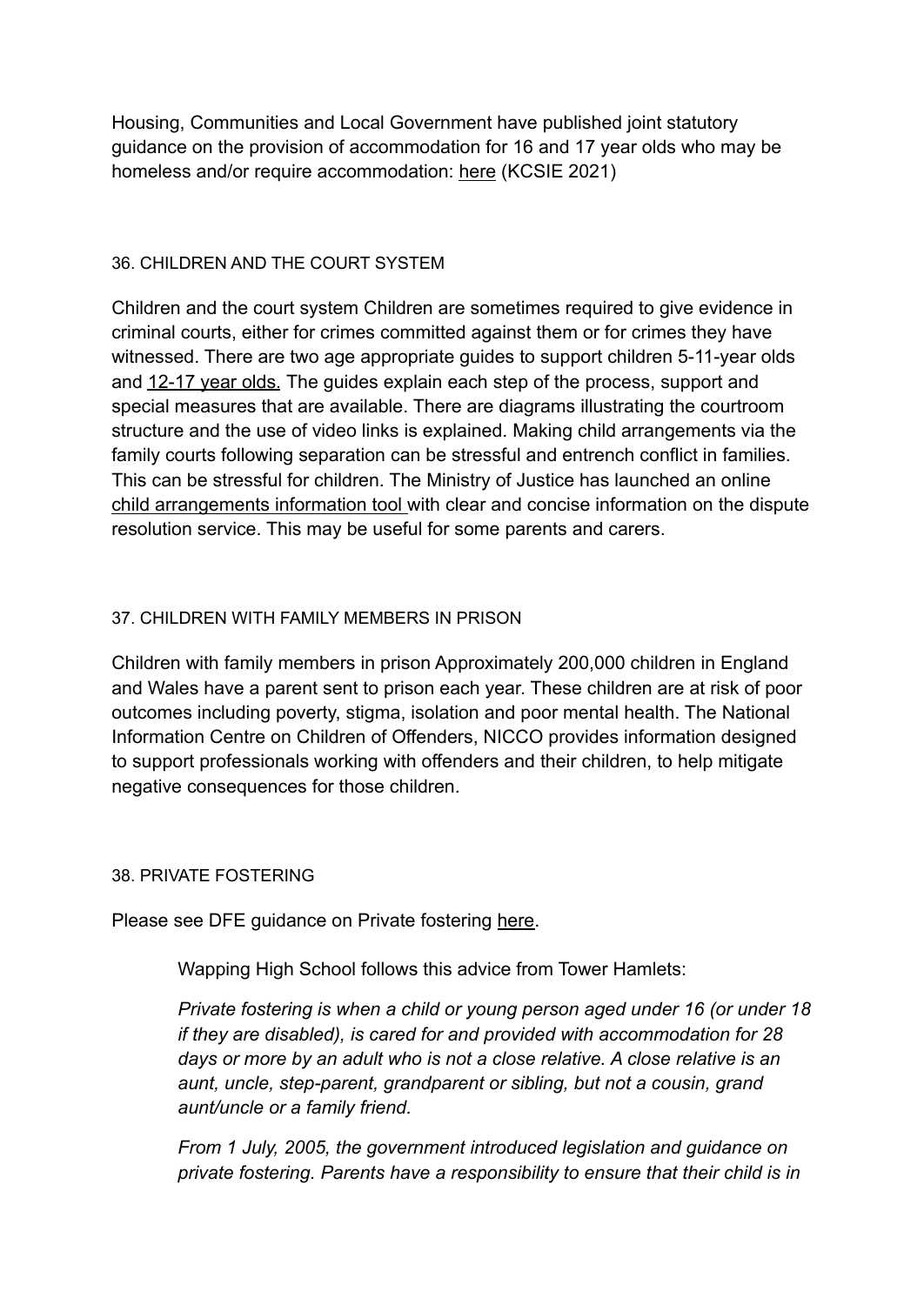Housing, Communities and Local Government have published joint statutory guidance on the provision of accommodation for 16 and 17 year olds who may be homeless and/or require accommodation: here (KCSIE 2021)

## 36. CHILDREN AND THE COURT SYSTEM

Children and the court system Children are sometimes required to give evidence in criminal courts, either for crimes committed against them or for crimes they have witnessed. There are two age appropriate guides to support children 5-11-year olds and 12-17 year olds. The guides explain each step of the process, support and special measures that are available. There are diagrams illustrating the courtroom structure and the use of video links is explained. Making child arrangements via the family courts following separation can be stressful and entrench conflict in families. This can be stressful for children. The Ministry of Justice has launched an online child arrangements information tool with clear and concise information on the dispute resolution service. This may be useful for some parents and carers.

## 37. CHILDREN WITH FAMILY MEMBERS IN PRISON

Children with family members in prison Approximately 200,000 children in England and Wales have a parent sent to prison each year. These children are at risk of poor outcomes including poverty, stigma, isolation and poor mental health. The National Information Centre on Children of Offenders, NICCO provides information designed to support professionals working with offenders and their children, to help mitigate negative consequences for those children.

## 38. PRIVATE FOSTERING

Please see DFE guidance on Private fostering here.

> Wapping High School follows this advice from Tower Hamlets:
>
> *Private fostering is when a child or young person aged under 16 (or under 18 if they are disabled), is cared for and provided with accommodation for 28 days or more by an adult who is not a close relative. A close relative is an aunt, uncle, step-parent, grandparent or sibling, but not a cousin, grand aunt/uncle or a family friend.*
>
> *From 1 July, 2005, the government introduced legislation and guidance on private fostering. Parents have a responsibility to ensure that their child is in*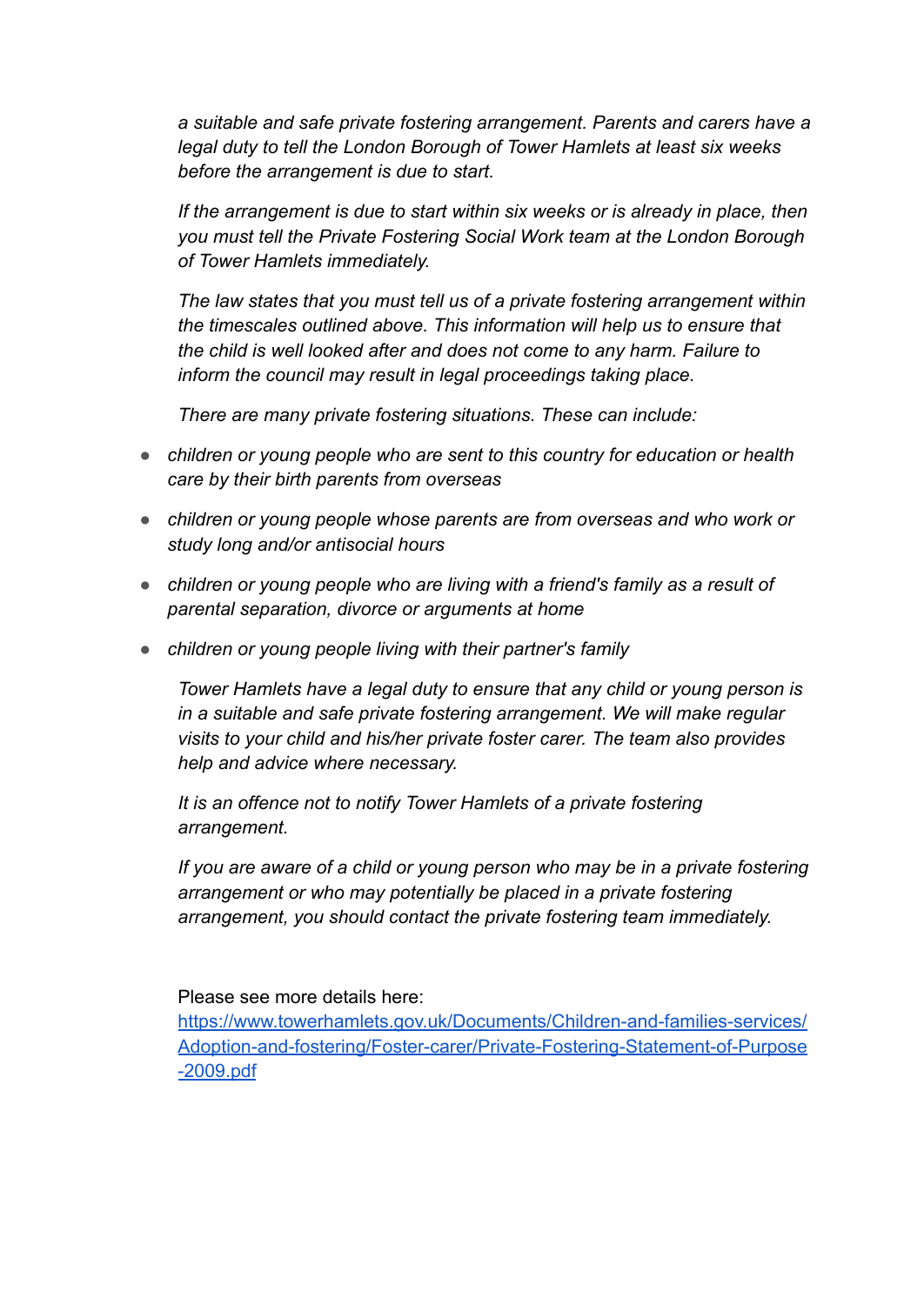*a suitable and safe private fostering arrangement. Parents and carers have a legal duty to tell the London Borough of Tower Hamlets at least six weeks before the arrangement is due to start.*

*If the arrangement is due to start within six weeks or is already in place, then you must tell the Private Fostering Social Work team at the London Borough of Tower Hamlets immediately.*

*The law states that you must tell us of a private fostering arrangement within the timescales outlined above. This information will help us to ensure that the child is well looked after and does not come to any harm. Failure to inform the council may result in legal proceedings taking place.*

*There are many private fostering situations. These can include:*

- *children or young people who are sent to this country for education or health care by their birth parents from overseas*
- *children or young people whose parents are from overseas and who work or study long and/or antisocial hours*
- *children or young people who are living with a friend's family as a result of parental separation, divorce or arguments at home*
- *children or young people living with their partner's family*

*Tower Hamlets have a legal duty to ensure that any child or young person is in a suitable and safe private fostering arrangement. We will make regular visits to your child and his/her private foster carer. The team also provides help and advice where necessary.*

*It is an offence not to notify Tower Hamlets of a private fostering arrangement.*

*If you are aware of a child or young person who may be in a private fostering arrangement or who may potentially be placed in a private fostering arrangement, you should contact the private fostering team immediately.*

Please see more details here:
[https://www.towerhamlets.gov.uk/Documents/Children-and-families-services/Adoption-and-fostering/Foster-carer/Private-Fostering-Statement-of-Purpose-2009.pdf](https://www.towerhamlets.gov.uk/Documents/Children-and-families-services/Adoption-and-fostering/Foster-carer/Private-Fostering-Statement-of-Purpose-2009.pdf)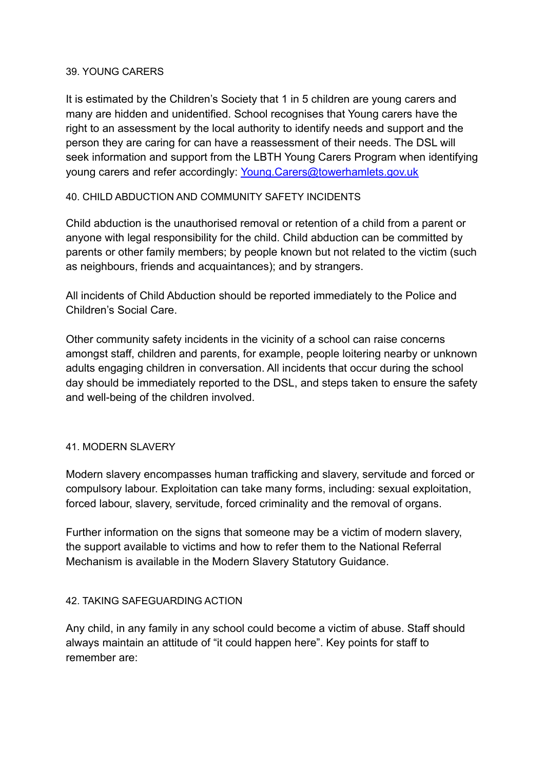## 39. YOUNG CARERS

It is estimated by the Children's Society that 1 in 5 children are young carers and many are hidden and unidentified. School recognises that Young carers have the right to an assessment by the local authority to identify needs and support and the person they are caring for can have a reassessment of their needs. The DSL will seek information and support from the LBTH Young Carers Program when identifying young carers and refer accordingly: [Young.Carers@towerhamlets.gov.uk](mailto:Young.Carers@towerhamlets.gov.uk)

## 40. CHILD ABDUCTION AND COMMUNITY SAFETY INCIDENTS

Child abduction is the unauthorised removal or retention of a child from a parent or anyone with legal responsibility for the child. Child abduction can be committed by parents or other family members; by people known but not related to the victim (such as neighbours, friends and acquaintances); and by strangers.

All incidents of Child Abduction should be reported immediately to the Police and Children's Social Care.

Other community safety incidents in the vicinity of a school can raise concerns amongst staff, children and parents, for example, people loitering nearby or unknown adults engaging children in conversation. All incidents that occur during the school day should be immediately reported to the DSL, and steps taken to ensure the safety and well-being of the children involved.

## 41. MODERN SLAVERY

Modern slavery encompasses human trafficking and slavery, servitude and forced or compulsory labour. Exploitation can take many forms, including: sexual exploitation, forced labour, slavery, servitude, forced criminality and the removal of organs.

Further information on the signs that someone may be a victim of modern slavery, the support available to victims and how to refer them to the National Referral Mechanism is available in the Modern Slavery Statutory Guidance.

## 42. TAKING SAFEGUARDING ACTION

Any child, in any family in any school could become a victim of abuse. Staff should always maintain an attitude of "it could happen here". Key points for staff to remember are: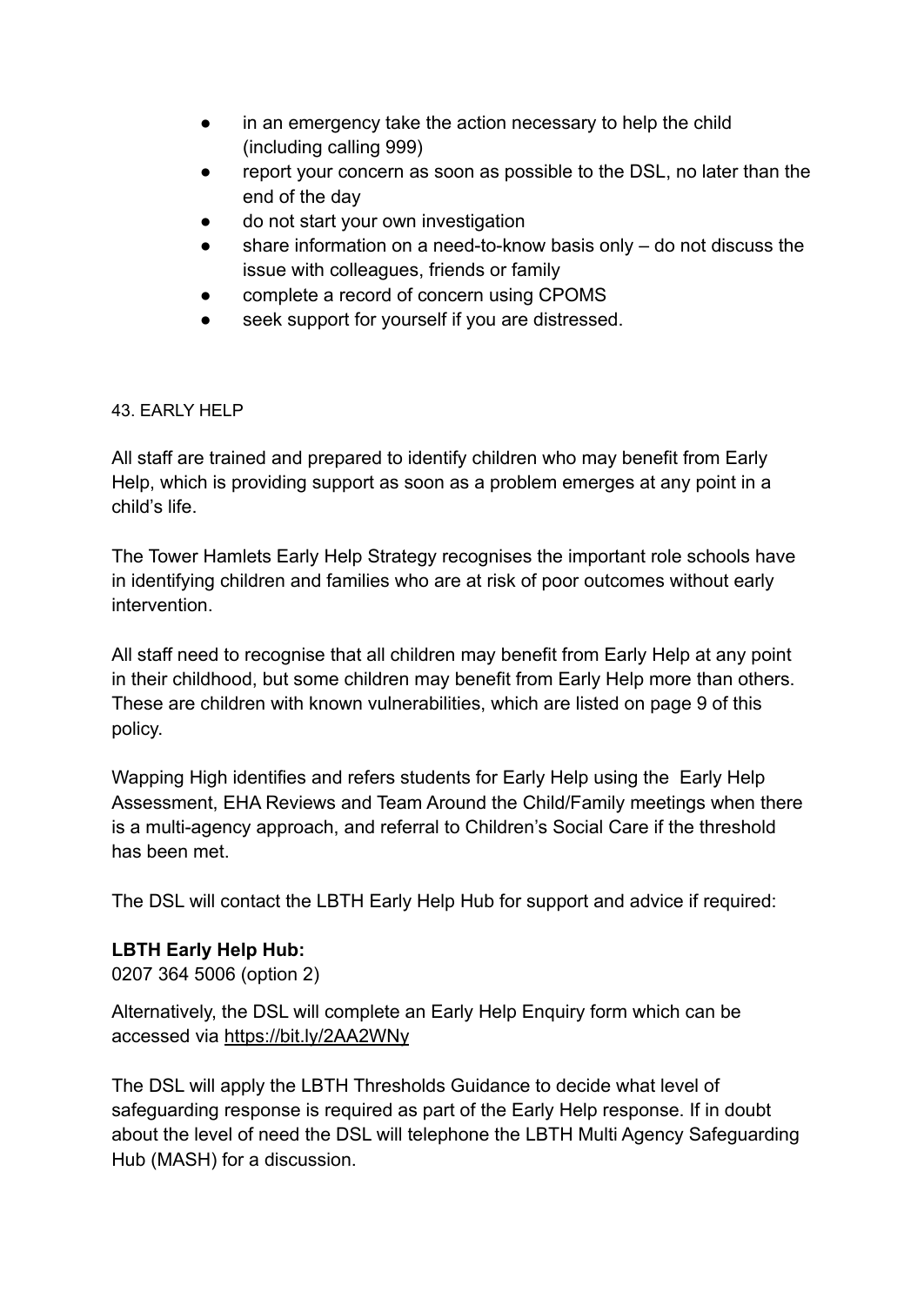- in an emergency take the action necessary to help the child (including calling 999)
- report your concern as soon as possible to the DSL, no later than the end of the day
- do not start your own investigation
- share information on a need-to-know basis only – do not discuss the issue with colleagues, friends or family
- complete a record of concern using CPOMS
- seek support for yourself if you are distressed.

## 43. EARLY HELP

All staff are trained and prepared to identify children who may benefit from Early Help, which is providing support as soon as a problem emerges at any point in a child's life.

The Tower Hamlets Early Help Strategy recognises the important role schools have in identifying children and families who are at risk of poor outcomes without early intervention.

All staff need to recognise that all children may benefit from Early Help at any point in their childhood, but some children may benefit from Early Help more than others. These are children with known vulnerabilities, which are listed on page 9 of this policy.

Wapping High identifies and refers students for Early Help using the Early Help Assessment, EHA Reviews and Team Around the Child/Family meetings when there is a multi-agency approach, and referral to Children's Social Care if the threshold has been met.

The DSL will contact the LBTH Early Help Hub for support and advice if required:

**LBTH Early Help Hub:**
0207 364 5006 (option 2)

Alternatively, the DSL will complete an Early Help Enquiry form which can be accessed via https://bit.ly/2AA2WNy

The DSL will apply the LBTH Thresholds Guidance to decide what level of safeguarding response is required as part of the Early Help response. If in doubt about the level of need the DSL will telephone the LBTH Multi Agency Safeguarding Hub (MASH) for a discussion.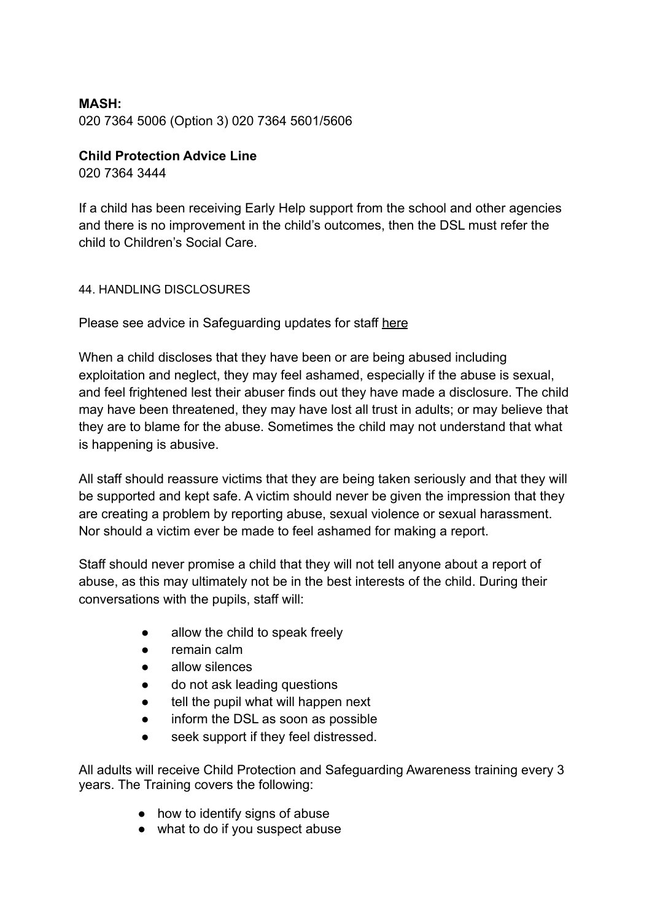**MASH:**
020 7364 5006 (Option 3) 020 7364 5601/5606

**Child Protection Advice Line**
020 7364 3444

If a child has been receiving Early Help support from the school and other agencies and there is no improvement in the child's outcomes, then the DSL must refer the child to Children's Social Care.

44. HANDLING DISCLOSURES

Please see advice in Safeguarding updates for staff here

When a child discloses that they have been or are being abused including exploitation and neglect, they may feel ashamed, especially if the abuse is sexual, and feel frightened lest their abuser finds out they have made a disclosure. The child may have been threatened, they may have lost all trust in adults; or may believe that they are to blame for the abuse. Sometimes the child may not understand that what is happening is abusive.

All staff should reassure victims that they are being taken seriously and that they will be supported and kept safe. A victim should never be given the impression that they are creating a problem by reporting abuse, sexual violence or sexual harassment. Nor should a victim ever be made to feel ashamed for making a report.

Staff should never promise a child that they will not tell anyone about a report of abuse, as this may ultimately not be in the best interests of the child. During their conversations with the pupils, staff will:

- allow the child to speak freely
- remain calm
- allow silences
- do not ask leading questions
- tell the pupil what will happen next
- inform the DSL as soon as possible
- seek support if they feel distressed.

All adults will receive Child Protection and Safeguarding Awareness training every 3 years. The Training covers the following:

- how to identify signs of abuse
- what to do if you suspect abuse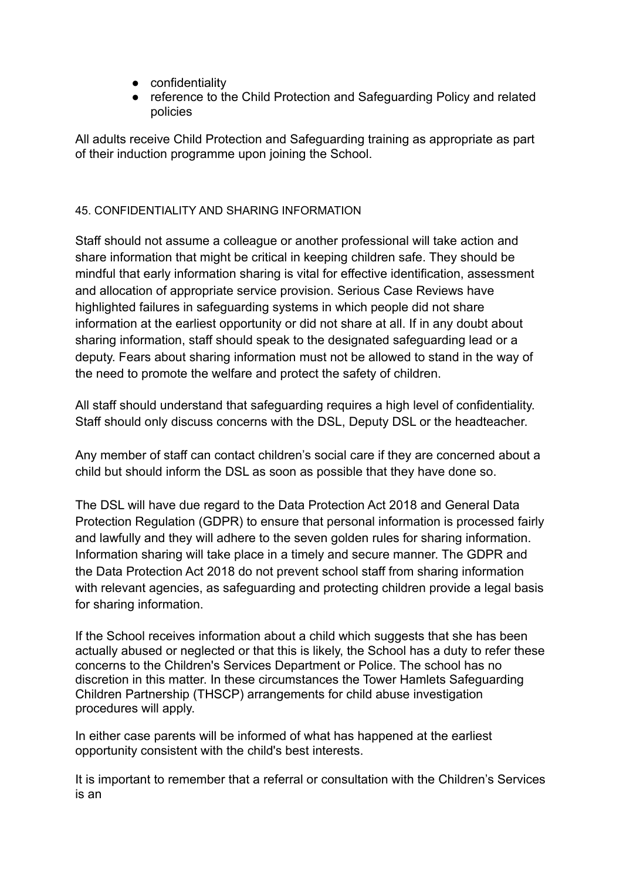- confidentiality
- reference to the Child Protection and Safeguarding Policy and related policies

All adults receive Child Protection and Safeguarding training as appropriate as part of their induction programme upon joining the School.

## 45. CONFIDENTIALITY AND SHARING INFORMATION

Staff should not assume a colleague or another professional will take action and share information that might be critical in keeping children safe. They should be mindful that early information sharing is vital for effective identification, assessment and allocation of appropriate service provision. Serious Case Reviews have highlighted failures in safeguarding systems in which people did not share information at the earliest opportunity or did not share at all. If in any doubt about sharing information, staff should speak to the designated safeguarding lead or a deputy. Fears about sharing information must not be allowed to stand in the way of the need to promote the welfare and protect the safety of children.

All staff should understand that safeguarding requires a high level of confidentiality. Staff should only discuss concerns with the DSL, Deputy DSL or the headteacher.

Any member of staff can contact children's social care if they are concerned about a child but should inform the DSL as soon as possible that they have done so.

The DSL will have due regard to the Data Protection Act 2018 and General Data Protection Regulation (GDPR) to ensure that personal information is processed fairly and lawfully and they will adhere to the seven golden rules for sharing information. Information sharing will take place in a timely and secure manner. The GDPR and the Data Protection Act 2018 do not prevent school staff from sharing information with relevant agencies, as safeguarding and protecting children provide a legal basis for sharing information.

If the School receives information about a child which suggests that she has been actually abused or neglected or that this is likely, the School has a duty to refer these concerns to the Children's Services Department or Police. The school has no discretion in this matter. In these circumstances the Tower Hamlets Safeguarding Children Partnership (THSCP) arrangements for child abuse investigation procedures will apply.

In either case parents will be informed of what has happened at the earliest opportunity consistent with the child's best interests.

It is important to remember that a referral or consultation with the Children's Services is an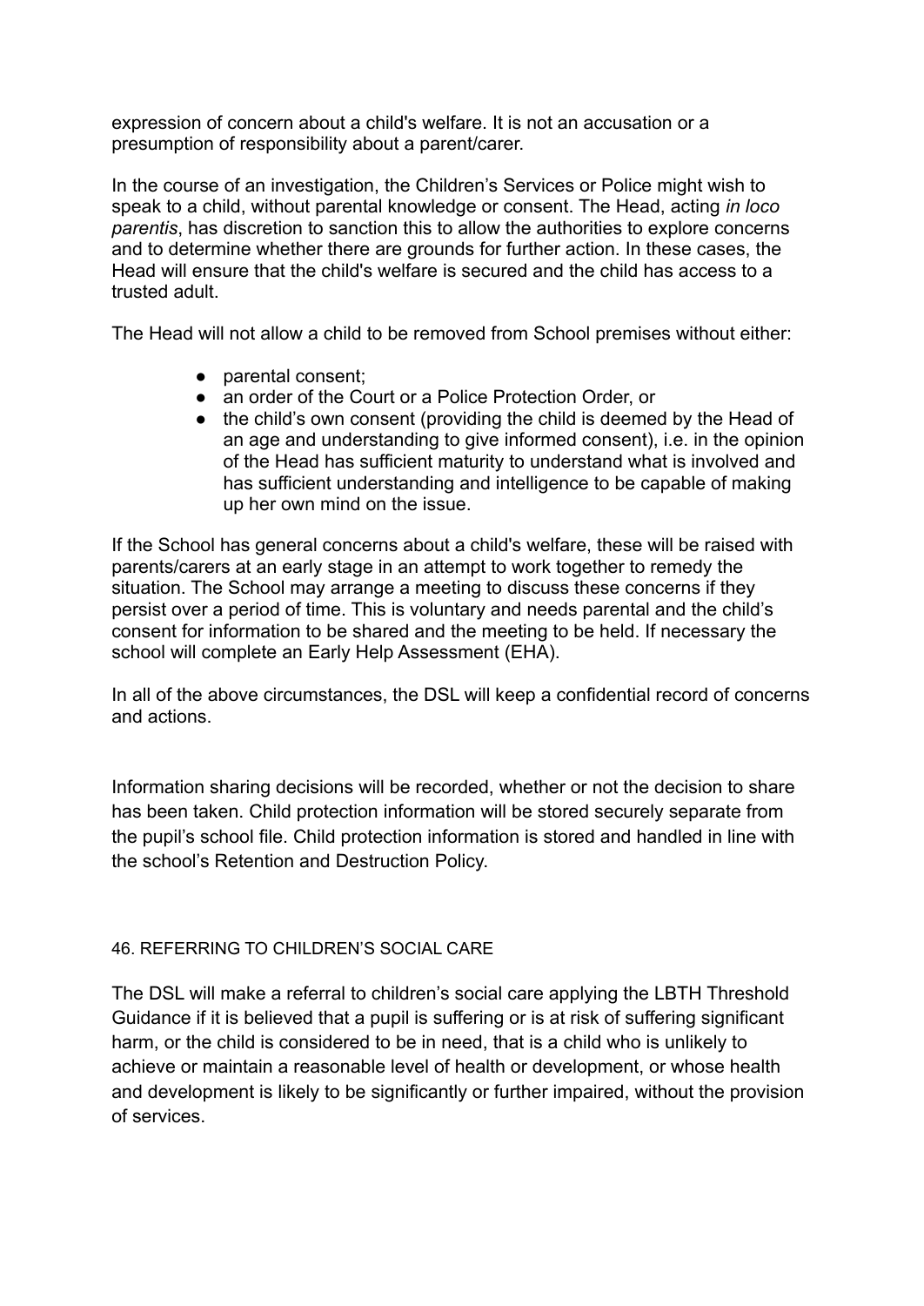expression of concern about a child's welfare. It is not an accusation or a presumption of responsibility about a parent/carer.

In the course of an investigation, the Children's Services or Police might wish to speak to a child, without parental knowledge or consent. The Head, acting *in loco parentis*, has discretion to sanction this to allow the authorities to explore concerns and to determine whether there are grounds for further action. In these cases, the Head will ensure that the child's welfare is secured and the child has access to a trusted adult.

The Head will not allow a child to be removed from School premises without either:

- parental consent;
- an order of the Court or a Police Protection Order, or
- the child's own consent (providing the child is deemed by the Head of an age and understanding to give informed consent), i.e. in the opinion of the Head has sufficient maturity to understand what is involved and has sufficient understanding and intelligence to be capable of making up her own mind on the issue.

If the School has general concerns about a child's welfare, these will be raised with parents/carers at an early stage in an attempt to work together to remedy the situation. The School may arrange a meeting to discuss these concerns if they persist over a period of time. This is voluntary and needs parental and the child's consent for information to be shared and the meeting to be held. If necessary the school will complete an Early Help Assessment (EHA).

In all of the above circumstances, the DSL will keep a confidential record of concerns and actions.

Information sharing decisions will be recorded, whether or not the decision to share has been taken. Child protection information will be stored securely separate from the pupil's school file. Child protection information is stored and handled in line with the school's Retention and Destruction Policy.

## 46. REFERRING TO CHILDREN'S SOCIAL CARE

The DSL will make a referral to children's social care applying the LBTH Threshold Guidance if it is believed that a pupil is suffering or is at risk of suffering significant harm, or the child is considered to be in need, that is a child who is unlikely to achieve or maintain a reasonable level of health or development, or whose health and development is likely to be significantly or further impaired, without the provision of services.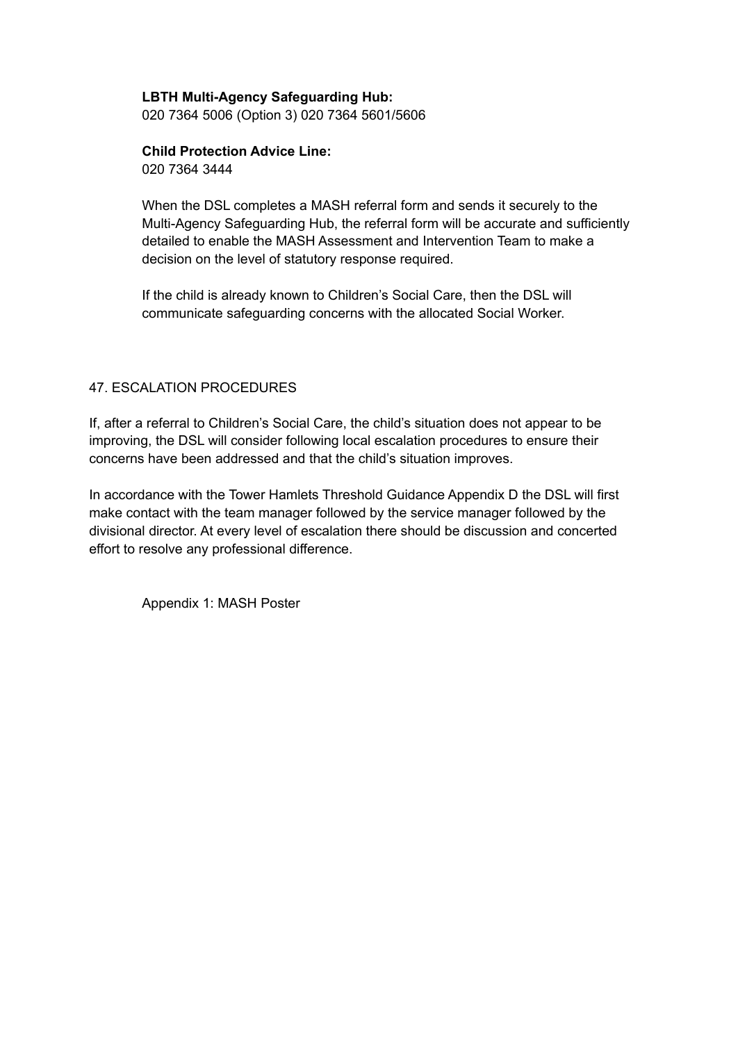**LBTH Multi-Agency Safeguarding Hub:**
020 7364 5006 (Option 3) 020 7364 5601/5606

**Child Protection Advice Line:**
020 7364 3444

When the DSL completes a MASH referral form and sends it securely to the Multi-Agency Safeguarding Hub, the referral form will be accurate and sufficiently detailed to enable the MASH Assessment and Intervention Team to make a decision on the level of statutory response required.

If the child is already known to Children's Social Care, then the DSL will communicate safeguarding concerns with the allocated Social Worker.

## 47. ESCALATION PROCEDURES

If, after a referral to Children's Social Care, the child's situation does not appear to be improving, the DSL will consider following local escalation procedures to ensure their concerns have been addressed and that the child's situation improves.

In accordance with the Tower Hamlets Threshold Guidance Appendix D the DSL will first make contact with the team manager followed by the service manager followed by the divisional director. At every level of escalation there should be discussion and concerted effort to resolve any professional difference.

Appendix 1: MASH Poster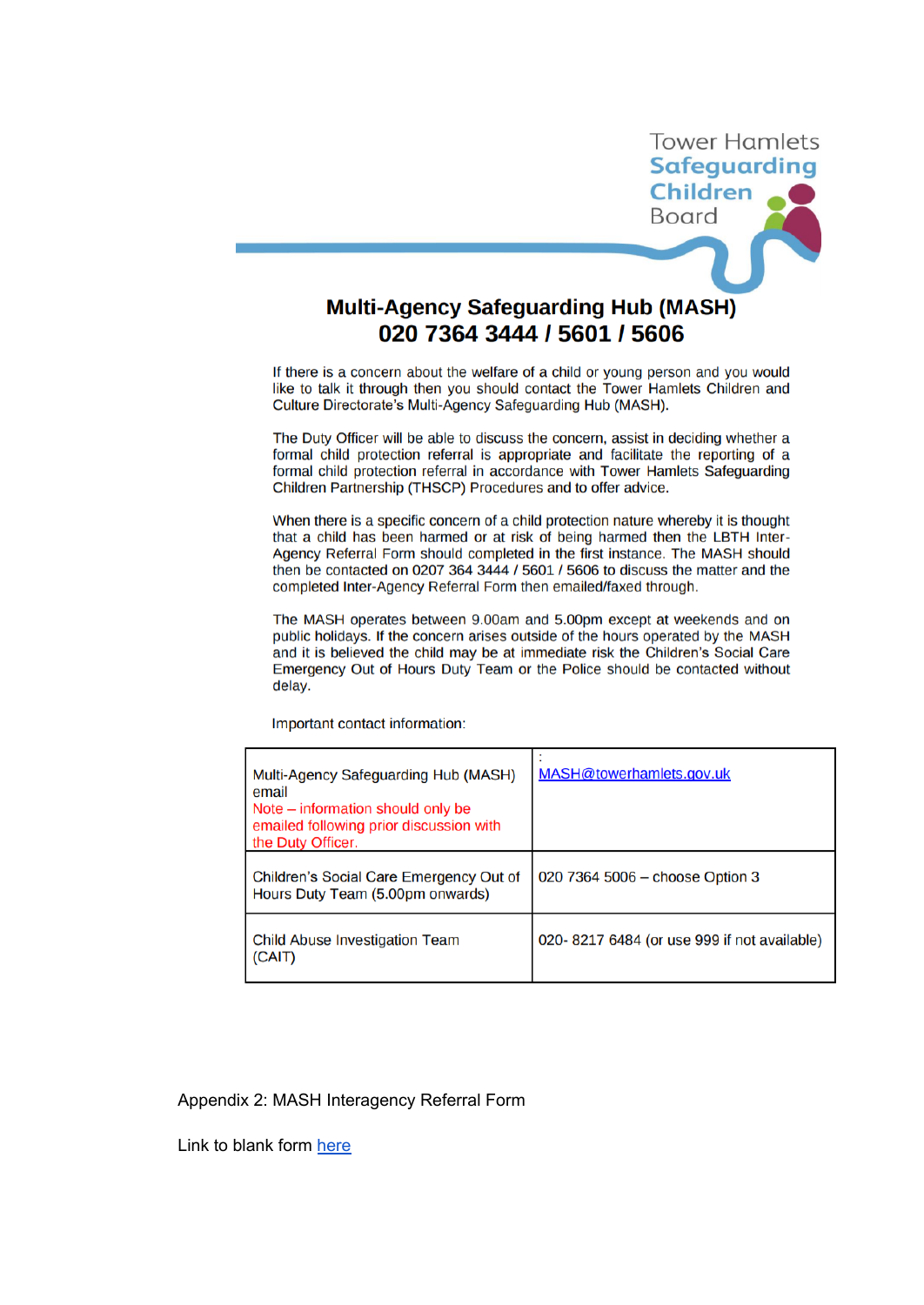Tower Hamlets
Safeguarding
Children
Board

# Multi-Agency Safeguarding Hub (MASH)
# 020 7364 3444 / 5601 / 5606

If there is a concern about the welfare of a child or young person and you would like to talk it through then you should contact the Tower Hamlets Children and Culture Directorate's Multi-Agency Safeguarding Hub (MASH).

The Duty Officer will be able to discuss the concern, assist in deciding whether a formal child protection referral is appropriate and facilitate the reporting of a formal child protection referral in accordance with Tower Hamlets Safeguarding Children Partnership (THSCP) Procedures and to offer advice.

When there is a specific concern of a child protection nature whereby it is thought that a child has been harmed or at risk of being harmed then the LBTH Inter-Agency Referral Form should completed in the first instance. The MASH should then be contacted on 0207 364 3444 / 5601 / 5606 to discuss the matter and the completed Inter-Agency Referral Form then emailed/faxed through.

The MASH operates between 9.00am and 5.00pm except at weekends and on public holidays. If the concern arises outside of the hours operated by the MASH and it is believed the child may be at immediate risk the Children's Social Care Emergency Out of Hours Duty Team or the Police should be contacted without delay.

Important contact information:

| | |
|---|---|
| Multi-Agency Safeguarding Hub (MASH) email<br>Note – information should only be emailed following prior discussion with the Duty Officer. | :<br>MASH@towerhamlets.gov.uk |
| Children's Social Care Emergency Out of Hours Duty Team (5.00pm onwards) | 020 7364 5006 – choose Option 3 |
| Child Abuse Investigation Team (CAIT) | 020- 8217 6484 (or use 999 if not available) |

Appendix 2: MASH Interagency Referral Form

Link to blank form here